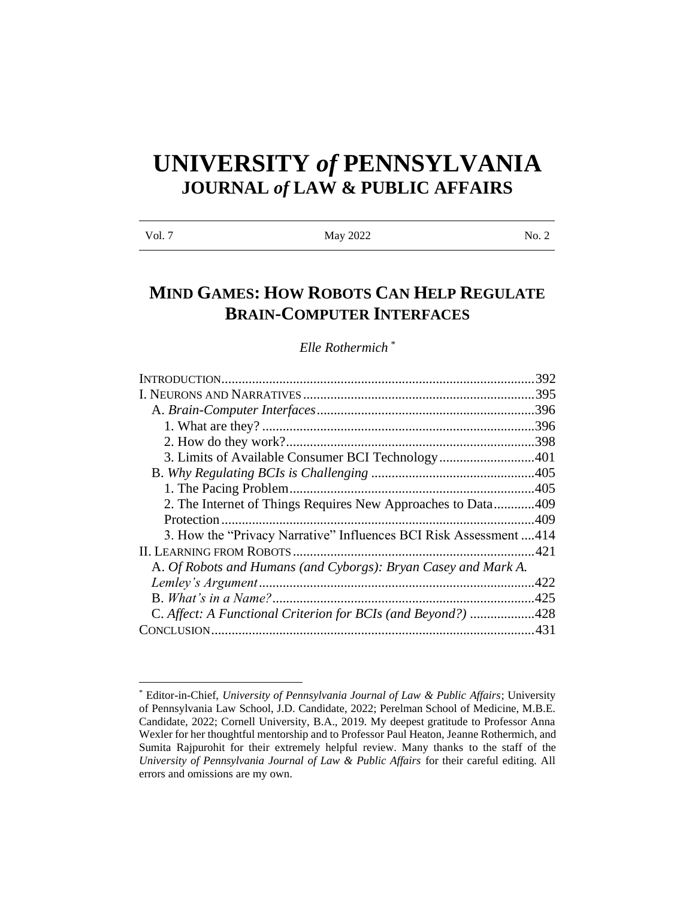# UNIVERSITY *of* PENNSYLVANIA
## JOURNAL *of* LAW & PUBLIC AFFAIRS

| Vol. 7 | May 2022 | No. 2 |
|---|---|---|

## MIND GAMES: HOW ROBOTS CAN HELP REGULATE BRAIN-COMPUTER INTERFACES

*Elle Rothermich* [*]

INTRODUCTION....................................................................................392
I. NEURONS AND NARRATIVES....................................................................395
  A. *Brain-Computer Interfaces*................................................................396
    1. What are they? ................................................................................396
    2. How do they work?..........................................................................398
    3. Limits of Available Consumer BCI Technology............................401
  B. *Why Regulating BCIs is Challenging* ................................................405
    1. The Pacing Problem........................................................................405
    2. The Internet of Things Requires New Approaches to Data............409
    Protection...........................................................................................409
    3. How the "Privacy Narrative" Influences BCI Risk Assessment ....414
II. LEARNING FROM ROBOTS.......................................................................421
  A. *Of Robots and Humans (and Cyborgs): Bryan Casey and Mark A. Lemley's Argument*................................................................................422
  B. *What's in a Name?*............................................................................425
  C. *Affect: A Functional Criterion for BCIs (and Beyond?)* ...................428
CONCLUSION..............................................................................................431

---

[*] Editor-in-Chief, *University of Pennsylvania Journal of Law & Public Affairs*; University of Pennsylvania Law School, J.D. Candidate, 2022; Perelman School of Medicine, M.B.E. Candidate, 2022; Cornell University, B.A., 2019. My deepest gratitude to Professor Anna Wexler for her thoughtful mentorship and to Professor Paul Heaton, Jeanne Rothermich, and Sumita Rajpurohit for their extremely helpful review. Many thanks to the staff of the *University of Pennsylvania Journal of Law & Public Affairs* for their careful editing. All errors and omissions are my own.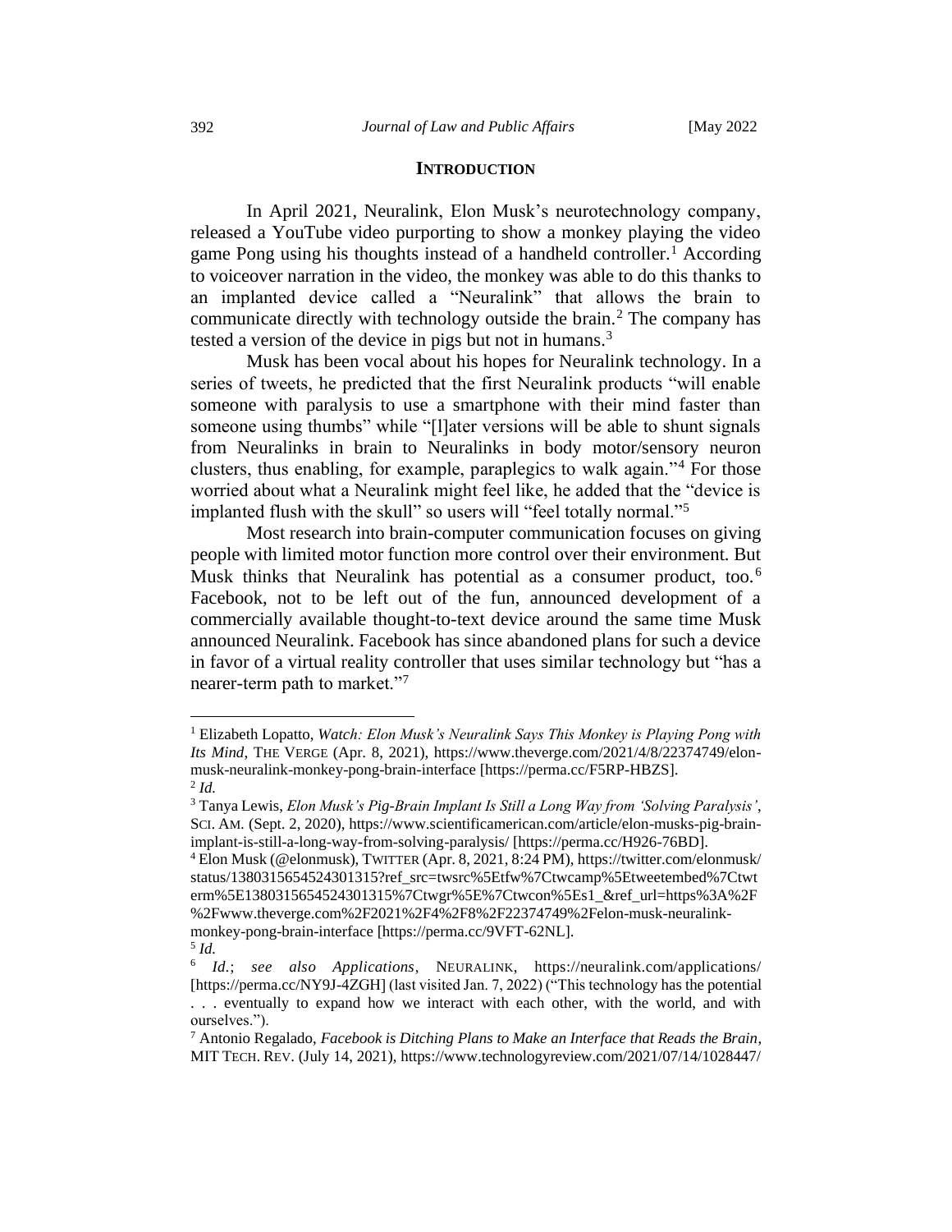## INTRODUCTION

In April 2021, Neuralink, Elon Musk's neurotechnology company, released a YouTube video purporting to show a monkey playing the video game Pong using his thoughts instead of a handheld controller.[1] According to voiceover narration in the video, the monkey was able to do this thanks to an implanted device called a "Neuralink" that allows the brain to communicate directly with technology outside the brain.[2] The company has tested a version of the device in pigs but not in humans.[3]

Musk has been vocal about his hopes for Neuralink technology. In a series of tweets, he predicted that the first Neuralink products "will enable someone with paralysis to use a smartphone with their mind faster than someone using thumbs" while "[l]ater versions will be able to shunt signals from Neuralinks in brain to Neuralinks in body motor/sensory neuron clusters, thus enabling, for example, paraplegics to walk again."[4] For those worried about what a Neuralink might feel like, he added that the "device is implanted flush with the skull" so users will "feel totally normal."[5]

Most research into brain-computer communication focuses on giving people with limited motor function more control over their environment. But Musk thinks that Neuralink has potential as a consumer product, too.[6] Facebook, not to be left out of the fun, announced development of a commercially available thought-to-text device around the same time Musk announced Neuralink. Facebook has since abandoned plans for such a device in favor of a virtual reality controller that uses similar technology but "has a nearer-term path to market."[7]

---

[1] Elizabeth Lopatto, *Watch: Elon Musk's Neuralink Says This Monkey is Playing Pong with Its Mind*, THE VERGE (Apr. 8, 2021), https://www.theverge.com/2021/4/8/22374749/elon-musk-neuralink-monkey-pong-brain-interface [https://perma.cc/F5RP-HBZS].

[2] *Id.*

[3] Tanya Lewis, *Elon Musk's Pig-Brain Implant Is Still a Long Way from 'Solving Paralysis'*, SCI. AM. (Sept. 2, 2020), https://www.scientificamerican.com/article/elon-musks-pig-brain-implant-is-still-a-long-way-from-solving-paralysis/ [https://perma.cc/H926-76BD].

[4] Elon Musk (@elonmusk), TWITTER (Apr. 8, 2021, 8:24 PM), https://twitter.com/elonmusk/status/1380315654524301315?ref_src=twsrc%5Etfw%7Ctwcamp%5Etweetembed%7Ctwterm%5E1380315654524301315%7Ctwgr%5E%7Ctwcon%5Es1_&ref_url=https%3A%2F%2Fwww.theverge.com%2F2021%2F4%2F8%2F22374749%2Felon-musk-neuralink-monkey-pong-brain-interface [https://perma.cc/9VFT-62NL].

[5] *Id.*

[6] *Id.*; *see also Applications*, NEURALINK, https://neuralink.com/applications/ [https://perma.cc/NY9J-4ZGH] (last visited Jan. 7, 2022) ("This technology has the potential . . . eventually to expand how we interact with each other, with the world, and with ourselves.").

[7] Antonio Regalado, *Facebook is Ditching Plans to Make an Interface that Reads the Brain*, MIT TECH. REV. (July 14, 2021), https://www.technologyreview.com/2021/07/14/1028447/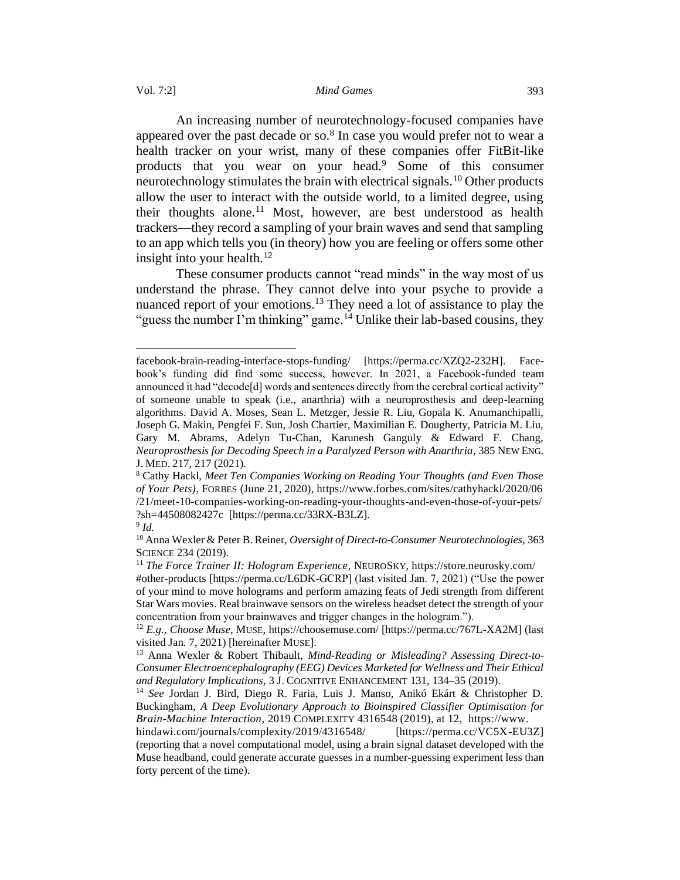An increasing number of neurotechnology-focused companies have appeared over the past decade or so.[8] In case you would prefer not to wear a health tracker on your wrist, many of these companies offer FitBit-like products that you wear on your head.[9] Some of this consumer neurotechnology stimulates the brain with electrical signals.[10] Other products allow the user to interact with the outside world, to a limited degree, using their thoughts alone.[11] Most, however, are best understood as health trackers—they record a sampling of your brain waves and send that sampling to an app which tells you (in theory) how you are feeling or offers some other insight into your health.[12]

These consumer products cannot "read minds" in the way most of us understand the phrase. They cannot delve into your psyche to provide a nuanced report of your emotions.[13] They need a lot of assistance to play the "guess the number I'm thinking" game.[14] Unlike their lab-based cousins, they

---

facebook-brain-reading-interface-stops-funding/ [https://perma.cc/XZQ2-232H]. Facebook's funding did find some success, however. In 2021, a Facebook-funded team announced it had "decode[d] words and sentences directly from the cerebral cortical activity" of someone unable to speak (i.e., anarthria) with a neuroprosthesis and deep-learning algorithms. David A. Moses, Sean L. Metzger, Jessie R. Liu, Gopala K. Anumanchipalli, Joseph G. Makin, Pengfei F. Sun, Josh Chartier, Maximilian E. Dougherty, Patricia M. Liu, Gary M. Abrams, Adelyn Tu-Chan, Karunesh Ganguly & Edward F. Chang, *Neuroprosthesis for Decoding Speech in a Paralyzed Person with Anarthria*, 385 NEW ENG. J. MED. 217, 217 (2021).

[8] Cathy Hackl, *Meet Ten Companies Working on Reading Your Thoughts (and Even Those of Your Pets)*, FORBES (June 21, 2020), https://www.forbes.com/sites/cathyhackl/2020/06/21/meet-10-companies-working-on-reading-your-thoughts-and-even-those-of-your-pets/?sh=44508082427c [https://perma.cc/33RX-B3LZ].

[9] *Id.*

[10] Anna Wexler & Peter B. Reiner, *Oversight of Direct-to-Consumer Neurotechnologies*, 363 SCIENCE 234 (2019).

[11] *The Force Trainer II: Hologram Experience*, NEUROSKY, https://store.neurosky.com/#other-products [https://perma.cc/L6DK-GCRP] (last visited Jan. 7, 2021) ("Use the power of your mind to move holograms and perform amazing feats of Jedi strength from different Star Wars movies. Real brainwave sensors on the wireless headset detect the strength of your concentration from your brainwaves and trigger changes in the hologram.").

[12] *E.g.*, *Choose Muse*, MUSE, https://choosemuse.com/ [https://perma.cc/767L-XA2M] (last visited Jan. 7, 2021) [hereinafter MUSE].

[13] Anna Wexler & Robert Thibault, *Mind-Reading or Misleading? Assessing Direct-to-Consumer Electroencephalography (EEG) Devices Marketed for Wellness and Their Ethical and Regulatory Implications*, 3 J. COGNITIVE ENHANCEMENT 131, 134–35 (2019).

[14] *See* Jordan J. Bird, Diego R. Faria, Luis J. Manso, Anikó Ekárt & Christopher D. Buckingham, *A Deep Evolutionary Approach to Bioinspired Classifier Optimisation for Brain-Machine Interaction*, 2019 COMPLEXITY 4316548 (2019), at 12, https://www.hindawi.com/journals/complexity/2019/4316548/ [https://perma.cc/VC5X-EU3Z] (reporting that a novel computational model, using a brain signal dataset developed with the Muse headband, could generate accurate guesses in a number-guessing experiment less than forty percent of the time).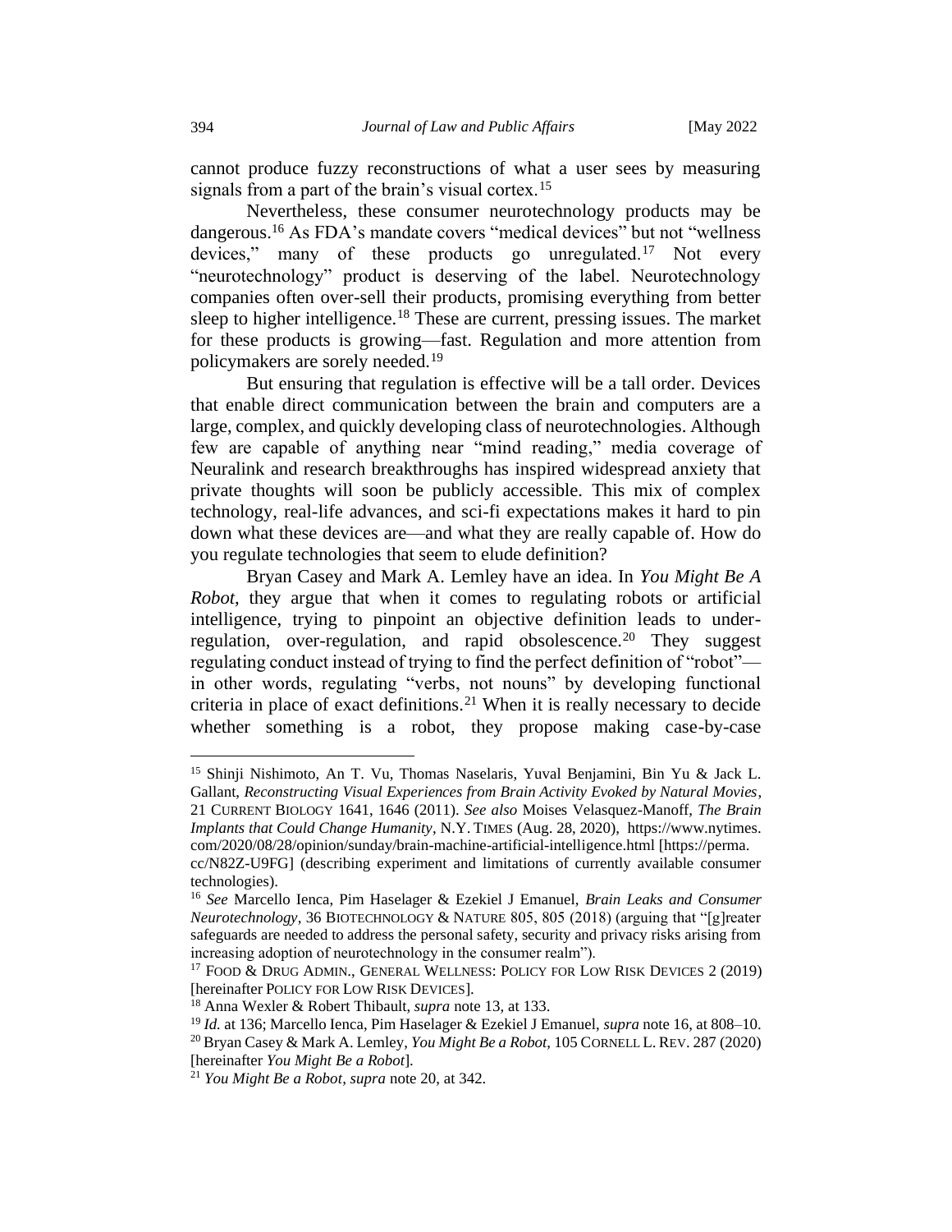cannot produce fuzzy reconstructions of what a user sees by measuring signals from a part of the brain's visual cortex.[15]

Nevertheless, these consumer neurotechnology products may be dangerous.[16] As FDA's mandate covers "medical devices" but not "wellness devices," many of these products go unregulated.[17] Not every "neurotechnology" product is deserving of the label. Neurotechnology companies often over-sell their products, promising everything from better sleep to higher intelligence.[18] These are current, pressing issues. The market for these products is growing—fast. Regulation and more attention from policymakers are sorely needed.[19]

But ensuring that regulation is effective will be a tall order. Devices that enable direct communication between the brain and computers are a large, complex, and quickly developing class of neurotechnologies. Although few are capable of anything near "mind reading," media coverage of Neuralink and research breakthroughs has inspired widespread anxiety that private thoughts will soon be publicly accessible. This mix of complex technology, real-life advances, and sci-fi expectations makes it hard to pin down what these devices are—and what they are really capable of. How do you regulate technologies that seem to elude definition?

Bryan Casey and Mark A. Lemley have an idea. In *You Might Be A Robot*, they argue that when it comes to regulating robots or artificial intelligence, trying to pinpoint an objective definition leads to under-regulation, over-regulation, and rapid obsolescence.[20] They suggest regulating conduct instead of trying to find the perfect definition of "robot"—in other words, regulating "verbs, not nouns" by developing functional criteria in place of exact definitions.[21] When it is really necessary to decide whether something is a robot, they propose making case-by-case

---

[15] Shinji Nishimoto, An T. Vu, Thomas Naselaris, Yuval Benjamini, Bin Yu & Jack L. Gallant, *Reconstructing Visual Experiences from Brain Activity Evoked by Natural Movies*, 21 CURRENT BIOLOGY 1641, 1646 (2011). *See also* Moises Velasquez-Manoff, *The Brain Implants that Could Change Humanity*, N.Y. TIMES (Aug. 28, 2020), https://www.nytimes.com/2020/08/28/opinion/sunday/brain-machine-artificial-intelligence.html [https://perma.cc/N82Z-U9FG] (describing experiment and limitations of currently available consumer technologies).

[16] *See* Marcello Ienca, Pim Haselager & Ezekiel J Emanuel, *Brain Leaks and Consumer Neurotechnology*, 36 BIOTECHNOLOGY & NATURE 805, 805 (2018) (arguing that "[g]reater safeguards are needed to address the personal safety, security and privacy risks arising from increasing adoption of neurotechnology in the consumer realm").

[17] FOOD & DRUG ADMIN., GENERAL WELLNESS: POLICY FOR LOW RISK DEVICES 2 (2019) [hereinafter POLICY FOR LOW RISK DEVICES].

[18] Anna Wexler & Robert Thibault, *supra* note 13, at 133.

[19] *Id.* at 136; Marcello Ienca, Pim Haselager & Ezekiel J Emanuel, *supra* note 16, at 808–10.

[20] Bryan Casey & Mark A. Lemley, *You Might Be a Robot*, 105 CORNELL L. REV. 287 (2020) [hereinafter *You Might Be a Robot*].

[21] *You Might Be a Robot*, *supra* note 20, at 342.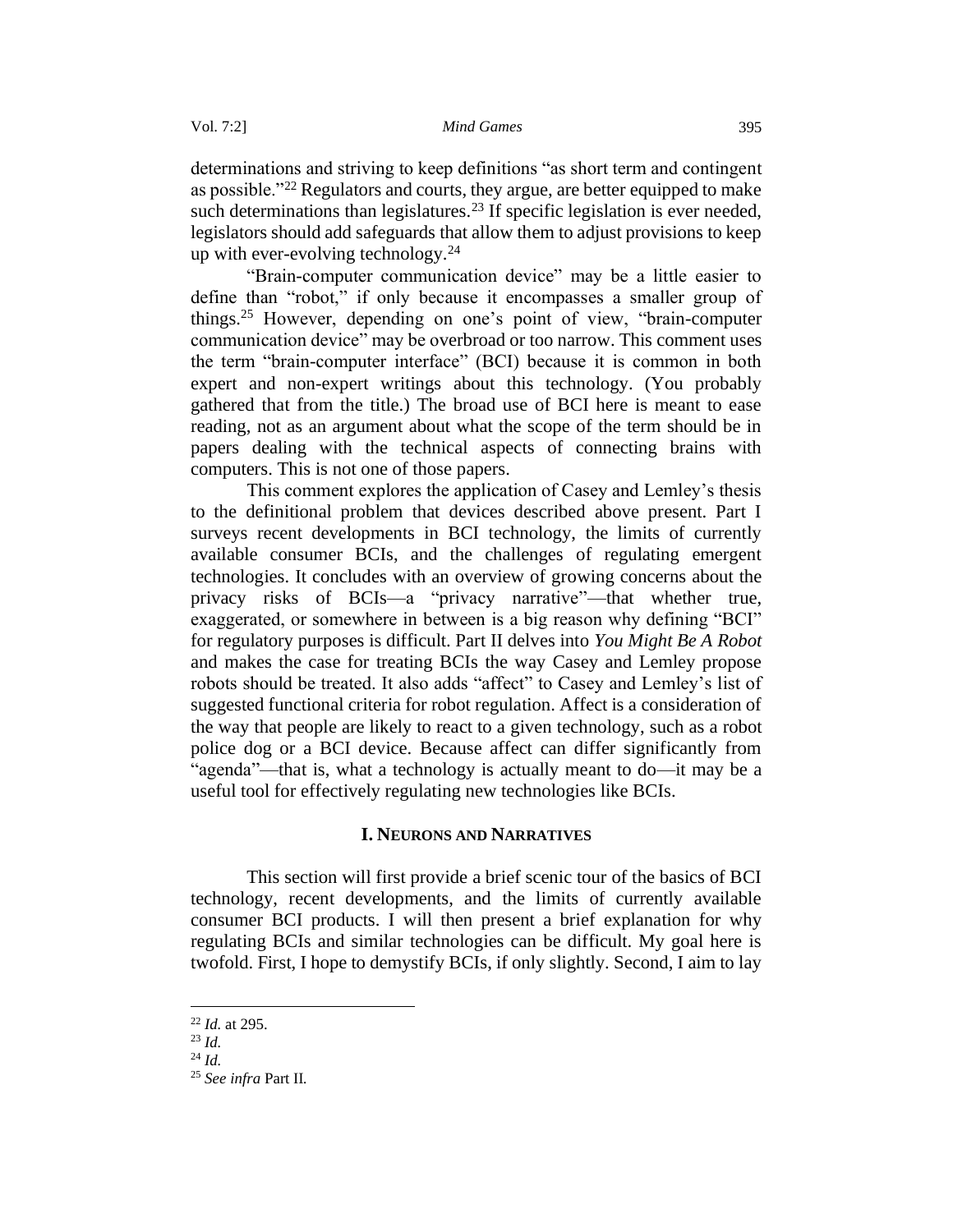determinations and striving to keep definitions "as short term and contingent as possible."[22] Regulators and courts, they argue, are better equipped to make such determinations than legislatures.[23] If specific legislation is ever needed, legislators should add safeguards that allow them to adjust provisions to keep up with ever-evolving technology.[24]

"Brain-computer communication device" may be a little easier to define than "robot," if only because it encompasses a smaller group of things.[25] However, depending on one's point of view, "brain-computer communication device" may be overbroad or too narrow. This comment uses the term "brain-computer interface" (BCI) because it is common in both expert and non-expert writings about this technology. (You probably gathered that from the title.) The broad use of BCI here is meant to ease reading, not as an argument about what the scope of the term should be in papers dealing with the technical aspects of connecting brains with computers. This is not one of those papers.

This comment explores the application of Casey and Lemley's thesis to the definitional problem that devices described above present. Part I surveys recent developments in BCI technology, the limits of currently available consumer BCIs, and the challenges of regulating emergent technologies. It concludes with an overview of growing concerns about the privacy risks of BCIs—a "privacy narrative"—that whether true, exaggerated, or somewhere in between is a big reason why defining "BCI" for regulatory purposes is difficult. Part II delves into *You Might Be A Robot* and makes the case for treating BCIs the way Casey and Lemley propose robots should be treated. It also adds "affect" to Casey and Lemley's list of suggested functional criteria for robot regulation. Affect is a consideration of the way that people are likely to react to a given technology, such as a robot police dog or a BCI device. Because affect can differ significantly from "agenda"—that is, what a technology is actually meant to do—it may be a useful tool for effectively regulating new technologies like BCIs.

## I. Neurons and Narratives

This section will first provide a brief scenic tour of the basics of BCI technology, recent developments, and the limits of currently available consumer BCI products. I will then present a brief explanation for why regulating BCIs and similar technologies can be difficult. My goal here is twofold. First, I hope to demystify BCIs, if only slightly. Second, I aim to lay

---

[22] *Id.* at 295.

[23] *Id.*

[24] *Id.*

[25] *See infra* Part II.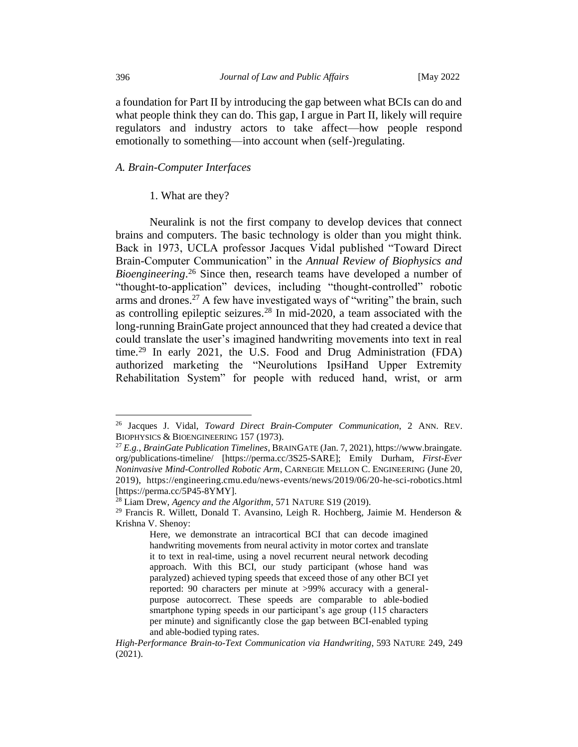a foundation for Part II by introducing the gap between what BCIs can do and what people think they can do. This gap, I argue in Part II, likely will require regulators and industry actors to take affect—how people respond emotionally to something—into account when (self-)regulating.

### *A. Brain-Computer Interfaces*

#### 1. What are they?

Neuralink is not the first company to develop devices that connect brains and computers. The basic technology is older than you might think. Back in 1973, UCLA professor Jacques Vidal published "Toward Direct Brain-Computer Communication" in the *Annual Review of Biophysics and Bioengineering*.[26] Since then, research teams have developed a number of "thought-to-application" devices, including "thought-controlled" robotic arms and drones.[27] A few have investigated ways of "writing" the brain, such as controlling epileptic seizures.[28] In mid-2020, a team associated with the long-running BrainGate project announced that they had created a device that could translate the user's imagined handwriting movements into text in real time.[29] In early 2021, the U.S. Food and Drug Administration (FDA) authorized marketing the "Neurolutions IpsiHand Upper Extremity Rehabilitation System" for people with reduced hand, wrist, or arm

---

[26] Jacques J. Vidal, *Toward Direct Brain-Computer Communication*, 2 ANN. REV. BIOPHYSICS & BIOENGINEERING 157 (1973).

[27] *E.g.*, *BrainGate Publication Timelines*, BRAINGATE (Jan. 7, 2021), https://www.braingate.org/publications-timeline/ [https://perma.cc/3S25-SARE]; Emily Durham, *First-Ever Noninvasive Mind-Controlled Robotic Arm*, CARNEGIE MELLON C. ENGINEERING (June 20, 2019), https://engineering.cmu.edu/news-events/news/2019/06/20-he-sci-robotics.html [https://perma.cc/5P45-8YMY].

[28] Liam Drew, *Agency and the Algorithm*, 571 NATURE S19 (2019).

[29] Francis R. Willett, Donald T. Avansino, Leigh R. Hochberg, Jaimie M. Henderson & Krishna V. Shenoy:

> Here, we demonstrate an intracortical BCI that can decode imagined handwriting movements from neural activity in motor cortex and translate it to text in real-time, using a novel recurrent neural network decoding approach. With this BCI, our study participant (whose hand was paralyzed) achieved typing speeds that exceed those of any other BCI yet reported: 90 characters per minute at >99% accuracy with a general-purpose autocorrect. These speeds are comparable to able-bodied smartphone typing speeds in our participant's age group (115 characters per minute) and significantly close the gap between BCI-enabled typing and able-bodied typing rates.

*High-Performance Brain-to-Text Communication via Handwriting*, 593 NATURE 249, 249 (2021).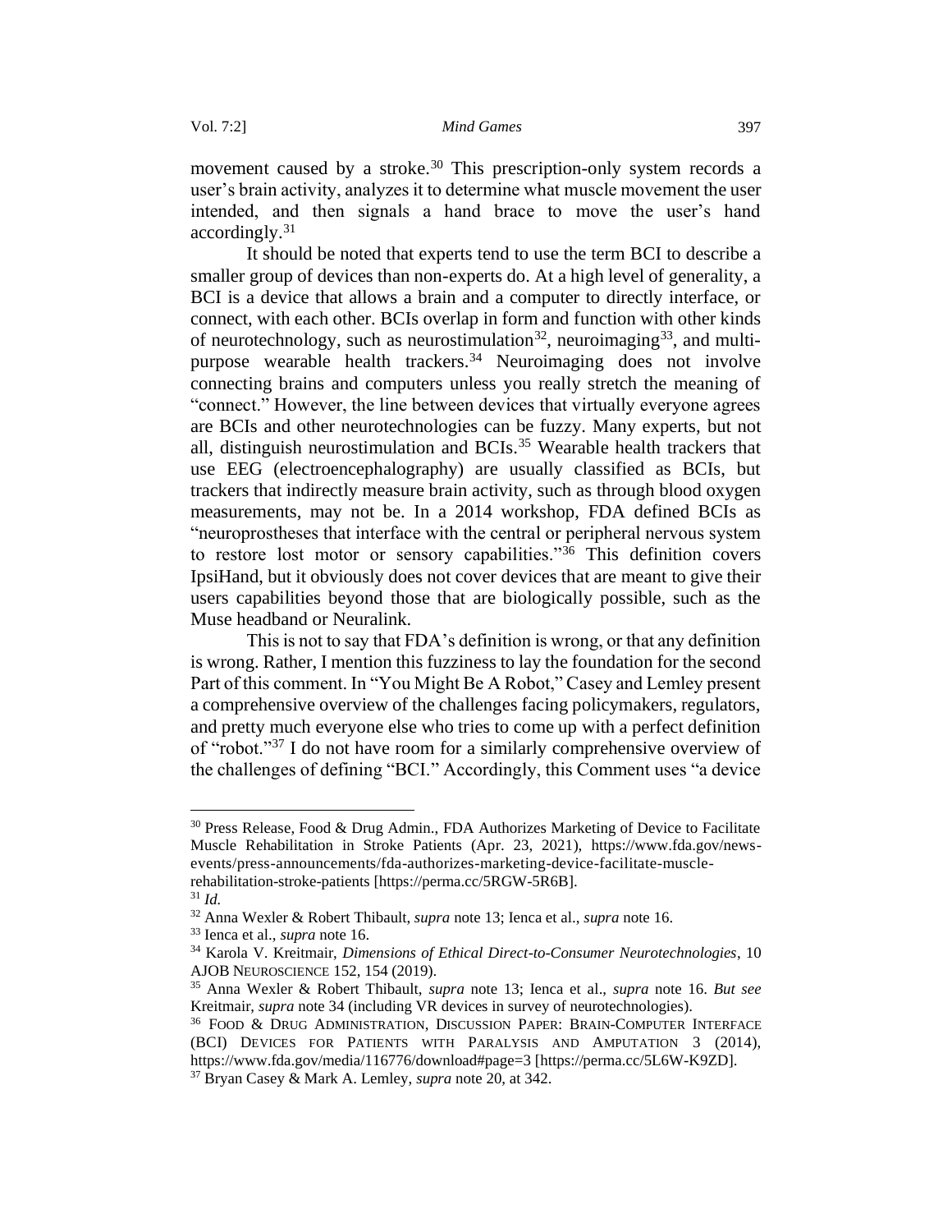movement caused by a stroke.[30] This prescription-only system records a user's brain activity, analyzes it to determine what muscle movement the user intended, and then signals a hand brace to move the user's hand accordingly.[31]

It should be noted that experts tend to use the term BCI to describe a smaller group of devices than non-experts do. At a high level of generality, a BCI is a device that allows a brain and a computer to directly interface, or connect, with each other. BCIs overlap in form and function with other kinds of neurotechnology, such as neurostimulation[32], neuroimaging[33], and multi-purpose wearable health trackers.[34] Neuroimaging does not involve connecting brains and computers unless you really stretch the meaning of "connect." However, the line between devices that virtually everyone agrees are BCIs and other neurotechnologies can be fuzzy. Many experts, but not all, distinguish neurostimulation and BCIs.[35] Wearable health trackers that use EEG (electroencephalography) are usually classified as BCIs, but trackers that indirectly measure brain activity, such as through blood oxygen measurements, may not be. In a 2014 workshop, FDA defined BCIs as "neuroprostheses that interface with the central or peripheral nervous system to restore lost motor or sensory capabilities."[36] This definition covers IpsiHand, but it obviously does not cover devices that are meant to give their users capabilities beyond those that are biologically possible, such as the Muse headband or Neuralink.

This is not to say that FDA's definition is wrong, or that any definition is wrong. Rather, I mention this fuzziness to lay the foundation for the second Part of this comment. In "You Might Be A Robot," Casey and Lemley present a comprehensive overview of the challenges facing policymakers, regulators, and pretty much everyone else who tries to come up with a perfect definition of "robot."[37] I do not have room for a similarly comprehensive overview of the challenges of defining "BCI." Accordingly, this Comment uses "a device

---

[30] Press Release, Food & Drug Admin., FDA Authorizes Marketing of Device to Facilitate Muscle Rehabilitation in Stroke Patients (Apr. 23, 2021), https://www.fda.gov/news-events/press-announcements/fda-authorizes-marketing-device-facilitate-muscle-rehabilitation-stroke-patients [https://perma.cc/5RGW-5R6B].

[31] *Id.*

[32] Anna Wexler & Robert Thibault, *supra* note 13; Ienca et al., *supra* note 16.

[33] Ienca et al., *supra* note 16.

[34] Karola V. Kreitmair, *Dimensions of Ethical Direct-to-Consumer Neurotechnologies*, 10 AJOB NEUROSCIENCE 152, 154 (2019).

[35] Anna Wexler & Robert Thibault, *supra* note 13; Ienca et al., *supra* note 16. *But see* Kreitmair, *supra* note 34 (including VR devices in survey of neurotechnologies).

[36] FOOD & DRUG ADMINISTRATION, DISCUSSION PAPER: BRAIN-COMPUTER INTERFACE (BCI) DEVICES FOR PATIENTS WITH PARALYSIS AND AMPUTATION 3 (2014), https://www.fda.gov/media/116776/download#page=3 [https://perma.cc/5L6W-K9ZD].

[37] Bryan Casey & Mark A. Lemley, *supra* note 20, at 342.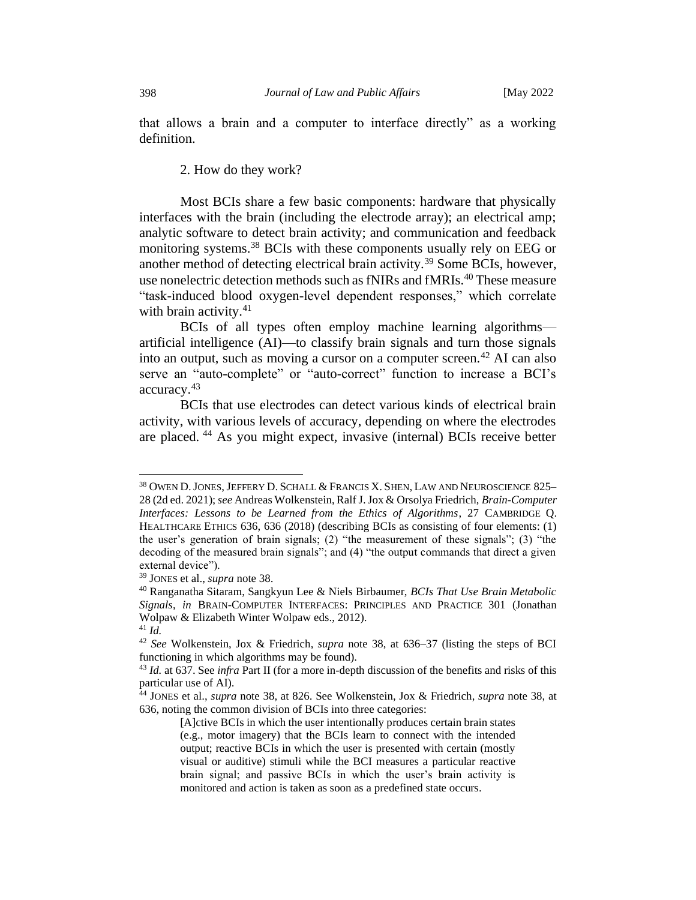that allows a brain and a computer to interface directly" as a working definition.

2. How do they work?

Most BCIs share a few basic components: hardware that physically interfaces with the brain (including the electrode array); an electrical amp; analytic software to detect brain activity; and communication and feedback monitoring systems.[38] BCIs with these components usually rely on EEG or another method of detecting electrical brain activity.[39] Some BCIs, however, use nonelectric detection methods such as fNIRs and fMRIs.[40] These measure "task-induced blood oxygen-level dependent responses," which correlate with brain activity.[41]

BCIs of all types often employ machine learning algorithms—artificial intelligence (AI)—to classify brain signals and turn those signals into an output, such as moving a cursor on a computer screen.[42] AI can also serve an "auto-complete" or "auto-correct" function to increase a BCI's accuracy.[43]

BCIs that use electrodes can detect various kinds of electrical brain activity, with various levels of accuracy, depending on where the electrodes are placed.[44] As you might expect, invasive (internal) BCIs receive better

---

[38] OWEN D. JONES, JEFFERY D. SCHALL & FRANCIS X. SHEN, LAW AND NEUROSCIENCE 825–28 (2d ed. 2021); *see* Andreas Wolkenstein, Ralf J. Jox & Orsolya Friedrich, *Brain-Computer Interfaces: Lessons to be Learned from the Ethics of Algorithms*, 27 CAMBRIDGE Q. HEALTHCARE ETHICS 636, 636 (2018) (describing BCIs as consisting of four elements: (1) the user's generation of brain signals; (2) "the measurement of these signals"; (3) "the decoding of the measured brain signals"; and (4) "the output commands that direct a given external device").

[39] JONES et al., *supra* note 38.

[40] Ranganatha Sitaram, Sangkyun Lee & Niels Birbaumer, *BCIs That Use Brain Metabolic Signals*, *in* BRAIN-COMPUTER INTERFACES: PRINCIPLES AND PRACTICE 301 (Jonathan Wolpaw & Elizabeth Winter Wolpaw eds., 2012).

[41] *Id.*

[42] *See* Wolkenstein, Jox & Friedrich, *supra* note 38, at 636–37 (listing the steps of BCI functioning in which algorithms may be found).

[43] *Id.* at 637. See *infra* Part II (for a more in-depth discussion of the benefits and risks of this particular use of AI).

[44] JONES et al., *supra* note 38, at 826. See Wolkenstein, Jox & Friedrich, *supra* note 38, at 636, noting the common division of BCIs into three categories:

> [A]ctive BCIs in which the user intentionally produces certain brain states (e.g., motor imagery) that the BCIs learn to connect with the intended output; reactive BCIs in which the user is presented with certain (mostly visual or auditive) stimuli while the BCI measures a particular reactive brain signal; and passive BCIs in which the user's brain activity is monitored and action is taken as soon as a predefined state occurs.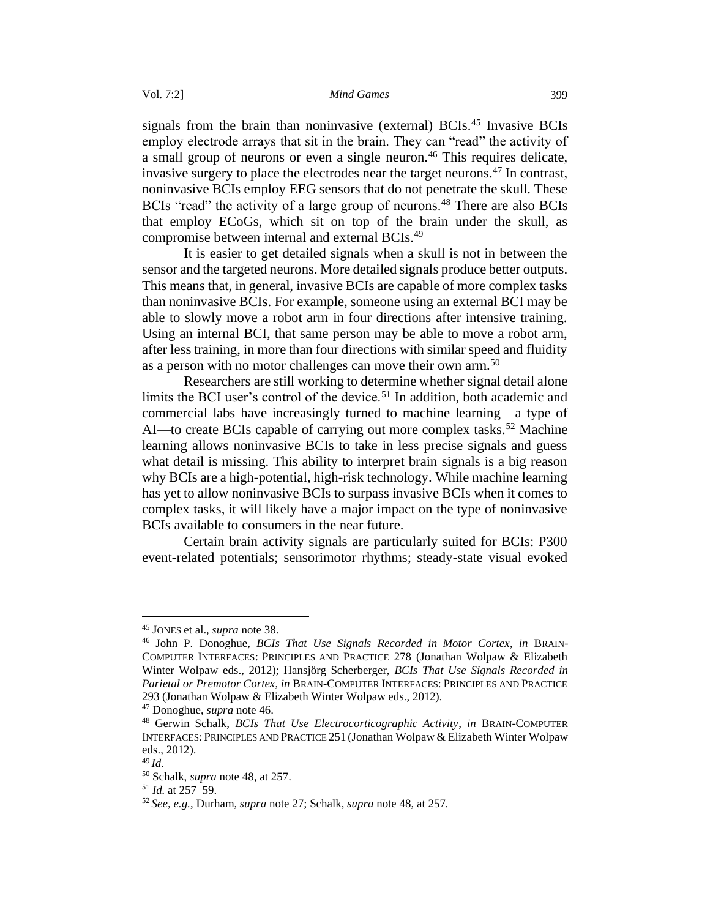signals from the brain than noninvasive (external) BCIs.[45] Invasive BCIs employ electrode arrays that sit in the brain. They can "read" the activity of a small group of neurons or even a single neuron.[46] This requires delicate, invasive surgery to place the electrodes near the target neurons.[47] In contrast, noninvasive BCIs employ EEG sensors that do not penetrate the skull. These BCIs "read" the activity of a large group of neurons.[48] There are also BCIs that employ ECoGs, which sit on top of the brain under the skull, as compromise between internal and external BCIs.[49]

It is easier to get detailed signals when a skull is not in between the sensor and the targeted neurons. More detailed signals produce better outputs. This means that, in general, invasive BCIs are capable of more complex tasks than noninvasive BCIs. For example, someone using an external BCI may be able to slowly move a robot arm in four directions after intensive training. Using an internal BCI, that same person may be able to move a robot arm, after less training, in more than four directions with similar speed and fluidity as a person with no motor challenges can move their own arm.[50]

Researchers are still working to determine whether signal detail alone limits the BCI user's control of the device.[51] In addition, both academic and commercial labs have increasingly turned to machine learning—a type of AI—to create BCIs capable of carrying out more complex tasks.[52] Machine learning allows noninvasive BCIs to take in less precise signals and guess what detail is missing. This ability to interpret brain signals is a big reason why BCIs are a high-potential, high-risk technology. While machine learning has yet to allow noninvasive BCIs to surpass invasive BCIs when it comes to complex tasks, it will likely have a major impact on the type of noninvasive BCIs available to consumers in the near future.

Certain brain activity signals are particularly suited for BCIs: P300 event-related potentials; sensorimotor rhythms; steady-state visual evoked

---

[45] JONES et al., *supra* note 38.

[46] John P. Donoghue, *BCIs That Use Signals Recorded in Motor Cortex*, *in* BRAIN-COMPUTER INTERFACES: PRINCIPLES AND PRACTICE 278 (Jonathan Wolpaw & Elizabeth Winter Wolpaw eds., 2012); Hansjörg Scherberger, *BCIs That Use Signals Recorded in Parietal or Premotor Cortex*, *in* BRAIN-COMPUTER INTERFACES: PRINCIPLES AND PRACTICE 293 (Jonathan Wolpaw & Elizabeth Winter Wolpaw eds., 2012).

[47] Donoghue, *supra* note 46.

[48] Gerwin Schalk, *BCIs That Use Electrocorticographic Activity*, *in* BRAIN-COMPUTER INTERFACES: PRINCIPLES AND PRACTICE 251 (Jonathan Wolpaw & Elizabeth Winter Wolpaw eds., 2012).

[49] *Id.*

[50] Schalk, *supra* note 48, at 257.

[51] *Id.* at 257–59.

[52] *See, e.g.*, Durham, *supra* note 27; Schalk, *supra* note 48, at 257.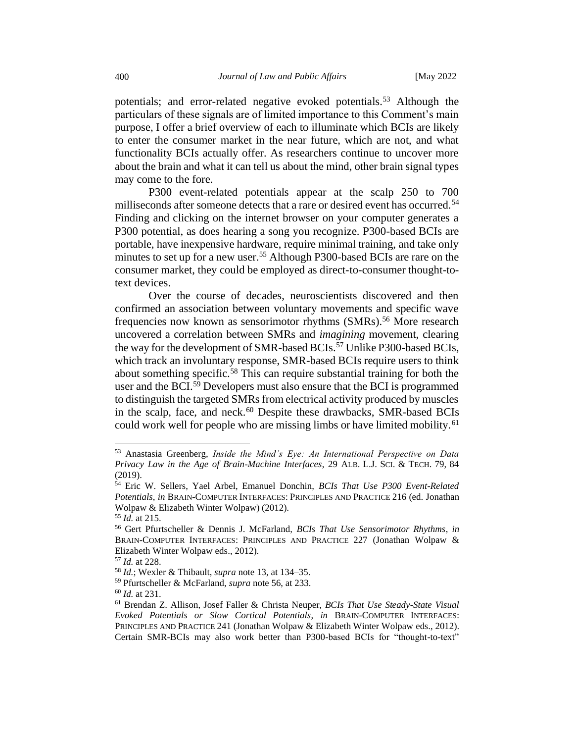potentials; and error-related negative evoked potentials.[53] Although the particulars of these signals are of limited importance to this Comment's main purpose, I offer a brief overview of each to illuminate which BCIs are likely to enter the consumer market in the near future, which are not, and what functionality BCIs actually offer. As researchers continue to uncover more about the brain and what it can tell us about the mind, other brain signal types may come to the fore.

P300 event-related potentials appear at the scalp 250 to 700 milliseconds after someone detects that a rare or desired event has occurred.[54] Finding and clicking on the internet browser on your computer generates a P300 potential, as does hearing a song you recognize. P300-based BCIs are portable, have inexpensive hardware, require minimal training, and take only minutes to set up for a new user.[55] Although P300-based BCIs are rare on the consumer market, they could be employed as direct-to-consumer thought-to-text devices.

Over the course of decades, neuroscientists discovered and then confirmed an association between voluntary movements and specific wave frequencies now known as sensorimotor rhythms (SMRs).[56] More research uncovered a correlation between SMRs and *imagining* movement, clearing the way for the development of SMR-based BCIs.[57] Unlike P300-based BCIs, which track an involuntary response, SMR-based BCIs require users to think about something specific.[58] This can require substantial training for both the user and the BCI.[59] Developers must also ensure that the BCI is programmed to distinguish the targeted SMRs from electrical activity produced by muscles in the scalp, face, and neck.[60] Despite these drawbacks, SMR-based BCIs could work well for people who are missing limbs or have limited mobility.[61]

---

[53] Anastasia Greenberg, *Inside the Mind's Eye: An International Perspective on Data Privacy Law in the Age of Brain-Machine Interfaces*, 29 ALB. L.J. SCI. & TECH. 79, 84 (2019).

[54] Eric W. Sellers, Yael Arbel, Emanuel Donchin, *BCIs That Use P300 Event-Related Potentials*, *in* BRAIN-COMPUTER INTERFACES: PRINCIPLES AND PRACTICE 216 (ed. Jonathan Wolpaw & Elizabeth Winter Wolpaw) (2012).

[55] *Id.* at 215.

[56] Gert Pfurtscheller & Dennis J. McFarland, *BCIs That Use Sensorimotor Rhythms*, *in* BRAIN-COMPUTER INTERFACES: PRINCIPLES AND PRACTICE 227 (Jonathan Wolpaw & Elizabeth Winter Wolpaw eds., 2012).

[57] *Id.* at 228.

[58] *Id.*; Wexler & Thibault, *supra* note 13, at 134–35.

[59] Pfurtscheller & McFarland, *supra* note 56, at 233.

[60] *Id.* at 231.

[61] Brendan Z. Allison, Josef Faller & Christa Neuper, *BCIs That Use Steady-State Visual Evoked Potentials or Slow Cortical Potentials*, *in* BRAIN-COMPUTER INTERFACES: PRINCIPLES AND PRACTICE 241 (Jonathan Wolpaw & Elizabeth Winter Wolpaw eds., 2012). Certain SMR-BCIs may also work better than P300-based BCIs for "thought-to-text"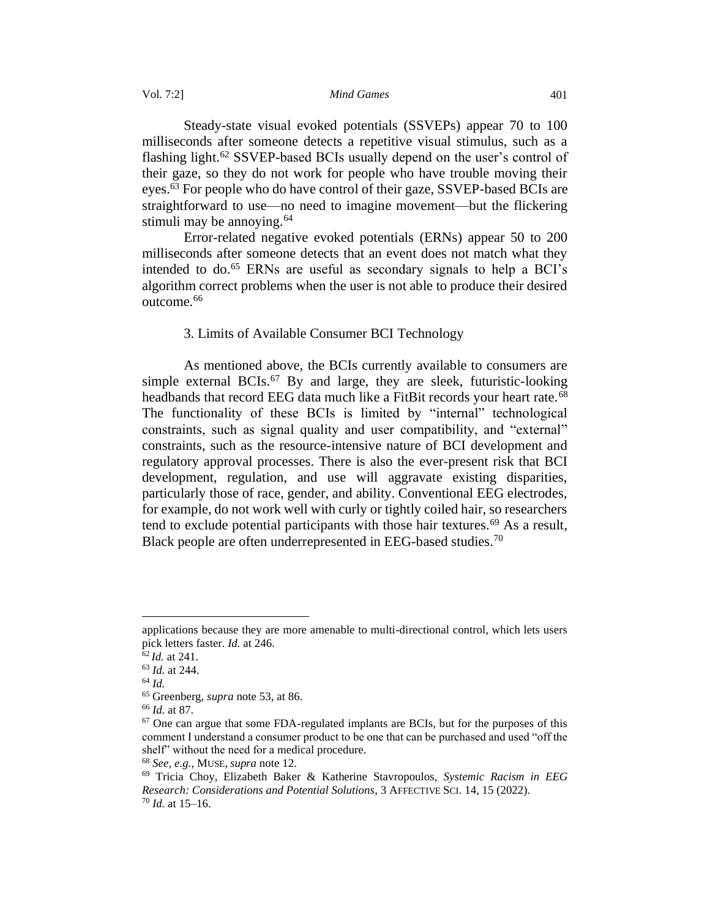Steady-state visual evoked potentials (SSVEPs) appear 70 to 100 milliseconds after someone detects a repetitive visual stimulus, such as a flashing light.[62] SSVEP-based BCIs usually depend on the user's control of their gaze, so they do not work for people who have trouble moving their eyes.[63] For people who do have control of their gaze, SSVEP-based BCIs are straightforward to use—no need to imagine movement—but the flickering stimuli may be annoying.[64]

Error-related negative evoked potentials (ERNs) appear 50 to 200 milliseconds after someone detects that an event does not match what they intended to do.[65] ERNs are useful as secondary signals to help a BCI's algorithm correct problems when the user is not able to produce their desired outcome.[66]

### 3. Limits of Available Consumer BCI Technology

As mentioned above, the BCIs currently available to consumers are simple external BCIs.[67] By and large, they are sleek, futuristic-looking headbands that record EEG data much like a FitBit records your heart rate.[68] The functionality of these BCIs is limited by "internal" technological constraints, such as signal quality and user compatibility, and "external" constraints, such as the resource-intensive nature of BCI development and regulatory approval processes. There is also the ever-present risk that BCI development, regulation, and use will aggravate existing disparities, particularly those of race, gender, and ability. Conventional EEG electrodes, for example, do not work well with curly or tightly coiled hair, so researchers tend to exclude potential participants with those hair textures.[69] As a result, Black people are often underrepresented in EEG-based studies.[70]

---

applications because they are more amenable to multi-directional control, which lets users pick letters faster. *Id.* at 246.

[62] *Id.* at 241.

[63] *Id.* at 244.

[64] *Id.*

[65] Greenberg, *supra* note 53, at 86.

[66] *Id.* at 87.

[67] One can argue that some FDA-regulated implants are BCIs, but for the purposes of this comment I understand a consumer product to be one that can be purchased and used "off the shelf" without the need for a medical procedure.

[68] *See, e.g.*, MUSE, *supra* note 12.

[69] Tricia Choy, Elizabeth Baker & Katherine Stavropoulos, *Systemic Racism in EEG Research: Considerations and Potential Solutions*, 3 AFFECTIVE SCI. 14, 15 (2022).

[70] *Id.* at 15–16.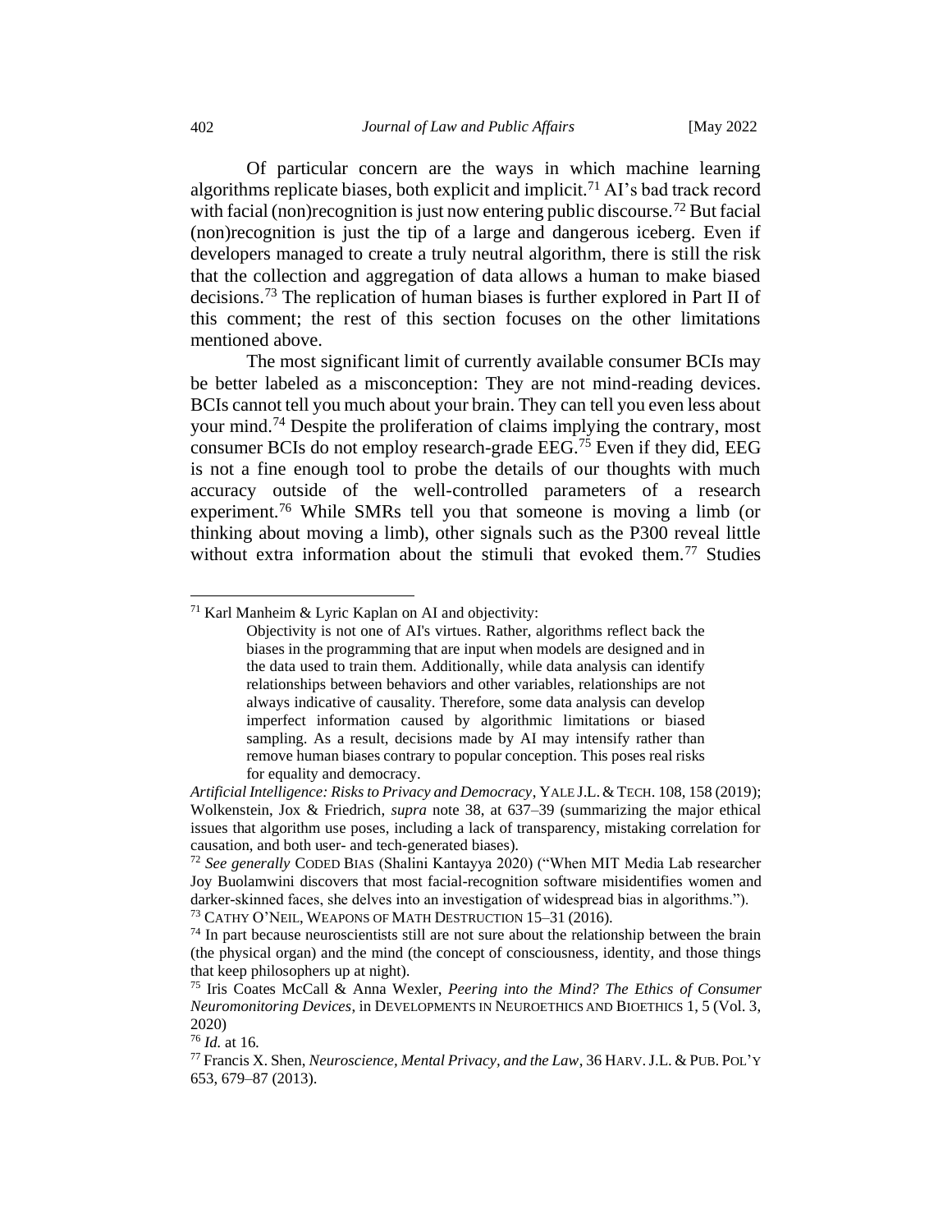Of particular concern are the ways in which machine learning algorithms replicate biases, both explicit and implicit.[71] AI's bad track record with facial (non)recognition is just now entering public discourse.[72] But facial (non)recognition is just the tip of a large and dangerous iceberg. Even if developers managed to create a truly neutral algorithm, there is still the risk that the collection and aggregation of data allows a human to make biased decisions.[73] The replication of human biases is further explored in Part II of this comment; the rest of this section focuses on the other limitations mentioned above.

The most significant limit of currently available consumer BCIs may be better labeled as a misconception: They are not mind-reading devices. BCIs cannot tell you much about your brain. They can tell you even less about your mind.[74] Despite the proliferation of claims implying the contrary, most consumer BCIs do not employ research-grade EEG.[75] Even if they did, EEG is not a fine enough tool to probe the details of our thoughts with much accuracy outside of the well-controlled parameters of a research experiment.[76] While SMRs tell you that someone is moving a limb (or thinking about moving a limb), other signals such as the P300 reveal little without extra information about the stimuli that evoked them.[77] Studies

---

[71] Karl Manheim & Lyric Kaplan on AI and objectivity:

> Objectivity is not one of AI's virtues. Rather, algorithms reflect back the biases in the programming that are input when models are designed and in the data used to train them. Additionally, while data analysis can identify relationships between behaviors and other variables, relationships are not always indicative of causality. Therefore, some data analysis can develop imperfect information caused by algorithmic limitations or biased sampling. As a result, decisions made by AI may intensify rather than remove human biases contrary to popular conception. This poses real risks for equality and democracy.

*Artificial Intelligence: Risks to Privacy and Democracy*, YALE J.L. & TECH. 108, 158 (2019); Wolkenstein, Jox & Friedrich, *supra* note 38, at 637–39 (summarizing the major ethical issues that algorithm use poses, including a lack of transparency, mistaking correlation for causation, and both user- and tech-generated biases).

[72] *See generally* CODED BIAS (Shalini Kantayya 2020) ("When MIT Media Lab researcher Joy Buolamwini discovers that most facial-recognition software misidentifies women and darker-skinned faces, she delves into an investigation of widespread bias in algorithms.").

[73] CATHY O'NEIL, WEAPONS OF MATH DESTRUCTION 15–31 (2016).

[74] In part because neuroscientists still are not sure about the relationship between the brain (the physical organ) and the mind (the concept of consciousness, identity, and those things that keep philosophers up at night).

[75] Iris Coates McCall & Anna Wexler, *Peering into the Mind? The Ethics of Consumer Neuromonitoring Devices*, in DEVELOPMENTS IN NEUROETHICS AND BIOETHICS 1, 5 (Vol. 3, 2020)

[76] *Id.* at 16.

[77] Francis X. Shen, *Neuroscience, Mental Privacy, and the Law*, 36 HARV. J.L. & PUB. POL'Y 653, 679–87 (2013).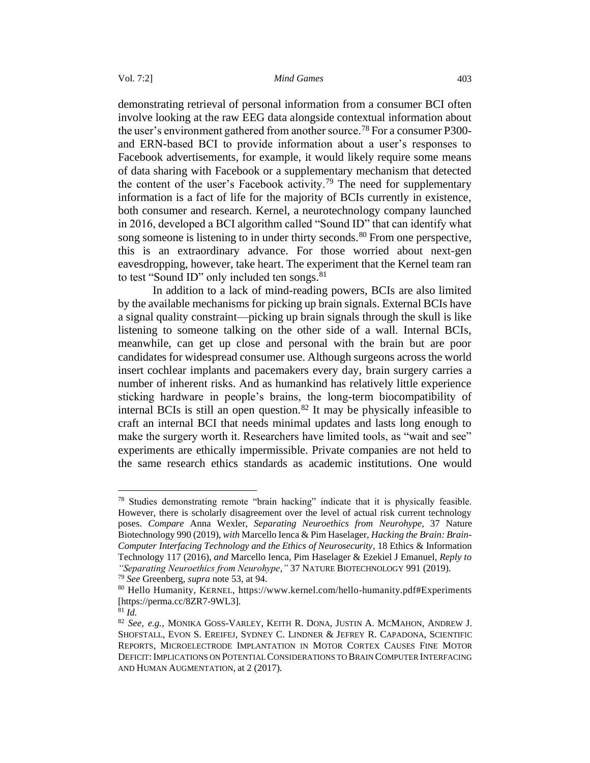demonstrating retrieval of personal information from a consumer BCI often involve looking at the raw EEG data alongside contextual information about the user's environment gathered from another source.[78] For a consumer P300- and ERN-based BCI to provide information about a user's responses to Facebook advertisements, for example, it would likely require some means of data sharing with Facebook or a supplementary mechanism that detected the content of the user's Facebook activity.[79] The need for supplementary information is a fact of life for the majority of BCIs currently in existence, both consumer and research. Kernel, a neurotechnology company launched in 2016, developed a BCI algorithm called "Sound ID" that can identify what song someone is listening to in under thirty seconds.[80] From one perspective, this is an extraordinary advance. For those worried about next-gen eavesdropping, however, take heart. The experiment that the Kernel team ran to test "Sound ID" only included ten songs.[81]

In addition to a lack of mind-reading powers, BCIs are also limited by the available mechanisms for picking up brain signals. External BCIs have a signal quality constraint—picking up brain signals through the skull is like listening to someone talking on the other side of a wall. Internal BCIs, meanwhile, can get up close and personal with the brain but are poor candidates for widespread consumer use. Although surgeons across the world insert cochlear implants and pacemakers every day, brain surgery carries a number of inherent risks. And as humankind has relatively little experience sticking hardware in people's brains, the long-term biocompatibility of internal BCIs is still an open question.[82] It may be physically infeasible to craft an internal BCI that needs minimal updates and lasts long enough to make the surgery worth it. Researchers have limited tools, as "wait and see" experiments are ethically impermissible. Private companies are not held to the same research ethics standards as academic institutions. One would

---

[78] Studies demonstrating remote "brain hacking" indicate that it is physically feasible. However, there is scholarly disagreement over the level of actual risk current technology poses. *Compare* Anna Wexler, *Separating Neuroethics from Neurohype*, 37 Nature Biotechnology 990 (2019), *with* Marcello Ienca & Pim Haselager, *Hacking the Brain: Brain-Computer Interfacing Technology and the Ethics of Neurosecurity*, 18 Ethics & Information Technology 117 (2016), *and* Marcello Ienca, Pim Haselager & Ezekiel J Emanuel, *Reply to "Separating Neuroethics from Neurohype*,*"* 37 NATURE BIOTECHNOLOGY 991 (2019).

[79] *See* Greenberg, *supra* note 53, at 94.

[80] Hello Humanity, KERNEL, https://www.kernel.com/hello-humanity.pdf#Experiments [https://perma.cc/8ZR7-9WL3].

[81] *Id.*

[82] *See, e.g.*, MONIKA GOSS-VARLEY, KEITH R. DONA, JUSTIN A. MCMAHON, ANDREW J. SHOFSTALL, EVON S. EREIFEJ, SYDNEY C. LINDNER & JEFREY R. CAPADONA, SCIENTIFIC REPORTS, MICROELECTRODE IMPLANTATION IN MOTOR CORTEX CAUSES FINE MOTOR DEFICIT: IMPLICATIONS ON POTENTIAL CONSIDERATIONS TO BRAIN COMPUTER INTERFACING AND HUMAN AUGMENTATION, at 2 (2017).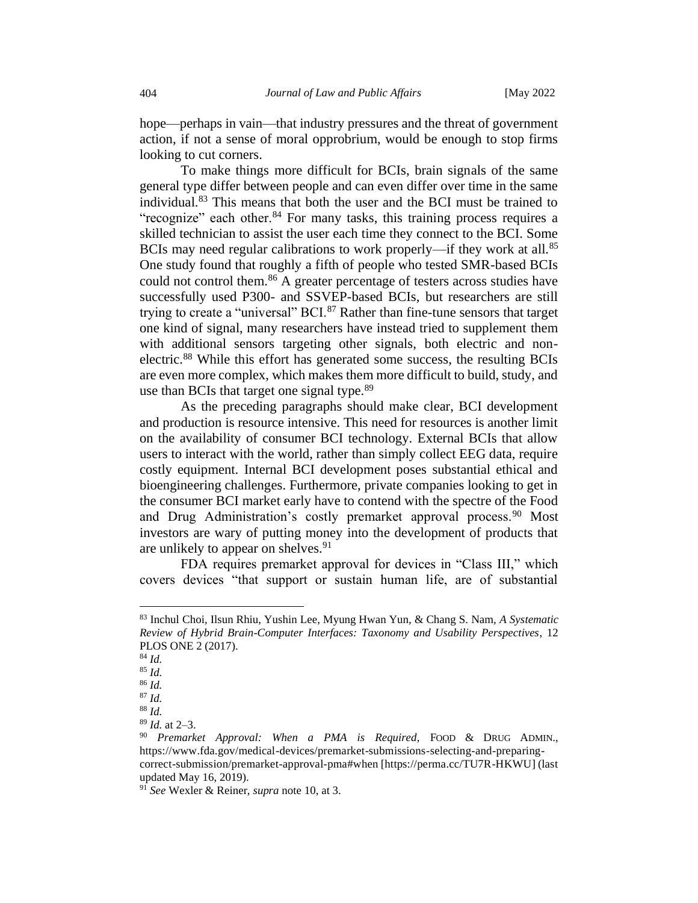hope—perhaps in vain—that industry pressures and the threat of government action, if not a sense of moral opprobrium, would be enough to stop firms looking to cut corners.

To make things more difficult for BCIs, brain signals of the same general type differ between people and can even differ over time in the same individual.[83] This means that both the user and the BCI must be trained to "recognize" each other.[84] For many tasks, this training process requires a skilled technician to assist the user each time they connect to the BCI. Some BCIs may need regular calibrations to work properly—if they work at all.[85] One study found that roughly a fifth of people who tested SMR-based BCIs could not control them.[86] A greater percentage of testers across studies have successfully used P300- and SSVEP-based BCIs, but researchers are still trying to create a "universal" BCI.[87] Rather than fine-tune sensors that target one kind of signal, many researchers have instead tried to supplement them with additional sensors targeting other signals, both electric and non-electric.[88] While this effort has generated some success, the resulting BCIs are even more complex, which makes them more difficult to build, study, and use than BCIs that target one signal type.[89]

As the preceding paragraphs should make clear, BCI development and production is resource intensive. This need for resources is another limit on the availability of consumer BCI technology. External BCIs that allow users to interact with the world, rather than simply collect EEG data, require costly equipment. Internal BCI development poses substantial ethical and bioengineering challenges. Furthermore, private companies looking to get in the consumer BCI market early have to contend with the spectre of the Food and Drug Administration's costly premarket approval process.[90] Most investors are wary of putting money into the development of products that are unlikely to appear on shelves.[91]

FDA requires premarket approval for devices in "Class III," which covers devices "that support or sustain human life, are of substantial

---

[83] Inchul Choi, Ilsun Rhiu, Yushin Lee, Myung Hwan Yun, & Chang S. Nam, *A Systematic Review of Hybrid Brain-Computer Interfaces: Taxonomy and Usability Perspectives*, 12 PLOS ONE 2 (2017).

[84] *Id.*

[85] *Id.*

[86] *Id.*

[87] *Id.*

[88] *Id.*

[89] *Id.* at 2–3.

[90] *Premarket Approval: When a PMA is Required*, FOOD & DRUG ADMIN., https://www.fda.gov/medical-devices/premarket-submissions-selecting-and-preparing-correct-submission/premarket-approval-pma#when [https://perma.cc/TU7R-HKWU] (last updated May 16, 2019).

[91] *See* Wexler & Reiner, *supra* note 10, at 3.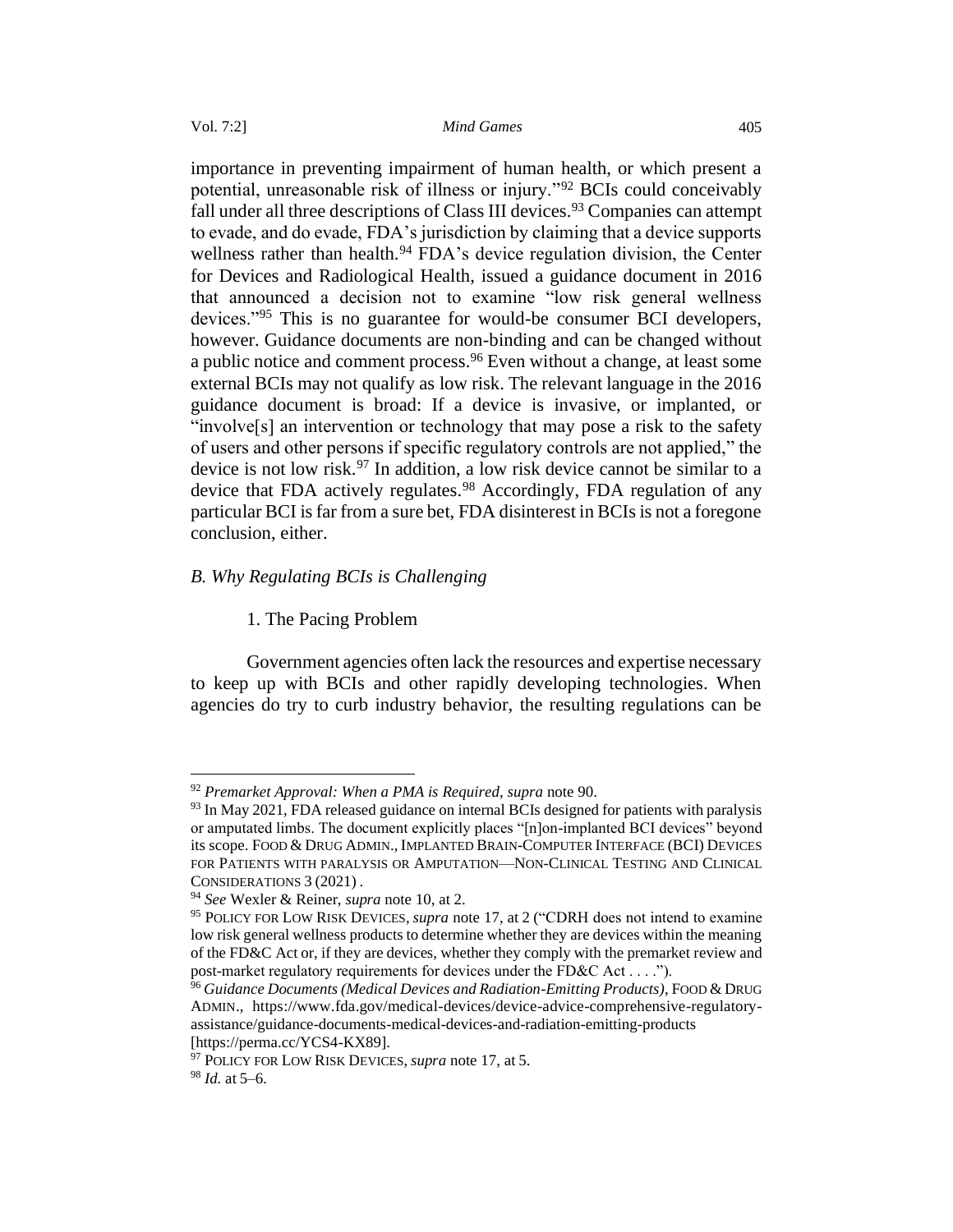importance in preventing impairment of human health, or which present a potential, unreasonable risk of illness or injury."[92] BCIs could conceivably fall under all three descriptions of Class III devices.[93] Companies can attempt to evade, and do evade, FDA's jurisdiction by claiming that a device supports wellness rather than health.[94] FDA's device regulation division, the Center for Devices and Radiological Health, issued a guidance document in 2016 that announced a decision not to examine "low risk general wellness devices."[95] This is no guarantee for would-be consumer BCI developers, however. Guidance documents are non-binding and can be changed without a public notice and comment process.[96] Even without a change, at least some external BCIs may not qualify as low risk. The relevant language in the 2016 guidance document is broad: If a device is invasive, or implanted, or "involve[s] an intervention or technology that may pose a risk to the safety of users and other persons if specific regulatory controls are not applied," the device is not low risk.[97] In addition, a low risk device cannot be similar to a device that FDA actively regulates.[98] Accordingly, FDA regulation of any particular BCI is far from a sure bet, FDA disinterest in BCIs is not a foregone conclusion, either.

### *B. Why Regulating BCIs is Challenging*

#### 1. The Pacing Problem

Government agencies often lack the resources and expertise necessary to keep up with BCIs and other rapidly developing technologies. When agencies do try to curb industry behavior, the resulting regulations can be

---

[92] *Premarket Approval: When a PMA is Required*, *supra* note 90.

[93] In May 2021, FDA released guidance on internal BCIs designed for patients with paralysis or amputated limbs. The document explicitly places "[n]on-implanted BCI devices" beyond its scope. FOOD & DRUG ADMIN., IMPLANTED BRAIN-COMPUTER INTERFACE (BCI) DEVICES FOR PATIENTS WITH PARALYSIS OR AMPUTATION—NON-CLINICAL TESTING AND CLINICAL CONSIDERATIONS 3 (2021) .

[94] *See* Wexler & Reiner, *supra* note 10, at 2.

[95] POLICY FOR LOW RISK DEVICES, *supra* note 17, at 2 ("CDRH does not intend to examine low risk general wellness products to determine whether they are devices within the meaning of the FD&C Act or, if they are devices, whether they comply with the premarket review and post-market regulatory requirements for devices under the FD&C Act . . . .").

[96] *Guidance Documents (Medical Devices and Radiation-Emitting Products)*, FOOD & DRUG ADMIN., https://www.fda.gov/medical-devices/device-advice-comprehensive-regulatory-assistance/guidance-documents-medical-devices-and-radiation-emitting-products [https://perma.cc/YCS4-KX89].

[97] POLICY FOR LOW RISK DEVICES, *supra* note 17, at 5.

[98] *Id.* at 5–6.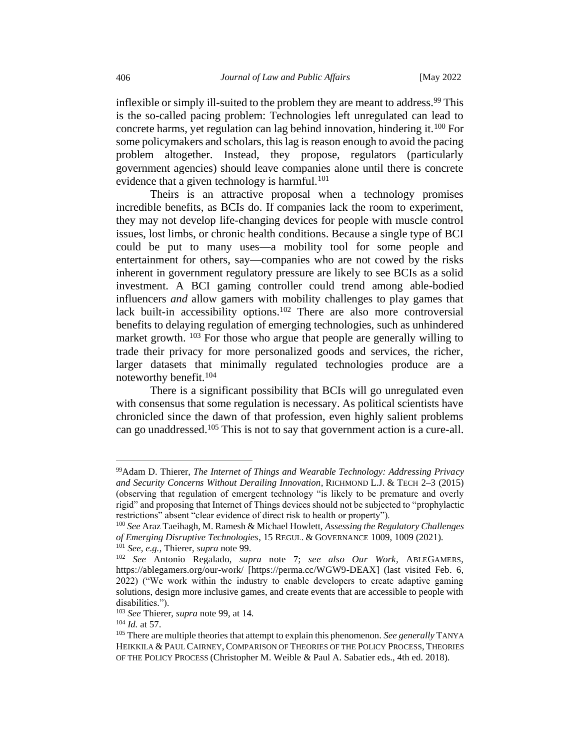inflexible or simply ill-suited to the problem they are meant to address.[99] This is the so-called pacing problem: Technologies left unregulated can lead to concrete harms, yet regulation can lag behind innovation, hindering it.[100] For some policymakers and scholars, this lag is reason enough to avoid the pacing problem altogether. Instead, they propose, regulators (particularly government agencies) should leave companies alone until there is concrete evidence that a given technology is harmful.[101]

Theirs is an attractive proposal when a technology promises incredible benefits, as BCIs do. If companies lack the room to experiment, they may not develop life-changing devices for people with muscle control issues, lost limbs, or chronic health conditions. Because a single type of BCI could be put to many uses—a mobility tool for some people and entertainment for others, say—companies who are not cowed by the risks inherent in government regulatory pressure are likely to see BCIs as a solid investment. A BCI gaming controller could trend among able-bodied influencers *and* allow gamers with mobility challenges to play games that lack built-in accessibility options.[102] There are also more controversial benefits to delaying regulation of emerging technologies, such as unhindered market growth.[103] For those who argue that people are generally willing to trade their privacy for more personalized goods and services, the richer, larger datasets that minimally regulated technologies produce are a noteworthy benefit.[104]

There is a significant possibility that BCIs will go unregulated even with consensus that some regulation is necessary. As political scientists have chronicled since the dawn of that profession, even highly salient problems can go unaddressed.[105] This is not to say that government action is a cure-all.

---

[99] Adam D. Thierer, *The Internet of Things and Wearable Technology: Addressing Privacy and Security Concerns Without Derailing Innovation*, RICHMOND L.J. & TECH 2–3 (2015) (observing that regulation of emergent technology "is likely to be premature and overly rigid" and proposing that Internet of Things devices should not be subjected to "prophylactic restrictions" absent "clear evidence of direct risk to health or property").

[100] *See* Araz Taeihagh, M. Ramesh & Michael Howlett, *Assessing the Regulatory Challenges of Emerging Disruptive Technologies*, 15 REGUL. & GOVERNANCE 1009, 1009 (2021).

[101] *See, e.g.*, Thierer, *supra* note 99.

[102] *See* Antonio Regalado, *supra* note 7; *see also Our Work*, ABLEGAMERS, https://ablegamers.org/our-work/ [https://perma.cc/WGW9-DEAX] (last visited Feb. 6, 2022) ("We work within the industry to enable developers to create adaptive gaming solutions, design more inclusive games, and create events that are accessible to people with disabilities.").

[103] *See* Thierer, *supra* note 99, at 14.

[104] *Id.* at 57.

[105] There are multiple theories that attempt to explain this phenomenon. *See generally* TANYA HEIKKILA & PAUL CAIRNEY, COMPARISON OF THEORIES OF THE POLICY PROCESS, THEORIES OF THE POLICY PROCESS (Christopher M. Weible & Paul A. Sabatier eds., 4th ed. 2018).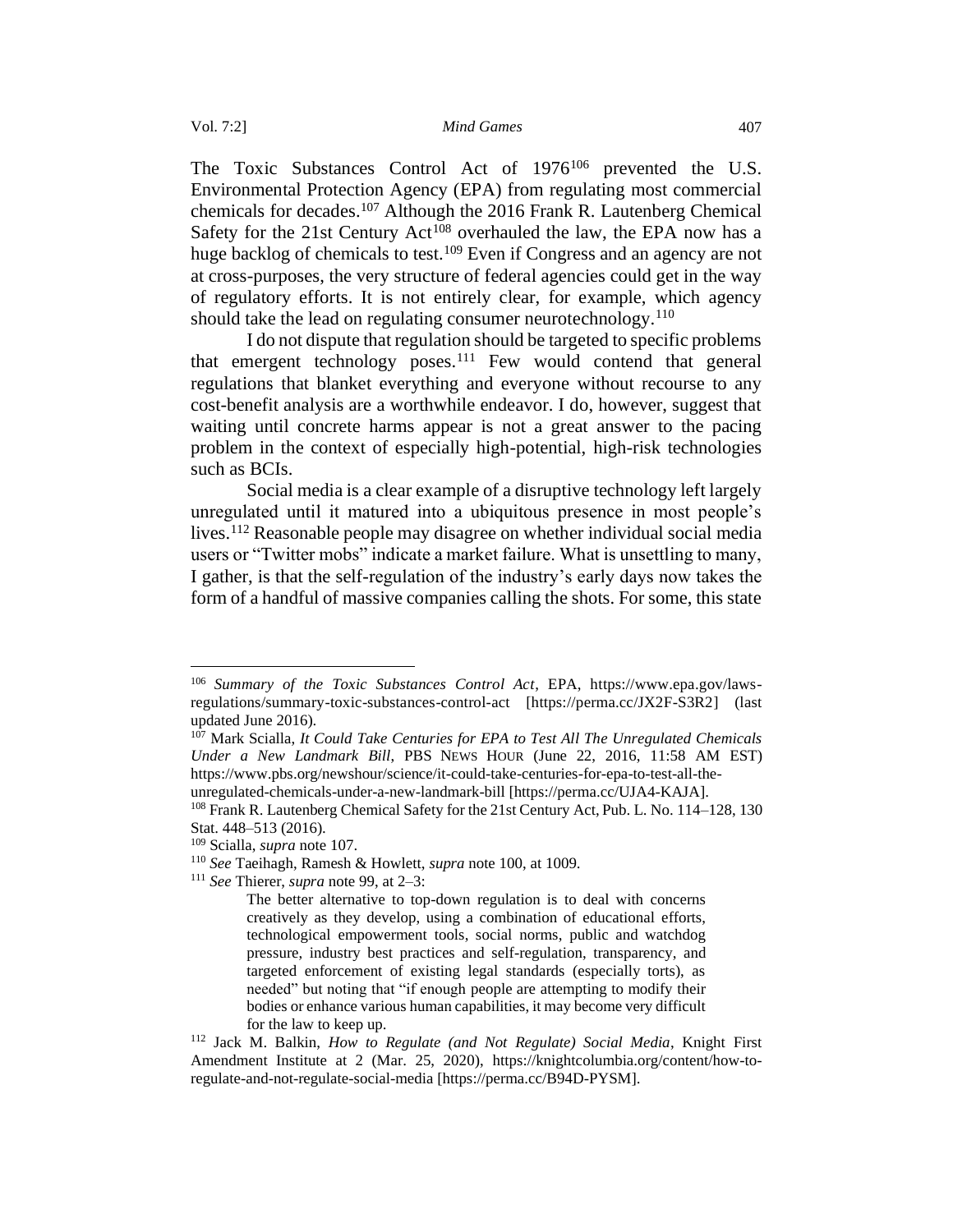The Toxic Substances Control Act of 1976[106] prevented the U.S. Environmental Protection Agency (EPA) from regulating most commercial chemicals for decades.[107] Although the 2016 Frank R. Lautenberg Chemical Safety for the 21st Century Act[108] overhauled the law, the EPA now has a huge backlog of chemicals to test.[109] Even if Congress and an agency are not at cross-purposes, the very structure of federal agencies could get in the way of regulatory efforts. It is not entirely clear, for example, which agency should take the lead on regulating consumer neurotechnology.[110]

I do not dispute that regulation should be targeted to specific problems that emergent technology poses.[111] Few would contend that general regulations that blanket everything and everyone without recourse to any cost-benefit analysis are a worthwhile endeavor. I do, however, suggest that waiting until concrete harms appear is not a great answer to the pacing problem in the context of especially high-potential, high-risk technologies such as BCIs.

Social media is a clear example of a disruptive technology left largely unregulated until it matured into a ubiquitous presence in most people's lives.[112] Reasonable people may disagree on whether individual social media users or "Twitter mobs" indicate a market failure. What is unsettling to many, I gather, is that the self-regulation of the industry's early days now takes the form of a handful of massive companies calling the shots. For some, this state

---

[106] *Summary of the Toxic Substances Control Act*, EPA, https://www.epa.gov/laws-regulations/summary-toxic-substances-control-act [https://perma.cc/JX2F-S3R2] (last updated June 2016).

[107] Mark Scialla, *It Could Take Centuries for EPA to Test All The Unregulated Chemicals Under a New Landmark Bill*, PBS NEWS HOUR (June 22, 2016, 11:58 AM EST) https://www.pbs.org/newshour/science/it-could-take-centuries-for-epa-to-test-all-the-unregulated-chemicals-under-a-new-landmark-bill [https://perma.cc/UJA4-KAJA].

[108] Frank R. Lautenberg Chemical Safety for the 21st Century Act, Pub. L. No. 114–128, 130 Stat. 448–513 (2016).

[109] Scialla, *supra* note 107.

[110] *See* Taeihagh, Ramesh & Howlett, *supra* note 100, at 1009.

[111] *See* Thierer, *supra* note 99, at 2–3:

> The better alternative to top-down regulation is to deal with concerns creatively as they develop, using a combination of educational efforts, technological empowerment tools, social norms, public and watchdog pressure, industry best practices and self-regulation, transparency, and targeted enforcement of existing legal standards (especially torts), as needed" but noting that "if enough people are attempting to modify their bodies or enhance various human capabilities, it may become very difficult for the law to keep up.

[112] Jack M. Balkin, *How to Regulate (and Not Regulate) Social Media*, Knight First Amendment Institute at 2 (Mar. 25, 2020), https://knightcolumbia.org/content/how-to-regulate-and-not-regulate-social-media [https://perma.cc/B94D-PYSM].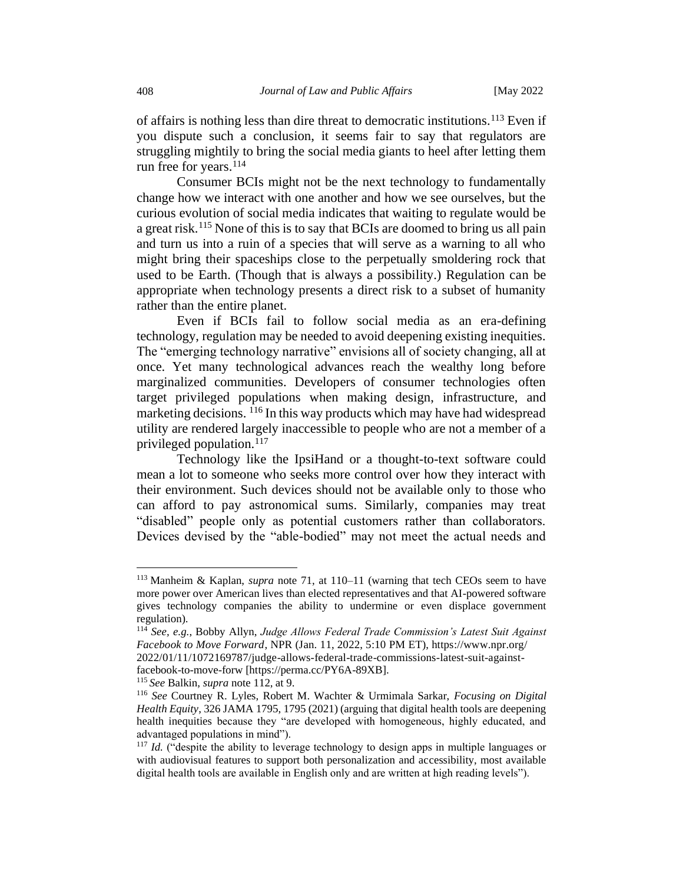of affairs is nothing less than dire threat to democratic institutions.[113] Even if you dispute such a conclusion, it seems fair to say that regulators are struggling mightily to bring the social media giants to heel after letting them run free for years.[114]

Consumer BCIs might not be the next technology to fundamentally change how we interact with one another and how we see ourselves, but the curious evolution of social media indicates that waiting to regulate would be a great risk.[115] None of this is to say that BCIs are doomed to bring us all pain and turn us into a ruin of a species that will serve as a warning to all who might bring their spaceships close to the perpetually smoldering rock that used to be Earth. (Though that is always a possibility.) Regulation can be appropriate when technology presents a direct risk to a subset of humanity rather than the entire planet.

Even if BCIs fail to follow social media as an era-defining technology, regulation may be needed to avoid deepening existing inequities. The "emerging technology narrative" envisions all of society changing, all at once. Yet many technological advances reach the wealthy long before marginalized communities. Developers of consumer technologies often target privileged populations when making design, infrastructure, and marketing decisions. [116] In this way products which may have had widespread utility are rendered largely inaccessible to people who are not a member of a privileged population.[117]

Technology like the IpsiHand or a thought-to-text software could mean a lot to someone who seeks more control over how they interact with their environment. Such devices should not be available only to those who can afford to pay astronomical sums. Similarly, companies may treat "disabled" people only as potential customers rather than collaborators. Devices devised by the "able-bodied" may not meet the actual needs and

---

[113] Manheim & Kaplan, *supra* note 71, at 110–11 (warning that tech CEOs seem to have more power over American lives than elected representatives and that AI-powered software gives technology companies the ability to undermine or even displace government regulation).

[114] *See, e.g.*, Bobby Allyn, *Judge Allows Federal Trade Commission's Latest Suit Against Facebook to Move Forward*, NPR (Jan. 11, 2022, 5:10 PM ET), https://www.npr.org/2022/01/11/1072169787/judge-allows-federal-trade-commissions-latest-suit-against-facebook-to-move-forw [https://perma.cc/PY6A-89XB].

[115] *See* Balkin, *supra* note 112, at 9.

[116] *See* Courtney R. Lyles, Robert M. Wachter & Urmimala Sarkar, *Focusing on Digital Health Equity*, 326 JAMA 1795, 1795 (2021) (arguing that digital health tools are deepening health inequities because they "are developed with homogeneous, highly educated, and advantaged populations in mind").

[117] *Id.* ("despite the ability to leverage technology to design apps in multiple languages or with audiovisual features to support both personalization and accessibility, most available digital health tools are available in English only and are written at high reading levels").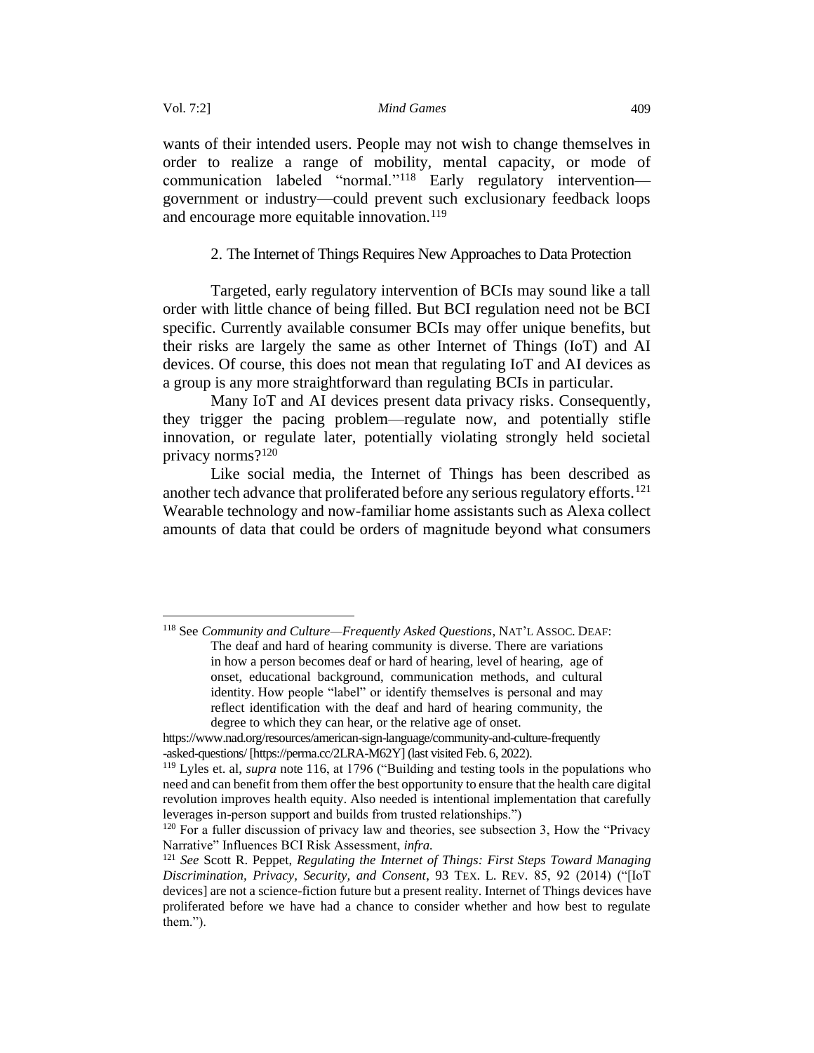wants of their intended users. People may not wish to change themselves in order to realize a range of mobility, mental capacity, or mode of communication labeled "normal."[118] Early regulatory intervention—government or industry—could prevent such exclusionary feedback loops and encourage more equitable innovation.[119]

### 2. The Internet of Things Requires New Approaches to Data Protection

Targeted, early regulatory intervention of BCIs may sound like a tall order with little chance of being filled. But BCI regulation need not be BCI specific. Currently available consumer BCIs may offer unique benefits, but their risks are largely the same as other Internet of Things (IoT) and AI devices. Of course, this does not mean that regulating IoT and AI devices as a group is any more straightforward than regulating BCIs in particular.

Many IoT and AI devices present data privacy risks. Consequently, they trigger the pacing problem—regulate now, and potentially stifle innovation, or regulate later, potentially violating strongly held societal privacy norms?[120]

Like social media, the Internet of Things has been described as another tech advance that proliferated before any serious regulatory efforts.[121] Wearable technology and now-familiar home assistants such as Alexa collect amounts of data that could be orders of magnitude beyond what consumers

---

[118] See *Community and Culture—Frequently Asked Questions*, NAT'L ASSOC. DEAF:

> The deaf and hard of hearing community is diverse. There are variations in how a person becomes deaf or hard of hearing, level of hearing, age of onset, educational background, communication methods, and cultural identity. How people "label" or identify themselves is personal and may reflect identification with the deaf and hard of hearing community, the degree to which they can hear, or the relative age of onset.

https://www.nad.org/resources/american-sign-language/community-and-culture-frequently-asked-questions/ [https://perma.cc/2LRA-M62Y] (last visited Feb. 6, 2022).

[119] Lyles et. al, *supra* note 116, at 1796 ("Building and testing tools in the populations who need and can benefit from them offer the best opportunity to ensure that the health care digital revolution improves health equity. Also needed is intentional implementation that carefully leverages in-person support and builds from trusted relationships.")

[120] For a fuller discussion of privacy law and theories, see subsection 3, How the "Privacy Narrative" Influences BCI Risk Assessment, *infra.*

[121] *See* Scott R. Peppet, *Regulating the Internet of Things: First Steps Toward Managing Discrimination, Privacy, Security, and Consent*, 93 TEX. L. REV. 85, 92 (2014) ("[IoT devices] are not a science-fiction future but a present reality. Internet of Things devices have proliferated before we have had a chance to consider whether and how best to regulate them.").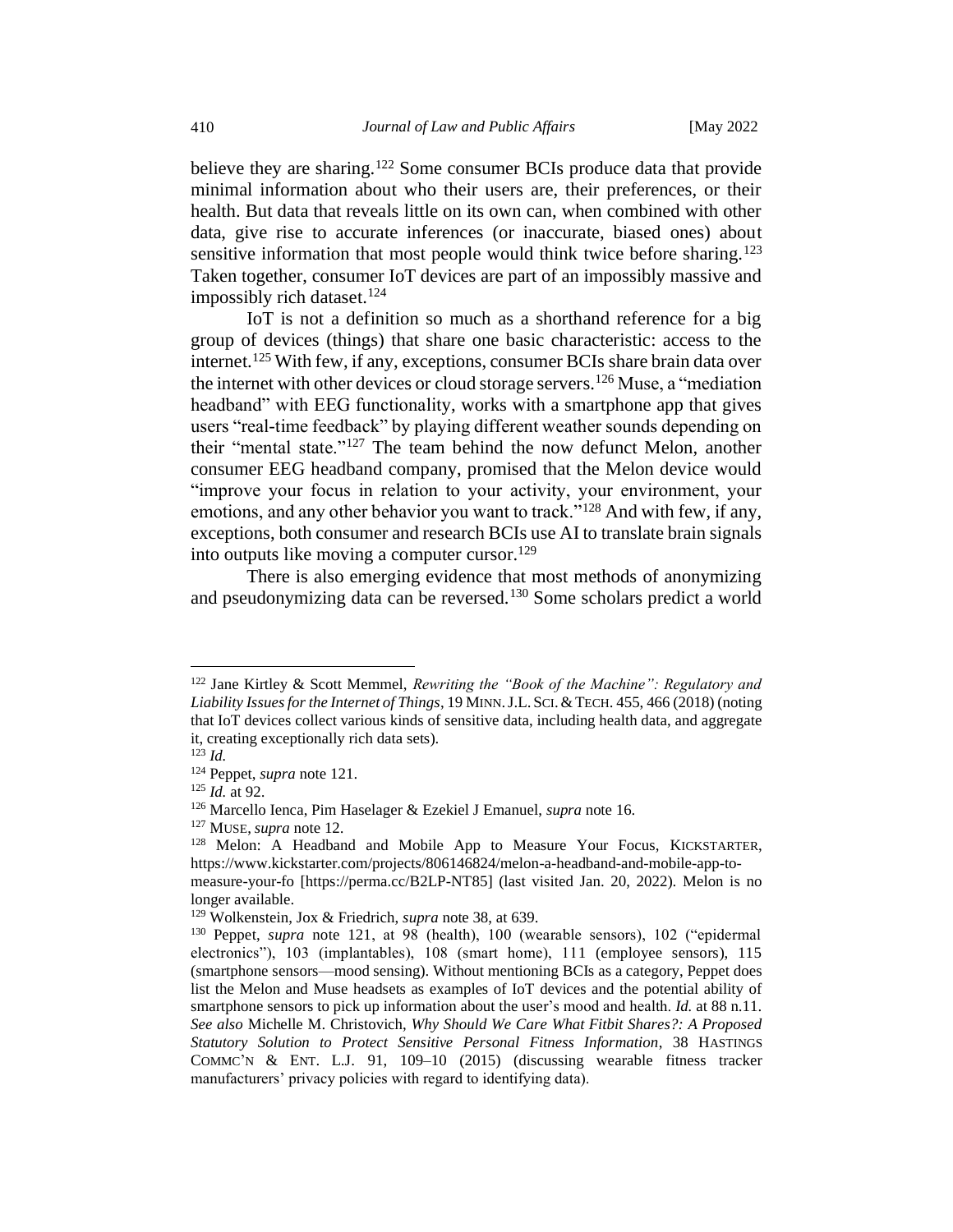believe they are sharing.[122] Some consumer BCIs produce data that provide minimal information about who their users are, their preferences, or their health. But data that reveals little on its own can, when combined with other data, give rise to accurate inferences (or inaccurate, biased ones) about sensitive information that most people would think twice before sharing.[123] Taken together, consumer IoT devices are part of an impossibly massive and impossibly rich dataset.[124]

IoT is not a definition so much as a shorthand reference for a big group of devices (things) that share one basic characteristic: access to the internet.[125] With few, if any, exceptions, consumer BCIs share brain data over the internet with other devices or cloud storage servers.[126] Muse, a "mediation headband" with EEG functionality, works with a smartphone app that gives users "real-time feedback" by playing different weather sounds depending on their "mental state."[127] The team behind the now defunct Melon, another consumer EEG headband company, promised that the Melon device would "improve your focus in relation to your activity, your environment, your emotions, and any other behavior you want to track."[128] And with few, if any, exceptions, both consumer and research BCIs use AI to translate brain signals into outputs like moving a computer cursor.[129]

There is also emerging evidence that most methods of anonymizing and pseudonymizing data can be reversed.[130] Some scholars predict a world

---

[122] Jane Kirtley & Scott Memmel, *Rewriting the "Book of the Machine": Regulatory and Liability Issues for the Internet of Things*, 19 MINN. J.L. SCI. & TECH. 455, 466 (2018) (noting that IoT devices collect various kinds of sensitive data, including health data, and aggregate it, creating exceptionally rich data sets).

[123] *Id.*

[124] Peppet, *supra* note 121.

[125] *Id.* at 92.

[126] Marcello Ienca, Pim Haselager & Ezekiel J Emanuel, *supra* note 16.

[127] MUSE, *supra* note 12.

[128] Melon: A Headband and Mobile App to Measure Your Focus, KICKSTARTER, https://www.kickstarter.com/projects/806146824/melon-a-headband-and-mobile-app-to-measure-your-fo [https://perma.cc/B2LP-NT85] (last visited Jan. 20, 2022). Melon is no longer available.

[129] Wolkenstein, Jox & Friedrich, *supra* note 38, at 639.

[130] Peppet, *supra* note 121, at 98 (health), 100 (wearable sensors), 102 ("epidermal electronics"), 103 (implantables), 108 (smart home), 111 (employee sensors), 115 (smartphone sensors—mood sensing). Without mentioning BCIs as a category, Peppet does list the Melon and Muse headsets as examples of IoT devices and the potential ability of smartphone sensors to pick up information about the user's mood and health. *Id.* at 88 n.11. *See also* Michelle M. Christovich, *Why Should We Care What Fitbit Shares?: A Proposed Statutory Solution to Protect Sensitive Personal Fitness Information*, 38 HASTINGS COMMC'N & ENT. L.J. 91, 109–10 (2015) (discussing wearable fitness tracker manufacturers' privacy policies with regard to identifying data).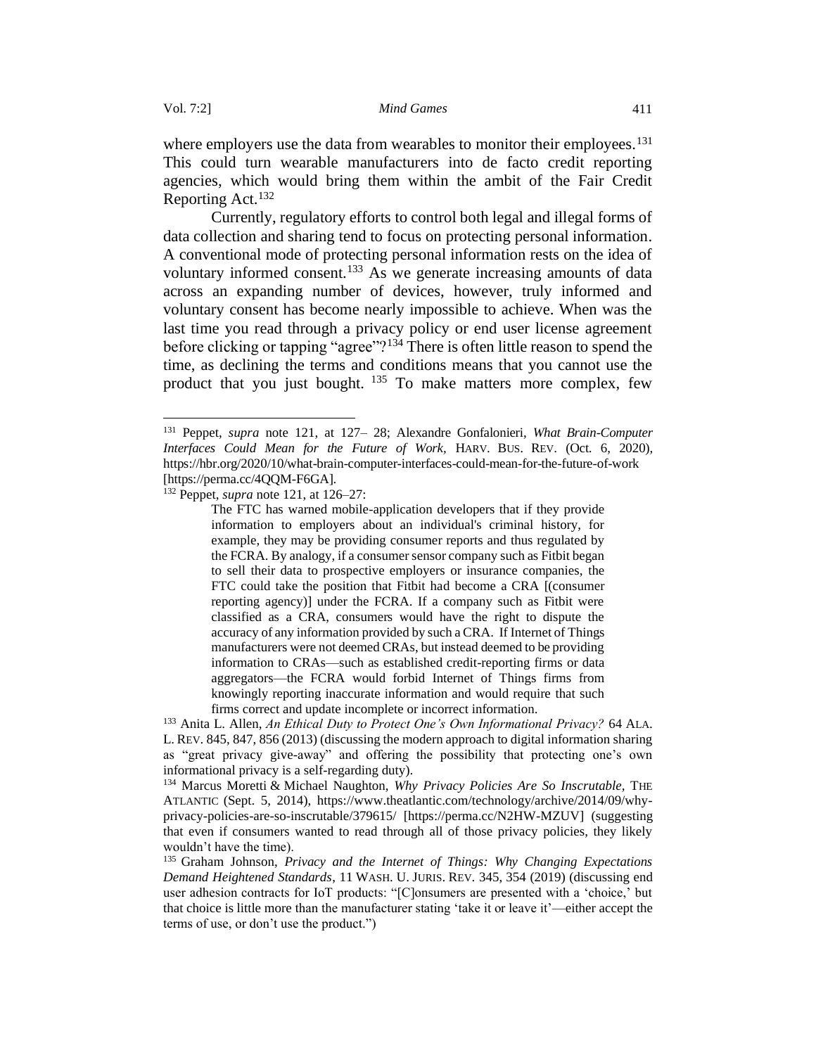where employers use the data from wearables to monitor their employees.[131] This could turn wearable manufacturers into de facto credit reporting agencies, which would bring them within the ambit of the Fair Credit Reporting Act.[132]

Currently, regulatory efforts to control both legal and illegal forms of data collection and sharing tend to focus on protecting personal information. A conventional mode of protecting personal information rests on the idea of voluntary informed consent.[133] As we generate increasing amounts of data across an expanding number of devices, however, truly informed and voluntary consent has become nearly impossible to achieve. When was the last time you read through a privacy policy or end user license agreement before clicking or tapping "agree"?[134] There is often little reason to spend the time, as declining the terms and conditions means that you cannot use the product that you just bought. [135] To make matters more complex, few

---

[131] Peppet, *supra* note 121, at 127– 28; Alexandre Gonfalonieri, *What Brain-Computer Interfaces Could Mean for the Future of Work*, HARV. BUS. REV. (Oct. 6, 2020), https://hbr.org/2020/10/what-brain-computer-interfaces-could-mean-for-the-future-of-work [https://perma.cc/4QQM-F6GA].

[132] Peppet, *supra* note 121, at 126–27:

> The FTC has warned mobile-application developers that if they provide information to employers about an individual's criminal history, for example, they may be providing consumer reports and thus regulated by the FCRA. By analogy, if a consumer sensor company such as Fitbit began to sell their data to prospective employers or insurance companies, the FTC could take the position that Fitbit had become a CRA [(consumer reporting agency)] under the FCRA. If a company such as Fitbit were classified as a CRA, consumers would have the right to dispute the accuracy of any information provided by such a CRA. If Internet of Things manufacturers were not deemed CRAs, but instead deemed to be providing information to CRAs—such as established credit-reporting firms or data aggregators—the FCRA would forbid Internet of Things firms from knowingly reporting inaccurate information and would require that such firms correct and update incomplete or incorrect information.

[133] Anita L. Allen, *An Ethical Duty to Protect One's Own Informational Privacy?* 64 ALA. L. REV. 845, 847, 856 (2013) (discussing the modern approach to digital information sharing as "great privacy give-away" and offering the possibility that protecting one's own informational privacy is a self-regarding duty).

[134] Marcus Moretti & Michael Naughton, *Why Privacy Policies Are So Inscrutable*, THE ATLANTIC (Sept. 5, 2014), https://www.theatlantic.com/technology/archive/2014/09/why-privacy-policies-are-so-inscrutable/379615/ [https://perma.cc/N2HW-MZUV] (suggesting that even if consumers wanted to read through all of those privacy policies, they likely wouldn't have the time).

[135] Graham Johnson, *Privacy and the Internet of Things: Why Changing Expectations Demand Heightened Standards*, 11 WASH. U. JURIS. REV. 345, 354 (2019) (discussing end user adhesion contracts for IoT products: "[C]onsumers are presented with a 'choice,' but that choice is little more than the manufacturer stating 'take it or leave it'—either accept the terms of use, or don't use the product.")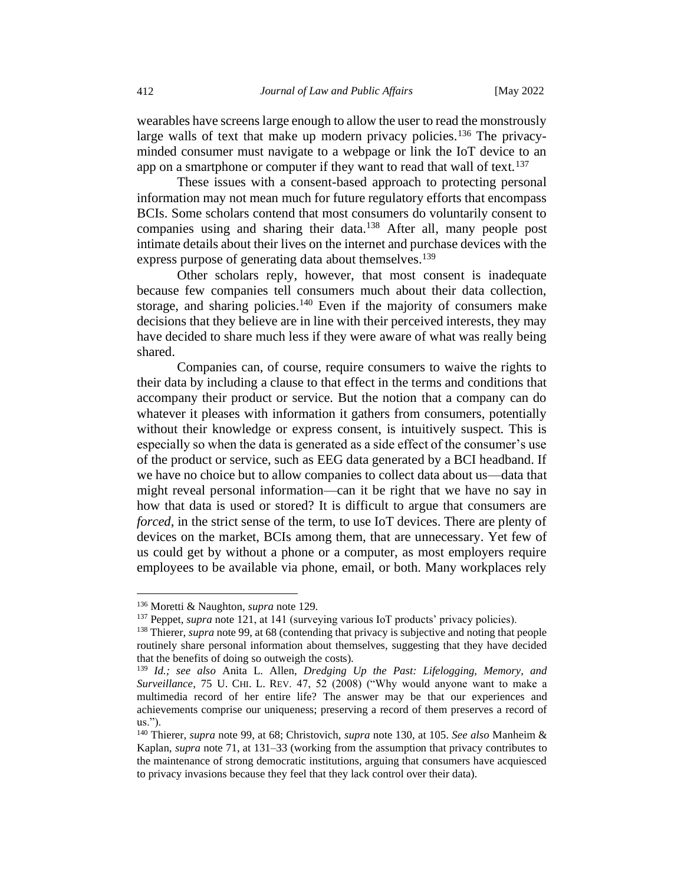wearables have screens large enough to allow the user to read the monstrously large walls of text that make up modern privacy policies.[136] The privacy-minded consumer must navigate to a webpage or link the IoT device to an app on a smartphone or computer if they want to read that wall of text.[137]

These issues with a consent-based approach to protecting personal information may not mean much for future regulatory efforts that encompass BCIs. Some scholars contend that most consumers do voluntarily consent to companies using and sharing their data.[138] After all, many people post intimate details about their lives on the internet and purchase devices with the express purpose of generating data about themselves.[139]

Other scholars reply, however, that most consent is inadequate because few companies tell consumers much about their data collection, storage, and sharing policies.[140] Even if the majority of consumers make decisions that they believe are in line with their perceived interests, they may have decided to share much less if they were aware of what was really being shared.

Companies can, of course, require consumers to waive the rights to their data by including a clause to that effect in the terms and conditions that accompany their product or service. But the notion that a company can do whatever it pleases with information it gathers from consumers, potentially without their knowledge or express consent, is intuitively suspect. This is especially so when the data is generated as a side effect of the consumer's use of the product or service, such as EEG data generated by a BCI headband. If we have no choice but to allow companies to collect data about us—data that might reveal personal information—can it be right that we have no say in how that data is used or stored? It is difficult to argue that consumers are *forced*, in the strict sense of the term, to use IoT devices. There are plenty of devices on the market, BCIs among them, that are unnecessary. Yet few of us could get by without a phone or a computer, as most employers require employees to be available via phone, email, or both. Many workplaces rely

---

[136] Moretti & Naughton, *supra* note 129.

[137] Peppet, *supra* note 121, at 141 (surveying various IoT products' privacy policies).

[138] Thierer, *supra* note 99, at 68 (contending that privacy is subjective and noting that people routinely share personal information about themselves, suggesting that they have decided that the benefits of doing so outweigh the costs).

[139] *Id.; see also* Anita L. Allen, *Dredging Up the Past: Lifelogging, Memory, and Surveillance*, 75 U. CHI. L. REV. 47, 52 (2008) ("Why would anyone want to make a multimedia record of her entire life? The answer may be that our experiences and achievements comprise our uniqueness; preserving a record of them preserves a record of us.").

[140] Thierer, *supra* note 99, at 68; Christovich, *supra* note 130, at 105. *See also* Manheim & Kaplan, *supra* note 71, at 131–33 (working from the assumption that privacy contributes to the maintenance of strong democratic institutions, arguing that consumers have acquiesced to privacy invasions because they feel that they lack control over their data).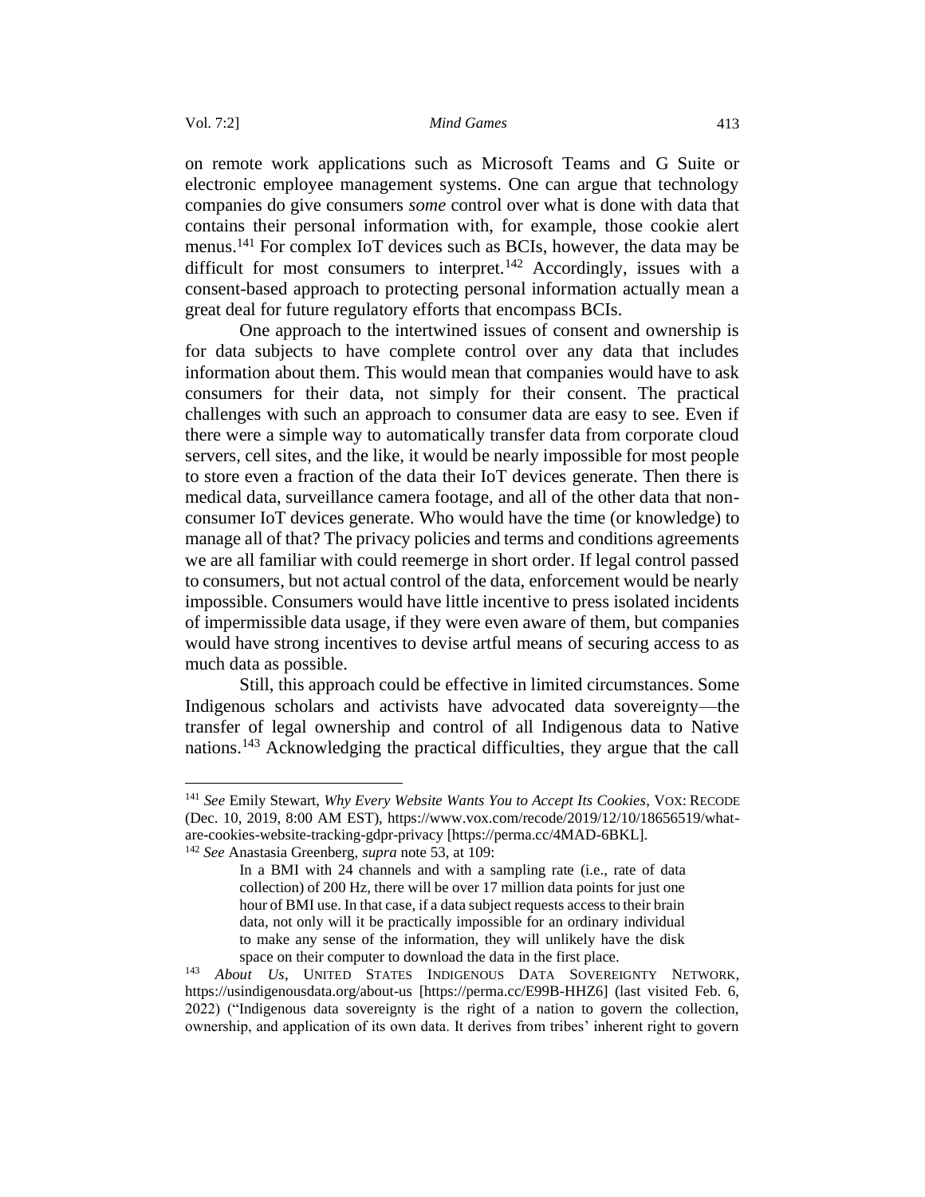on remote work applications such as Microsoft Teams and G Suite or electronic employee management systems. One can argue that technology companies do give consumers *some* control over what is done with data that contains their personal information with, for example, those cookie alert menus.[141] For complex IoT devices such as BCIs, however, the data may be difficult for most consumers to interpret.[142] Accordingly, issues with a consent-based approach to protecting personal information actually mean a great deal for future regulatory efforts that encompass BCIs.

One approach to the intertwined issues of consent and ownership is for data subjects to have complete control over any data that includes information about them. This would mean that companies would have to ask consumers for their data, not simply for their consent. The practical challenges with such an approach to consumer data are easy to see. Even if there were a simple way to automatically transfer data from corporate cloud servers, cell sites, and the like, it would be nearly impossible for most people to store even a fraction of the data their IoT devices generate. Then there is medical data, surveillance camera footage, and all of the other data that non-consumer IoT devices generate. Who would have the time (or knowledge) to manage all of that? The privacy policies and terms and conditions agreements we are all familiar with could reemerge in short order. If legal control passed to consumers, but not actual control of the data, enforcement would be nearly impossible. Consumers would have little incentive to press isolated incidents of impermissible data usage, if they were even aware of them, but companies would have strong incentives to devise artful means of securing access to as much data as possible.

Still, this approach could be effective in limited circumstances. Some Indigenous scholars and activists have advocated data sovereignty—the transfer of legal ownership and control of all Indigenous data to Native nations.[143] Acknowledging the practical difficulties, they argue that the call

---

[141] *See* Emily Stewart, *Why Every Website Wants You to Accept Its Cookies*, VOX: RECODE (Dec. 10, 2019, 8:00 AM EST), https://www.vox.com/recode/2019/12/10/18656519/what-are-cookies-website-tracking-gdpr-privacy [https://perma.cc/4MAD-6BKL].

[142] *See* Anastasia Greenberg, *supra* note 53, at 109:

> In a BMI with 24 channels and with a sampling rate (i.e., rate of data collection) of 200 Hz, there will be over 17 million data points for just one hour of BMI use. In that case, if a data subject requests access to their brain data, not only will it be practically impossible for an ordinary individual to make any sense of the information, they will unlikely have the disk space on their computer to download the data in the first place.

[143] *About Us*, UNITED STATES INDIGENOUS DATA SOVEREIGNTY NETWORK, https://usindigenousdata.org/about-us [https://perma.cc/E99B-HHZ6] (last visited Feb. 6, 2022) ("Indigenous data sovereignty is the right of a nation to govern the collection, ownership, and application of its own data. It derives from tribes' inherent right to govern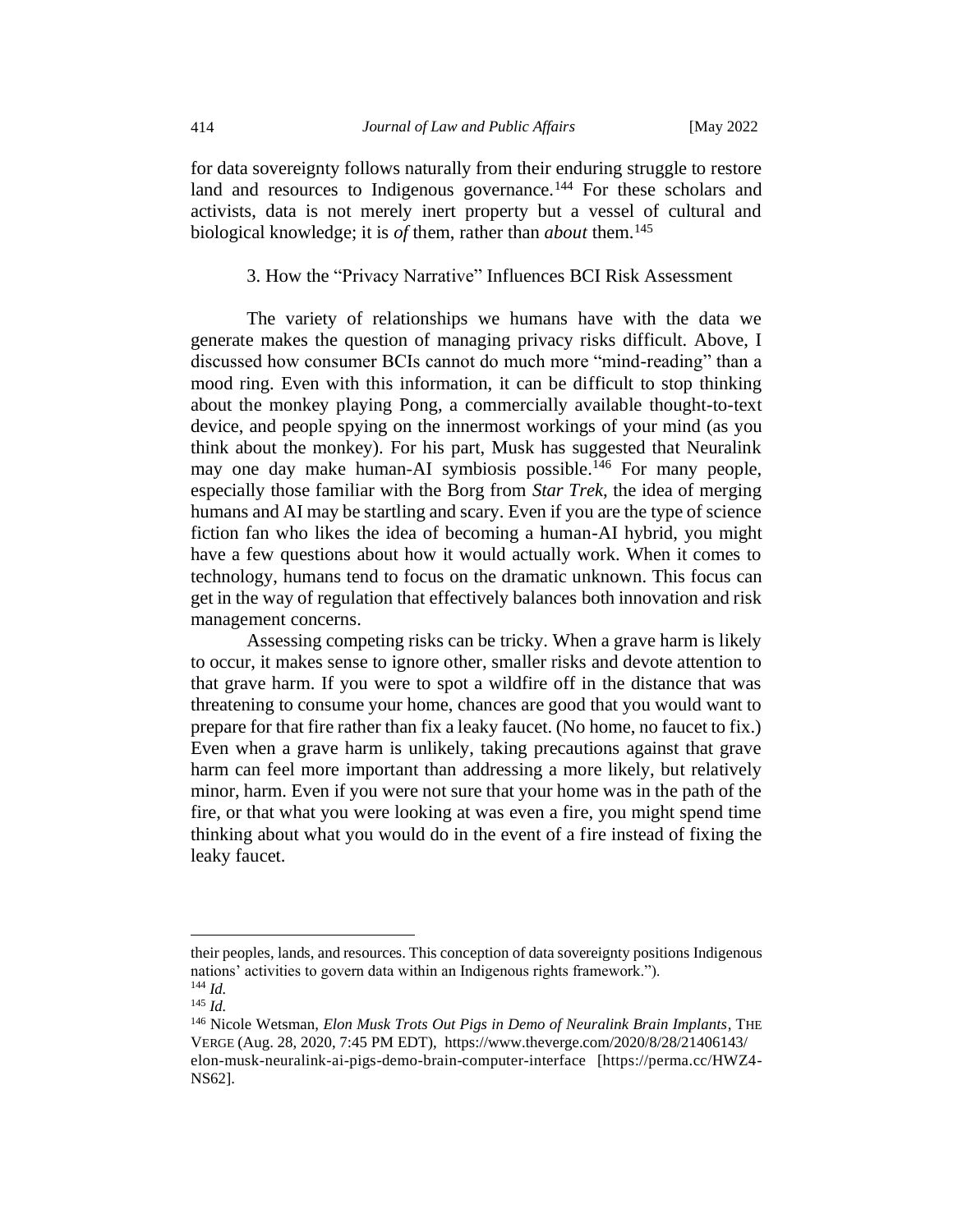for data sovereignty follows naturally from their enduring struggle to restore land and resources to Indigenous governance.[144] For these scholars and activists, data is not merely inert property but a vessel of cultural and biological knowledge; it is *of* them, rather than *about* them.[145]

### 3. How the "Privacy Narrative" Influences BCI Risk Assessment

The variety of relationships we humans have with the data we generate makes the question of managing privacy risks difficult. Above, I discussed how consumer BCIs cannot do much more "mind-reading" than a mood ring. Even with this information, it can be difficult to stop thinking about the monkey playing Pong, a commercially available thought-to-text device, and people spying on the innermost workings of your mind (as you think about the monkey). For his part, Musk has suggested that Neuralink may one day make human-AI symbiosis possible.[146] For many people, especially those familiar with the Borg from *Star Trek*, the idea of merging humans and AI may be startling and scary. Even if you are the type of science fiction fan who likes the idea of becoming a human-AI hybrid, you might have a few questions about how it would actually work. When it comes to technology, humans tend to focus on the dramatic unknown. This focus can get in the way of regulation that effectively balances both innovation and risk management concerns.

Assessing competing risks can be tricky. When a grave harm is likely to occur, it makes sense to ignore other, smaller risks and devote attention to that grave harm. If you were to spot a wildfire off in the distance that was threatening to consume your home, chances are good that you would want to prepare for that fire rather than fix a leaky faucet. (No home, no faucet to fix.) Even when a grave harm is unlikely, taking precautions against that grave harm can feel more important than addressing a more likely, but relatively minor, harm. Even if you were not sure that your home was in the path of the fire, or that what you were looking at was even a fire, you might spend time thinking about what you would do in the event of a fire instead of fixing the leaky faucet.

---

their peoples, lands, and resources. This conception of data sovereignty positions Indigenous nations' activities to govern data within an Indigenous rights framework.").

[144] *Id.*

[145] *Id.*

[146] Nicole Wetsman, *Elon Musk Trots Out Pigs in Demo of Neuralink Brain Implants*, THE VERGE (Aug. 28, 2020, 7:45 PM EDT), https://www.theverge.com/2020/8/28/21406143/elon-musk-neuralink-ai-pigs-demo-brain-computer-interface [https://perma.cc/HWZ4-NS62].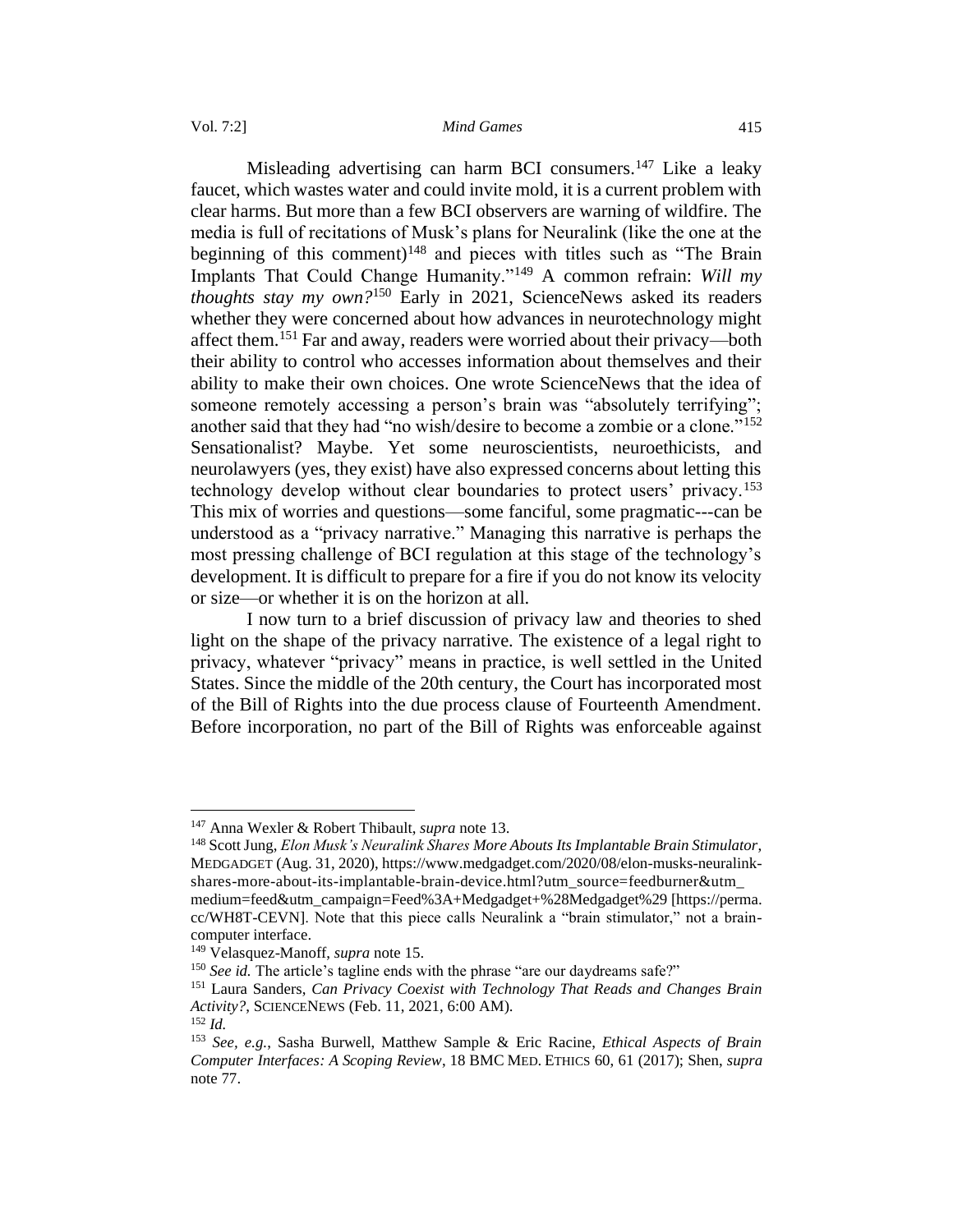Misleading advertising can harm BCI consumers.[147] Like a leaky faucet, which wastes water and could invite mold, it is a current problem with clear harms. But more than a few BCI observers are warning of wildfire. The media is full of recitations of Musk's plans for Neuralink (like the one at the beginning of this comment)[148] and pieces with titles such as "The Brain Implants That Could Change Humanity."[149] A common refrain: *Will my thoughts stay my own?*[150] Early in 2021, ScienceNews asked its readers whether they were concerned about how advances in neurotechnology might affect them.[151] Far and away, readers were worried about their privacy—both their ability to control who accesses information about themselves and their ability to make their own choices. One wrote ScienceNews that the idea of someone remotely accessing a person's brain was "absolutely terrifying"; another said that they had "no wish/desire to become a zombie or a clone."[152] Sensationalist? Maybe. Yet some neuroscientists, neuroethicists, and neurolawyers (yes, they exist) have also expressed concerns about letting this technology develop without clear boundaries to protect users' privacy.[153] This mix of worries and questions—some fanciful, some pragmatic---can be understood as a "privacy narrative." Managing this narrative is perhaps the most pressing challenge of BCI regulation at this stage of the technology's development. It is difficult to prepare for a fire if you do not know its velocity or size—or whether it is on the horizon at all.

I now turn to a brief discussion of privacy law and theories to shed light on the shape of the privacy narrative. The existence of a legal right to privacy, whatever "privacy" means in practice, is well settled in the United States. Since the middle of the 20th century, the Court has incorporated most of the Bill of Rights into the due process clause of Fourteenth Amendment. Before incorporation, no part of the Bill of Rights was enforceable against

---

[147] Anna Wexler & Robert Thibault, *supra* note 13.

[148] Scott Jung, *Elon Musk's Neuralink Shares More Abouts Its Implantable Brain Stimulator*, MEDGADGET (Aug. 31, 2020), https://www.medgadget.com/2020/08/elon-musks-neuralink-shares-more-about-its-implantable-brain-device.html?utm_source=feedburner&utm_medium=feed&utm_campaign=Feed%3A+Medgadget+%28Medgadget%29 [https://perma.cc/WH8T-CEVN]. Note that this piece calls Neuralink a "brain stimulator," not a brain-computer interface.

[149] Velasquez-Manoff, *supra* note 15.

[150] *See id.* The article's tagline ends with the phrase "are our daydreams safe?"

[151] Laura Sanders, *Can Privacy Coexist with Technology That Reads and Changes Brain Activity?*, SCIENCENEWS (Feb. 11, 2021, 6:00 AM).

[152] *Id.*

[153] *See, e.g.*, Sasha Burwell, Matthew Sample & Eric Racine, *Ethical Aspects of Brain Computer Interfaces: A Scoping Review*, 18 BMC MED. ETHICS 60, 61 (2017); Shen, *supra* note 77.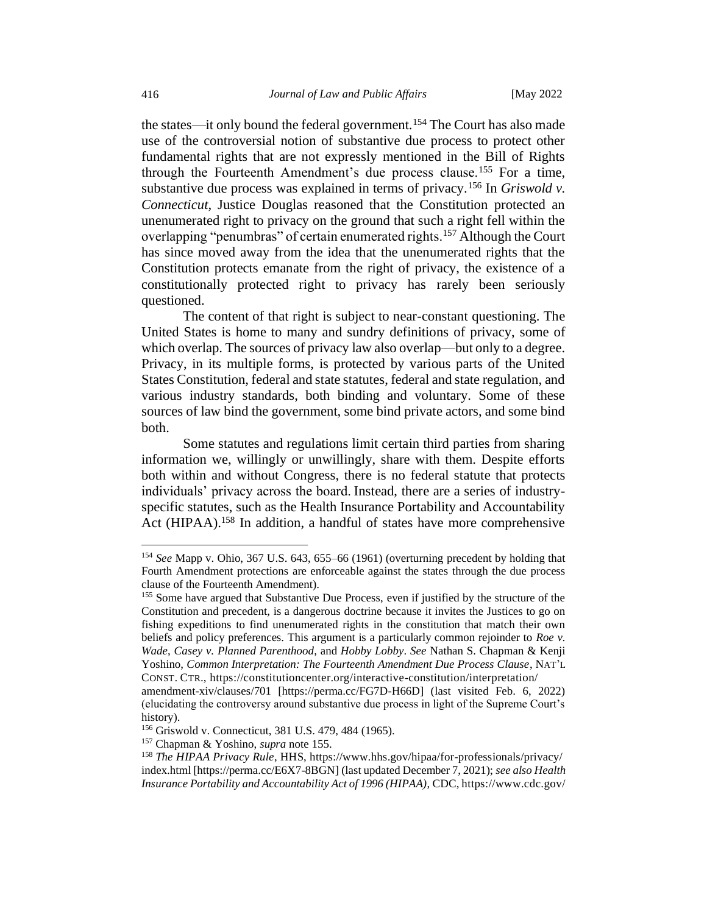the states—it only bound the federal government.[154] The Court has also made use of the controversial notion of substantive due process to protect other fundamental rights that are not expressly mentioned in the Bill of Rights through the Fourteenth Amendment's due process clause.[155] For a time, substantive due process was explained in terms of privacy.[156] In *Griswold v. Connecticut*, Justice Douglas reasoned that the Constitution protected an unenumerated right to privacy on the ground that such a right fell within the overlapping "penumbras" of certain enumerated rights.[157] Although the Court has since moved away from the idea that the unenumerated rights that the Constitution protects emanate from the right of privacy, the existence of a constitutionally protected right to privacy has rarely been seriously questioned.

The content of that right is subject to near-constant questioning. The United States is home to many and sundry definitions of privacy, some of which overlap. The sources of privacy law also overlap—but only to a degree. Privacy, in its multiple forms, is protected by various parts of the United States Constitution, federal and state statutes, federal and state regulation, and various industry standards, both binding and voluntary. Some of these sources of law bind the government, some bind private actors, and some bind both.

Some statutes and regulations limit certain third parties from sharing information we, willingly or unwillingly, share with them. Despite efforts both within and without Congress, there is no federal statute that protects individuals' privacy across the board. Instead, there are a series of industry-specific statutes, such as the Health Insurance Portability and Accountability Act (HIPAA).[158] In addition, a handful of states have more comprehensive

---

[154] *See* Mapp v. Ohio, 367 U.S. 643, 655–66 (1961) (overturning precedent by holding that Fourth Amendment protections are enforceable against the states through the due process clause of the Fourteenth Amendment).

[155] Some have argued that Substantive Due Process, even if justified by the structure of the Constitution and precedent, is a dangerous doctrine because it invites the Justices to go on fishing expeditions to find unenumerated rights in the constitution that match their own beliefs and policy preferences. This argument is a particularly common rejoinder to *Roe v. Wade*, *Casey v. Planned Parenthood*, and *Hobby Lobby*. *See* Nathan S. Chapman & Kenji Yoshino, *Common Interpretation: The Fourteenth Amendment Due Process Clause*, NAT'L CONST. CTR., https://constitutioncenter.org/interactive-constitution/interpretation/amendment-xiv/clauses/701 [https://perma.cc/FG7D-H66D] (last visited Feb. 6, 2022) (elucidating the controversy around substantive due process in light of the Supreme Court's history).

[156] Griswold v. Connecticut, 381 U.S. 479, 484 (1965).

[157] Chapman & Yoshino, *supra* note 155.

[158] *The HIPAA Privacy Rule*, HHS, https://www.hhs.gov/hipaa/for-professionals/privacy/index.html [https://perma.cc/E6X7-8BGN] (last updated December 7, 2021); *see also Health Insurance Portability and Accountability Act of 1996 (HIPAA)*, CDC, https://www.cdc.gov/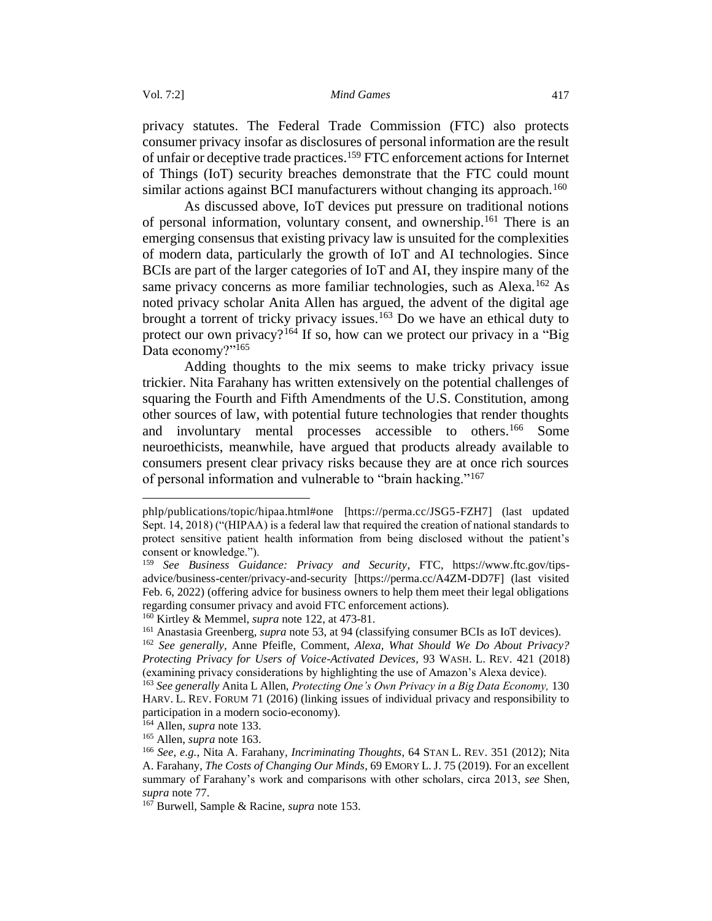privacy statutes. The Federal Trade Commission (FTC) also protects consumer privacy insofar as disclosures of personal information are the result of unfair or deceptive trade practices.[159] FTC enforcement actions for Internet of Things (IoT) security breaches demonstrate that the FTC could mount similar actions against BCI manufacturers without changing its approach.[160]

As discussed above, IoT devices put pressure on traditional notions of personal information, voluntary consent, and ownership.[161] There is an emerging consensus that existing privacy law is unsuited for the complexities of modern data, particularly the growth of IoT and AI technologies. Since BCIs are part of the larger categories of IoT and AI, they inspire many of the same privacy concerns as more familiar technologies, such as Alexa.[162] As noted privacy scholar Anita Allen has argued, the advent of the digital age brought a torrent of tricky privacy issues.[163] Do we have an ethical duty to protect our own privacy?[164] If so, how can we protect our privacy in a "Big Data economy?"[165]

Adding thoughts to the mix seems to make tricky privacy issue trickier. Nita Farahany has written extensively on the potential challenges of squaring the Fourth and Fifth Amendments of the U.S. Constitution, among other sources of law, with potential future technologies that render thoughts and involuntary mental processes accessible to others.[166] Some neuroethicists, meanwhile, have argued that products already available to consumers present clear privacy risks because they are at once rich sources of personal information and vulnerable to "brain hacking."[167]

---

phlp/publications/topic/hipaa.html#one [https://perma.cc/JSG5-FZH7] (last updated Sept. 14, 2018) ("(HIPAA) is a federal law that required the creation of national standards to protect sensitive patient health information from being disclosed without the patient's consent or knowledge.").

[159] *See Business Guidance: Privacy and Security*, FTC, https://www.ftc.gov/tips-advice/business-center/privacy-and-security [https://perma.cc/A4ZM-DD7F] (last visited Feb. 6, 2022) (offering advice for business owners to help them meet their legal obligations regarding consumer privacy and avoid FTC enforcement actions).

[160] Kirtley & Memmel, *supra* note 122, at 473-81.

[161] Anastasia Greenberg, *supra* note 53, at 94 (classifying consumer BCIs as IoT devices).

[162] *See generally*, Anne Pfeifle, Comment, *Alexa, What Should We Do About Privacy? Protecting Privacy for Users of Voice-Activated Devices*, 93 WASH. L. REV. 421 (2018) (examining privacy considerations by highlighting the use of Amazon's Alexa device).

[163] *See generally* Anita L Allen, *Protecting One's Own Privacy in a Big Data Economy,* 130 HARV. L. REV. FORUM 71 (2016) (linking issues of individual privacy and responsibility to participation in a modern socio-economy).

[164] Allen, *supra* note 133.

[165] Allen, *supra* note 163.

[166] *See, e.g.*, Nita A. Farahany, *Incriminating Thoughts*, 64 STAN L. REV. 351 (2012); Nita A. Farahany, *The Costs of Changing Our Minds*, 69 EMORY L. J. 75 (2019). For an excellent summary of Farahany's work and comparisons with other scholars, circa 2013, *see* Shen, *supra* note 77.

[167] Burwell, Sample & Racine, *supra* note 153.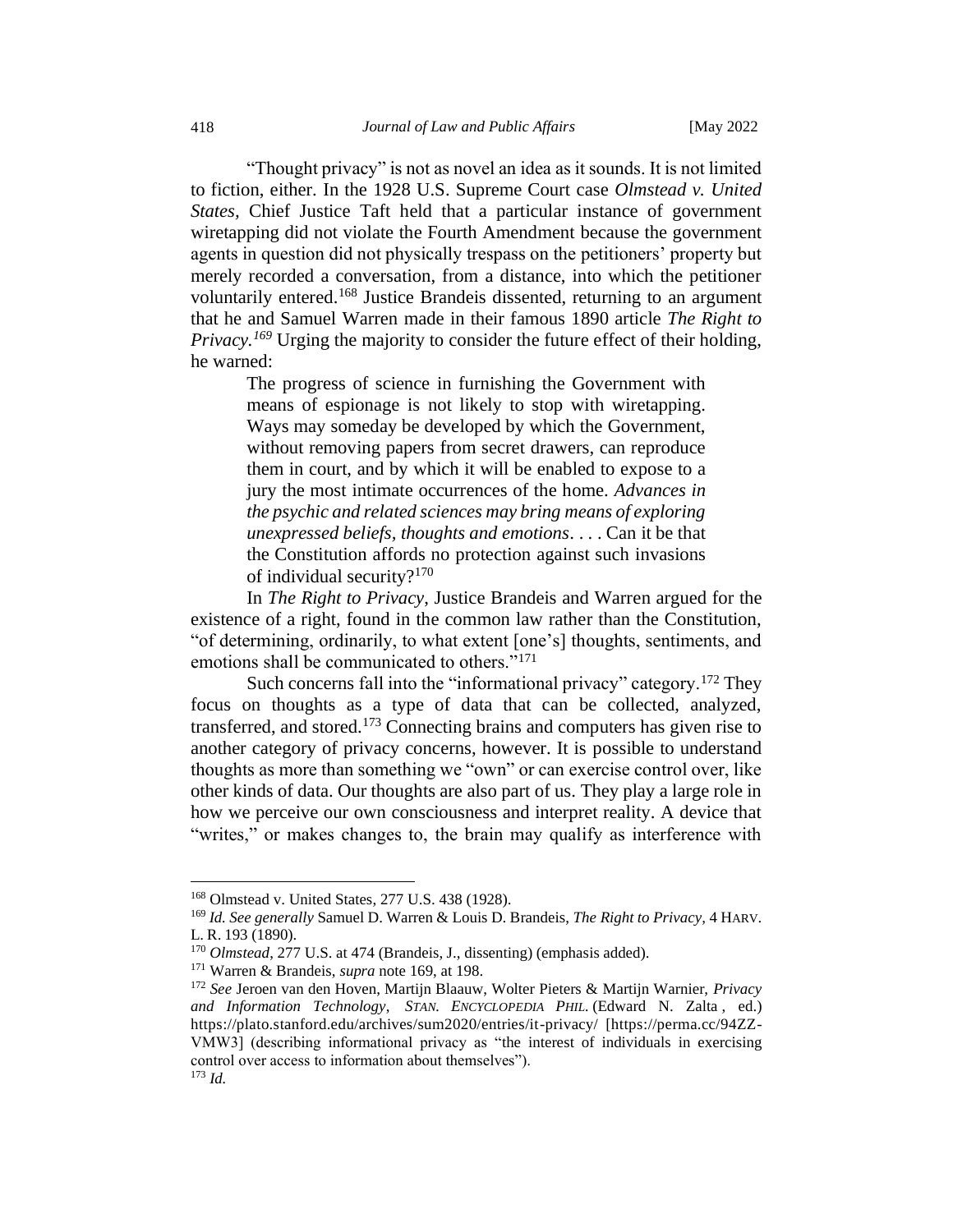"Thought privacy" is not as novel an idea as it sounds. It is not limited to fiction, either. In the 1928 U.S. Supreme Court case *Olmstead v. United States*, Chief Justice Taft held that a particular instance of government wiretapping did not violate the Fourth Amendment because the government agents in question did not physically trespass on the petitioners' property but merely recorded a conversation, from a distance, into which the petitioner voluntarily entered.[168] Justice Brandeis dissented, returning to an argument that he and Samuel Warren made in their famous 1890 article *The Right to Privacy.*[169] Urging the majority to consider the future effect of their holding, he warned:

> The progress of science in furnishing the Government with means of espionage is not likely to stop with wiretapping. Ways may someday be developed by which the Government, without removing papers from secret drawers, can reproduce them in court, and by which it will be enabled to expose to a jury the most intimate occurrences of the home. *Advances in the psychic and related sciences may bring means of exploring unexpressed beliefs, thoughts and emotions*. . . . Can it be that the Constitution affords no protection against such invasions of individual security?[170]

In *The Right to Privacy*, Justice Brandeis and Warren argued for the existence of a right, found in the common law rather than the Constitution, "of determining, ordinarily, to what extent [one's] thoughts, sentiments, and emotions shall be communicated to others."[171]

Such concerns fall into the "informational privacy" category.[172] They focus on thoughts as a type of data that can be collected, analyzed, transferred, and stored.[173] Connecting brains and computers has given rise to another category of privacy concerns, however. It is possible to understand thoughts as more than something we "own" or can exercise control over, like other kinds of data. Our thoughts are also part of us. They play a large role in how we perceive our own consciousness and interpret reality. A device that "writes," or makes changes to, the brain may qualify as interference with

---

[168] Olmstead v. United States, 277 U.S. 438 (1928).

[169] *Id. See generally* Samuel D. Warren & Louis D. Brandeis, *The Right to Privacy*, 4 HARV. L. R. 193 (1890).

[170] *Olmstead*, 277 U.S. at 474 (Brandeis, J., dissenting) (emphasis added).

[171] Warren & Brandeis, *supra* note 169, at 198.

[172] *See* Jeroen van den Hoven, Martijn Blaauw, Wolter Pieters & Martijn Warnier, *Privacy and Information Technology*, STAN. ENCYCLOPEDIA PHIL. (Edward N. Zalta , ed.) https://plato.stanford.edu/archives/sum2020/entries/it-privacy/ [https://perma.cc/94ZZ-VMW3] (describing informational privacy as "the interest of individuals in exercising control over access to information about themselves").

[173] *Id.*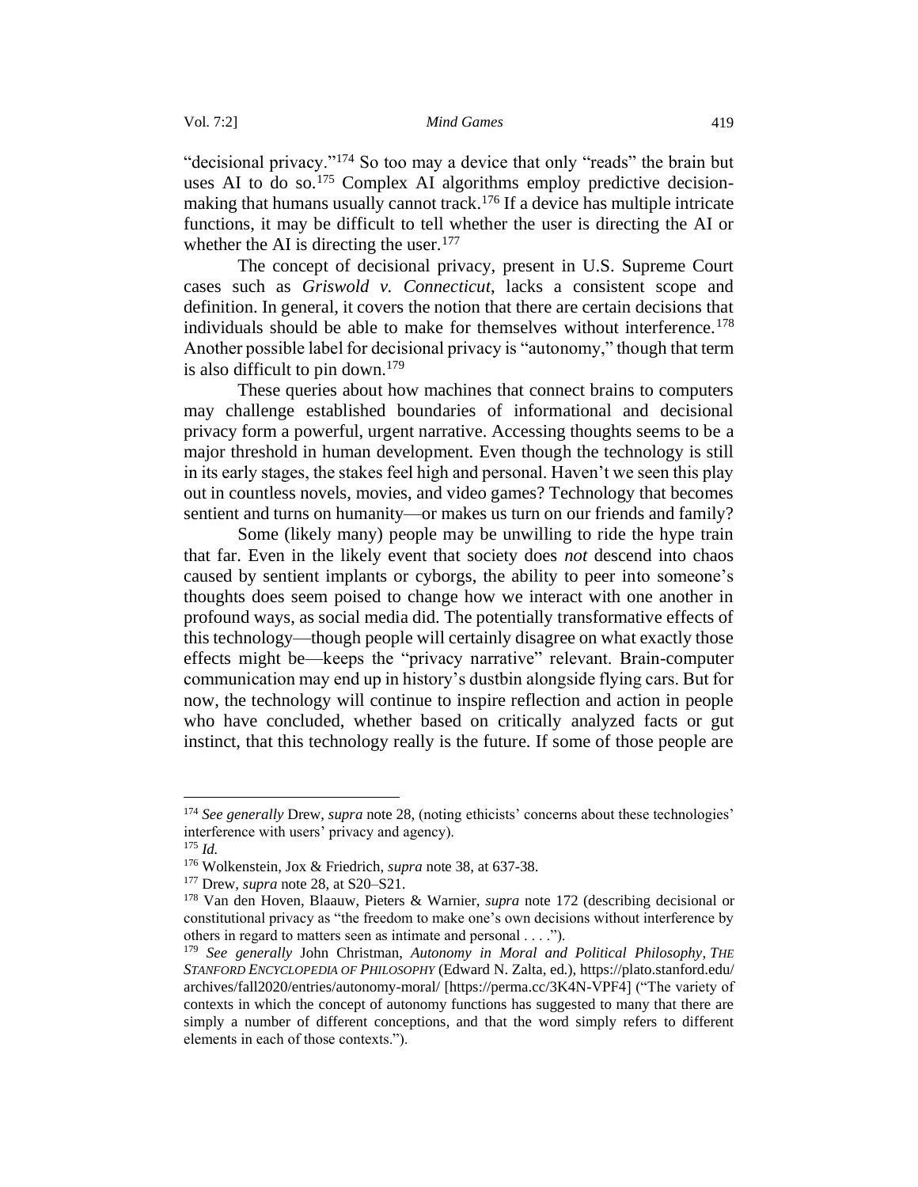"decisional privacy."[174] So too may a device that only "reads" the brain but uses AI to do so.[175] Complex AI algorithms employ predictive decision-making that humans usually cannot track.[176] If a device has multiple intricate functions, it may be difficult to tell whether the user is directing the AI or whether the AI is directing the user.[177]

The concept of decisional privacy, present in U.S. Supreme Court cases such as *Griswold v. Connecticut*, lacks a consistent scope and definition. In general, it covers the notion that there are certain decisions that individuals should be able to make for themselves without interference.[178] Another possible label for decisional privacy is "autonomy," though that term is also difficult to pin down.[179]

These queries about how machines that connect brains to computers may challenge established boundaries of informational and decisional privacy form a powerful, urgent narrative. Accessing thoughts seems to be a major threshold in human development. Even though the technology is still in its early stages, the stakes feel high and personal. Haven't we seen this play out in countless novels, movies, and video games? Technology that becomes sentient and turns on humanity—or makes us turn on our friends and family?

Some (likely many) people may be unwilling to ride the hype train that far. Even in the likely event that society does *not* descend into chaos caused by sentient implants or cyborgs, the ability to peer into someone's thoughts does seem poised to change how we interact with one another in profound ways, as social media did. The potentially transformative effects of this technology—though people will certainly disagree on what exactly those effects might be—keeps the "privacy narrative" relevant. Brain-computer communication may end up in history's dustbin alongside flying cars. But for now, the technology will continue to inspire reflection and action in people who have concluded, whether based on critically analyzed facts or gut instinct, that this technology really is the future. If some of those people are

---

[174] *See generally* Drew, *supra* note 28, (noting ethicists' concerns about these technologies' interference with users' privacy and agency).

[175] *Id.*

[176] Wolkenstein, Jox & Friedrich, *supra* note 38, at 637-38.

[177] Drew, *supra* note 28, at S20–S21.

[178] Van den Hoven, Blaauw, Pieters & Warnier, *supra* note 172 (describing decisional or constitutional privacy as "the freedom to make one's own decisions without interference by others in regard to matters seen as intimate and personal . . . .").

[179] *See generally* John Christman, *Autonomy in Moral and Political Philosophy*, *The Stanford Encyclopedia of Philosophy* (Edward N. Zalta, ed.), https://plato.stanford.edu/archives/fall2020/entries/autonomy-moral/ [https://perma.cc/3K4N-VPF4] ("The variety of contexts in which the concept of autonomy functions has suggested to many that there are simply a number of different conceptions, and that the word simply refers to different elements in each of those contexts.").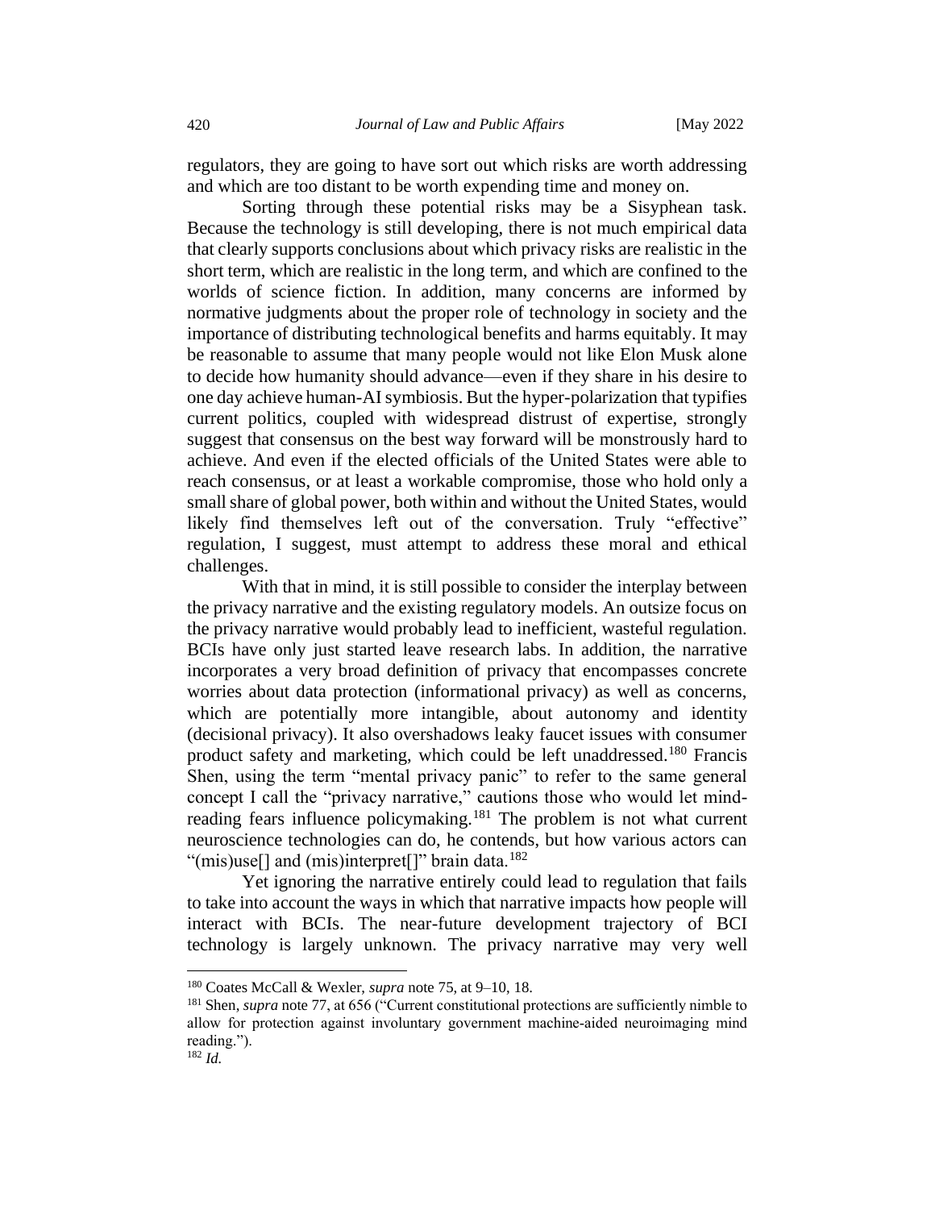regulators, they are going to have sort out which risks are worth addressing and which are too distant to be worth expending time and money on.

Sorting through these potential risks may be a Sisyphean task. Because the technology is still developing, there is not much empirical data that clearly supports conclusions about which privacy risks are realistic in the short term, which are realistic in the long term, and which are confined to the worlds of science fiction. In addition, many concerns are informed by normative judgments about the proper role of technology in society and the importance of distributing technological benefits and harms equitably. It may be reasonable to assume that many people would not like Elon Musk alone to decide how humanity should advance—even if they share in his desire to one day achieve human-AI symbiosis. But the hyper-polarization that typifies current politics, coupled with widespread distrust of expertise, strongly suggest that consensus on the best way forward will be monstrously hard to achieve. And even if the elected officials of the United States were able to reach consensus, or at least a workable compromise, those who hold only a small share of global power, both within and without the United States, would likely find themselves left out of the conversation. Truly "effective" regulation, I suggest, must attempt to address these moral and ethical challenges.

With that in mind, it is still possible to consider the interplay between the privacy narrative and the existing regulatory models. An outsize focus on the privacy narrative would probably lead to inefficient, wasteful regulation. BCIs have only just started leave research labs. In addition, the narrative incorporates a very broad definition of privacy that encompasses concrete worries about data protection (informational privacy) as well as concerns, which are potentially more intangible, about autonomy and identity (decisional privacy). It also overshadows leaky faucet issues with consumer product safety and marketing, which could be left unaddressed.[180] Francis Shen, using the term "mental privacy panic" to refer to the same general concept I call the "privacy narrative," cautions those who would let mind-reading fears influence policymaking.[181] The problem is not what current neuroscience technologies can do, he contends, but how various actors can "(mis)use[] and (mis)interpret[]" brain data.[182]

Yet ignoring the narrative entirely could lead to regulation that fails to take into account the ways in which that narrative impacts how people will interact with BCIs. The near-future development trajectory of BCI technology is largely unknown. The privacy narrative may very well

---

[180] Coates McCall & Wexler, *supra* note 75, at 9–10, 18.

[181] Shen, *supra* note 77, at 656 ("Current constitutional protections are sufficiently nimble to allow for protection against involuntary government machine-aided neuroimaging mind reading.").

[182] *Id.*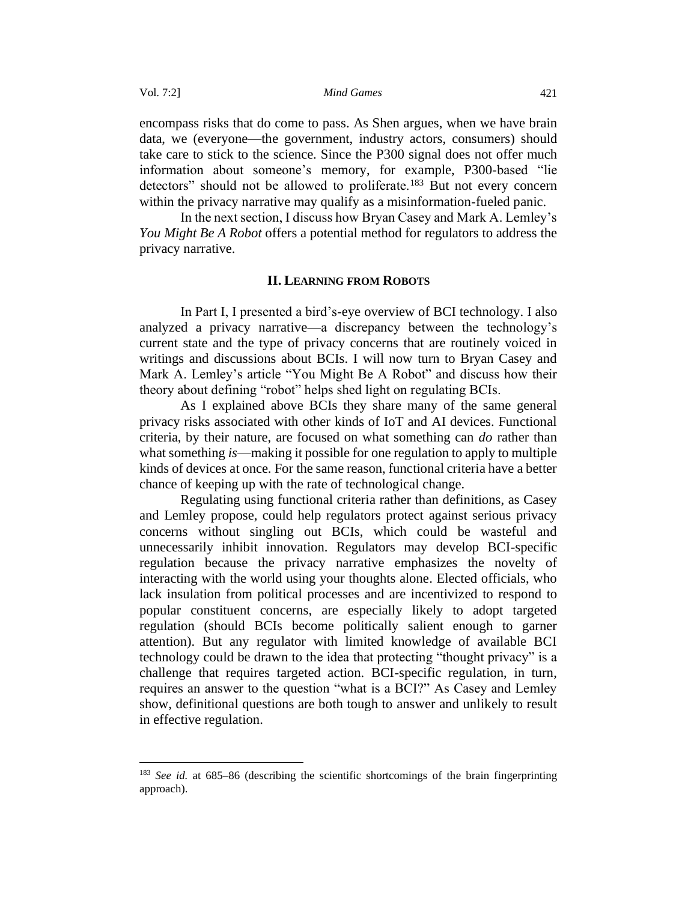encompass risks that do come to pass. As Shen argues, when we have brain data, we (everyone—the government, industry actors, consumers) should take care to stick to the science. Since the P300 signal does not offer much information about someone's memory, for example, P300-based "lie detectors" should not be allowed to proliferate.[183] But not every concern within the privacy narrative may qualify as a misinformation-fueled panic.

In the next section, I discuss how Bryan Casey and Mark A. Lemley's *You Might Be A Robot* offers a potential method for regulators to address the privacy narrative.

## II. LEARNING FROM ROBOTS

In Part I, I presented a bird's-eye overview of BCI technology. I also analyzed a privacy narrative—a discrepancy between the technology's current state and the type of privacy concerns that are routinely voiced in writings and discussions about BCIs. I will now turn to Bryan Casey and Mark A. Lemley's article "You Might Be A Robot" and discuss how their theory about defining "robot" helps shed light on regulating BCIs.

As I explained above BCIs they share many of the same general privacy risks associated with other kinds of IoT and AI devices. Functional criteria, by their nature, are focused on what something can *do* rather than what something *is*—making it possible for one regulation to apply to multiple kinds of devices at once. For the same reason, functional criteria have a better chance of keeping up with the rate of technological change.

Regulating using functional criteria rather than definitions, as Casey and Lemley propose, could help regulators protect against serious privacy concerns without singling out BCIs, which could be wasteful and unnecessarily inhibit innovation. Regulators may develop BCI-specific regulation because the privacy narrative emphasizes the novelty of interacting with the world using your thoughts alone. Elected officials, who lack insulation from political processes and are incentivized to respond to popular constituent concerns, are especially likely to adopt targeted regulation (should BCIs become politically salient enough to garner attention). But any regulator with limited knowledge of available BCI technology could be drawn to the idea that protecting "thought privacy" is a challenge that requires targeted action. BCI-specific regulation, in turn, requires an answer to the question "what is a BCI?" As Casey and Lemley show, definitional questions are both tough to answer and unlikely to result in effective regulation.

---

[183] *See id.* at 685–86 (describing the scientific shortcomings of the brain fingerprinting approach).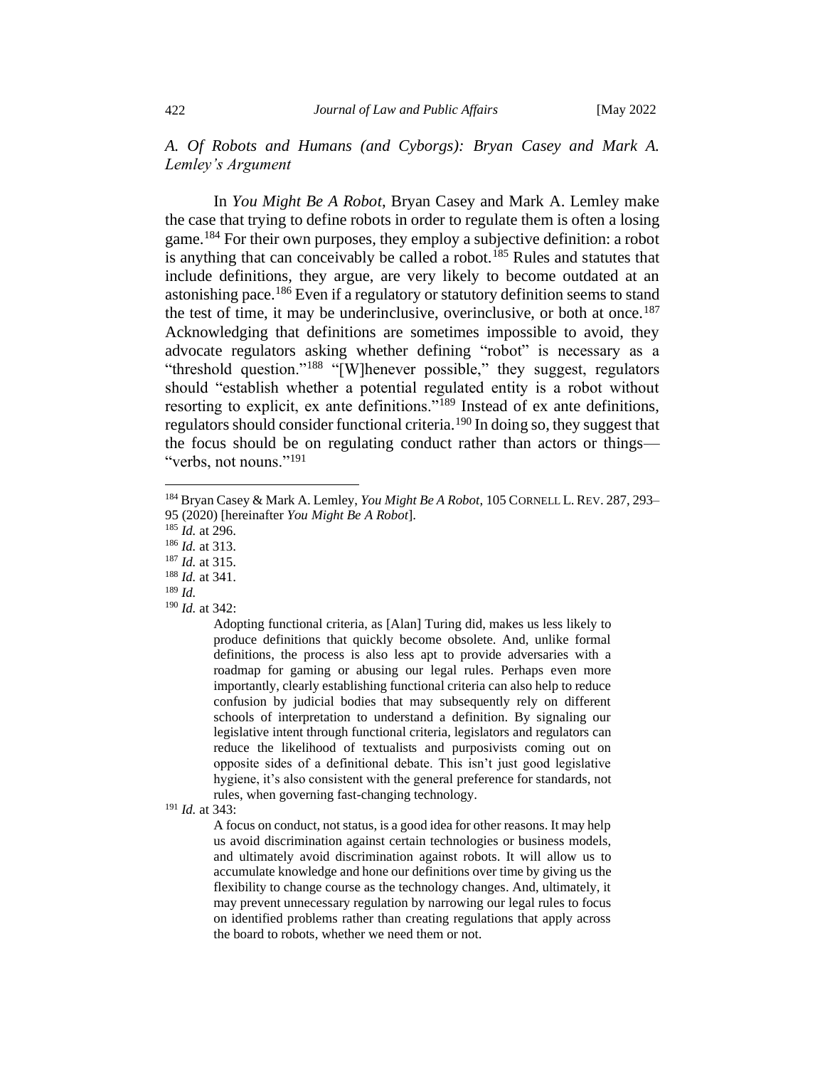### *A. Of Robots and Humans (and Cyborgs): Bryan Casey and Mark A. Lemley's Argument*

In *You Might Be A Robot*, Bryan Casey and Mark A. Lemley make the case that trying to define robots in order to regulate them is often a losing game.[184] For their own purposes, they employ a subjective definition: a robot is anything that can conceivably be called a robot.[185] Rules and statutes that include definitions, they argue, are very likely to become outdated at an astonishing pace.[186] Even if a regulatory or statutory definition seems to stand the test of time, it may be underinclusive, overinclusive, or both at once.[187] Acknowledging that definitions are sometimes impossible to avoid, they advocate regulators asking whether defining "robot" is necessary as a "threshold question."[188] "[W]henever possible," they suggest, regulators should "establish whether a potential regulated entity is a robot without resorting to explicit, ex ante definitions."[189] Instead of ex ante definitions, regulators should consider functional criteria.[190] In doing so, they suggest that the focus should be on regulating conduct rather than actors or things—"verbs, not nouns."[191]

---

[184] Bryan Casey & Mark A. Lemley, *You Might Be A Robot*, 105 CORNELL L. REV. 287, 293–95 (2020) [hereinafter *You Might Be A Robot*].

[185] *Id.* at 296.

[186] *Id.* at 313.

[187] *Id.* at 315.

[188] *Id.* at 341.

[189] *Id.*

[190] *Id.* at 342:

> Adopting functional criteria, as [Alan] Turing did, makes us less likely to produce definitions that quickly become obsolete. And, unlike formal definitions, the process is also less apt to provide adversaries with a roadmap for gaming or abusing our legal rules. Perhaps even more importantly, clearly establishing functional criteria can also help to reduce confusion by judicial bodies that may subsequently rely on different schools of interpretation to understand a definition. By signaling our legislative intent through functional criteria, legislators and regulators can reduce the likelihood of textualists and purposivists coming out on opposite sides of a definitional debate. This isn't just good legislative hygiene, it's also consistent with the general preference for standards, not rules, when governing fast-changing technology.

[191] *Id.* at 343:

> A focus on conduct, not status, is a good idea for other reasons. It may help us avoid discrimination against certain technologies or business models, and ultimately avoid discrimination against robots. It will allow us to accumulate knowledge and hone our definitions over time by giving us the flexibility to change course as the technology changes. And, ultimately, it may prevent unnecessary regulation by narrowing our legal rules to focus on identified problems rather than creating regulations that apply across the board to robots, whether we need them or not.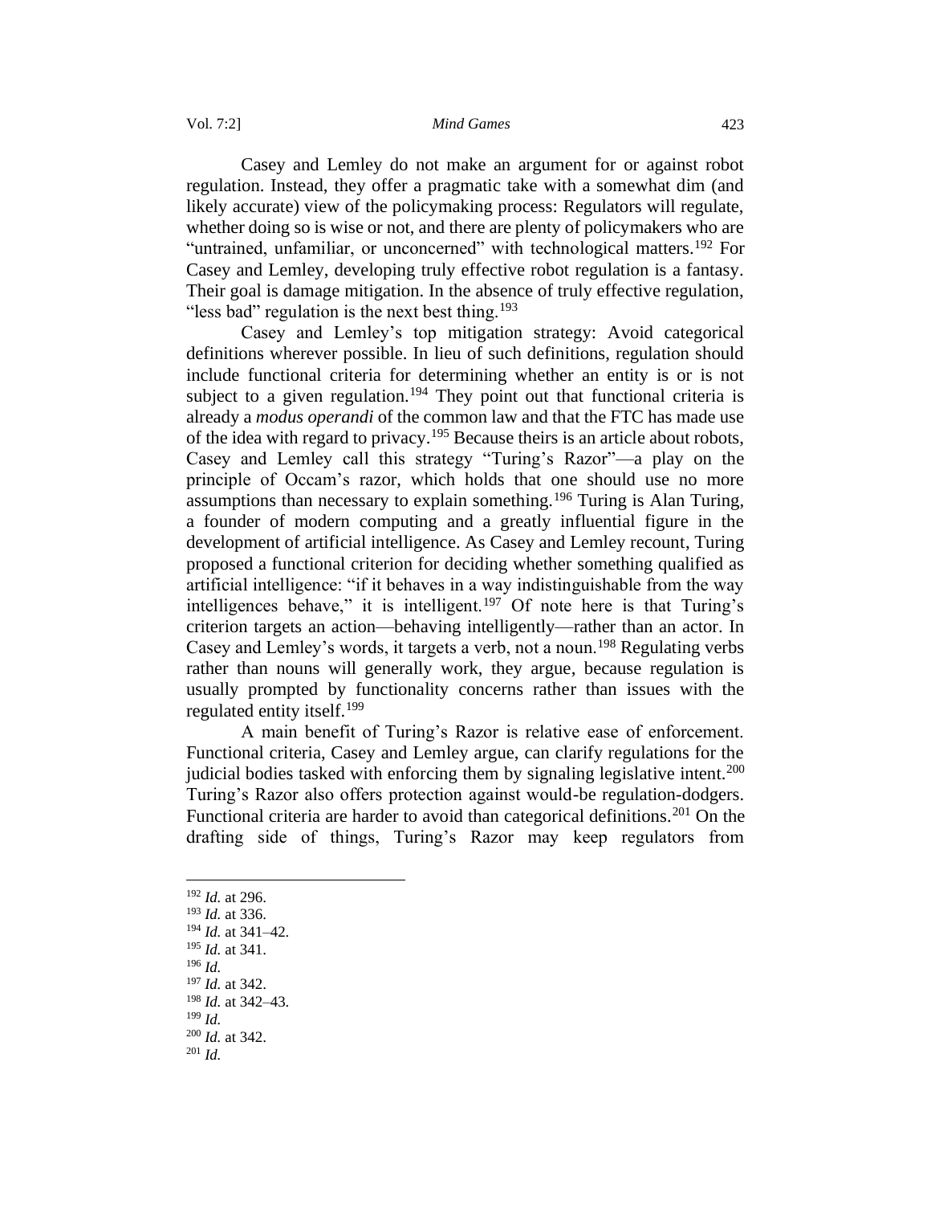Casey and Lemley do not make an argument for or against robot regulation. Instead, they offer a pragmatic take with a somewhat dim (and likely accurate) view of the policymaking process: Regulators will regulate, whether doing so is wise or not, and there are plenty of policymakers who are "untrained, unfamiliar, or unconcerned" with technological matters.[192] For Casey and Lemley, developing truly effective robot regulation is a fantasy. Their goal is damage mitigation. In the absence of truly effective regulation, "less bad" regulation is the next best thing.[193]

Casey and Lemley's top mitigation strategy: Avoid categorical definitions wherever possible. In lieu of such definitions, regulation should include functional criteria for determining whether an entity is or is not subject to a given regulation.[194] They point out that functional criteria is already a *modus operandi* of the common law and that the FTC has made use of the idea with regard to privacy.[195] Because theirs is an article about robots, Casey and Lemley call this strategy "Turing's Razor"—a play on the principle of Occam's razor, which holds that one should use no more assumptions than necessary to explain something.[196] Turing is Alan Turing, a founder of modern computing and a greatly influential figure in the development of artificial intelligence. As Casey and Lemley recount, Turing proposed a functional criterion for deciding whether something qualified as artificial intelligence: "if it behaves in a way indistinguishable from the way intelligences behave," it is intelligent.[197] Of note here is that Turing's criterion targets an action—behaving intelligently—rather than an actor. In Casey and Lemley's words, it targets a verb, not a noun.[198] Regulating verbs rather than nouns will generally work, they argue, because regulation is usually prompted by functionality concerns rather than issues with the regulated entity itself.[199]

A main benefit of Turing's Razor is relative ease of enforcement. Functional criteria, Casey and Lemley argue, can clarify regulations for the judicial bodies tasked with enforcing them by signaling legislative intent.[200] Turing's Razor also offers protection against would-be regulation-dodgers. Functional criteria are harder to avoid than categorical definitions.[201] On the drafting side of things, Turing's Razor may keep regulators from

---

[192] *Id.* at 296.
[193] *Id.* at 336.
[194] *Id.* at 341–42.
[195] *Id.* at 341.
[196] *Id.*
[197] *Id.* at 342.
[198] *Id.* at 342–43.
[199] *Id.*
[200] *Id.* at 342.
[201] *Id.*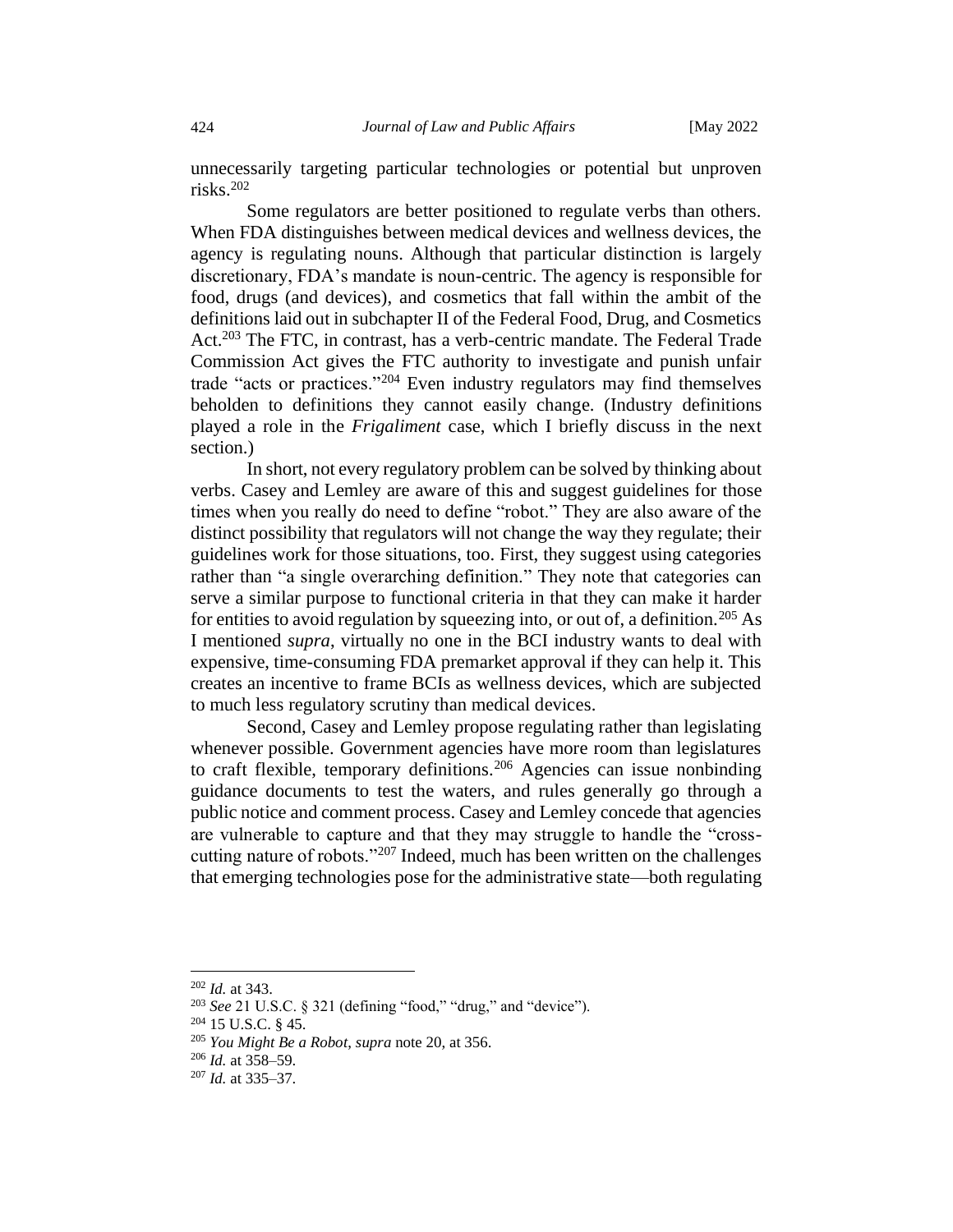unnecessarily targeting particular technologies or potential but unproven risks.[202]

Some regulators are better positioned to regulate verbs than others. When FDA distinguishes between medical devices and wellness devices, the agency is regulating nouns. Although that particular distinction is largely discretionary, FDA's mandate is noun-centric. The agency is responsible for food, drugs (and devices), and cosmetics that fall within the ambit of the definitions laid out in subchapter II of the Federal Food, Drug, and Cosmetics Act.[203] The FTC, in contrast, has a verb-centric mandate. The Federal Trade Commission Act gives the FTC authority to investigate and punish unfair trade "acts or practices."[204] Even industry regulators may find themselves beholden to definitions they cannot easily change. (Industry definitions played a role in the *Frigaliment* case, which I briefly discuss in the next section.)

In short, not every regulatory problem can be solved by thinking about verbs. Casey and Lemley are aware of this and suggest guidelines for those times when you really do need to define "robot." They are also aware of the distinct possibility that regulators will not change the way they regulate; their guidelines work for those situations, too. First, they suggest using categories rather than "a single overarching definition." They note that categories can serve a similar purpose to functional criteria in that they can make it harder for entities to avoid regulation by squeezing into, or out of, a definition.[205] As I mentioned *supra*, virtually no one in the BCI industry wants to deal with expensive, time-consuming FDA premarket approval if they can help it. This creates an incentive to frame BCIs as wellness devices, which are subjected to much less regulatory scrutiny than medical devices.

Second, Casey and Lemley propose regulating rather than legislating whenever possible. Government agencies have more room than legislatures to craft flexible, temporary definitions.[206] Agencies can issue nonbinding guidance documents to test the waters, and rules generally go through a public notice and comment process. Casey and Lemley concede that agencies are vulnerable to capture and that they may struggle to handle the "cross-cutting nature of robots."[207] Indeed, much has been written on the challenges that emerging technologies pose for the administrative state—both regulating

---

[202] *Id.* at 343.

[203] *See* 21 U.S.C. § 321 (defining "food," "drug," and "device").

[204] 15 U.S.C. § 45.

[205] *You Might Be a Robot*, *supra* note 20, at 356.

[206] *Id.* at 358–59.

[207] *Id.* at 335–37.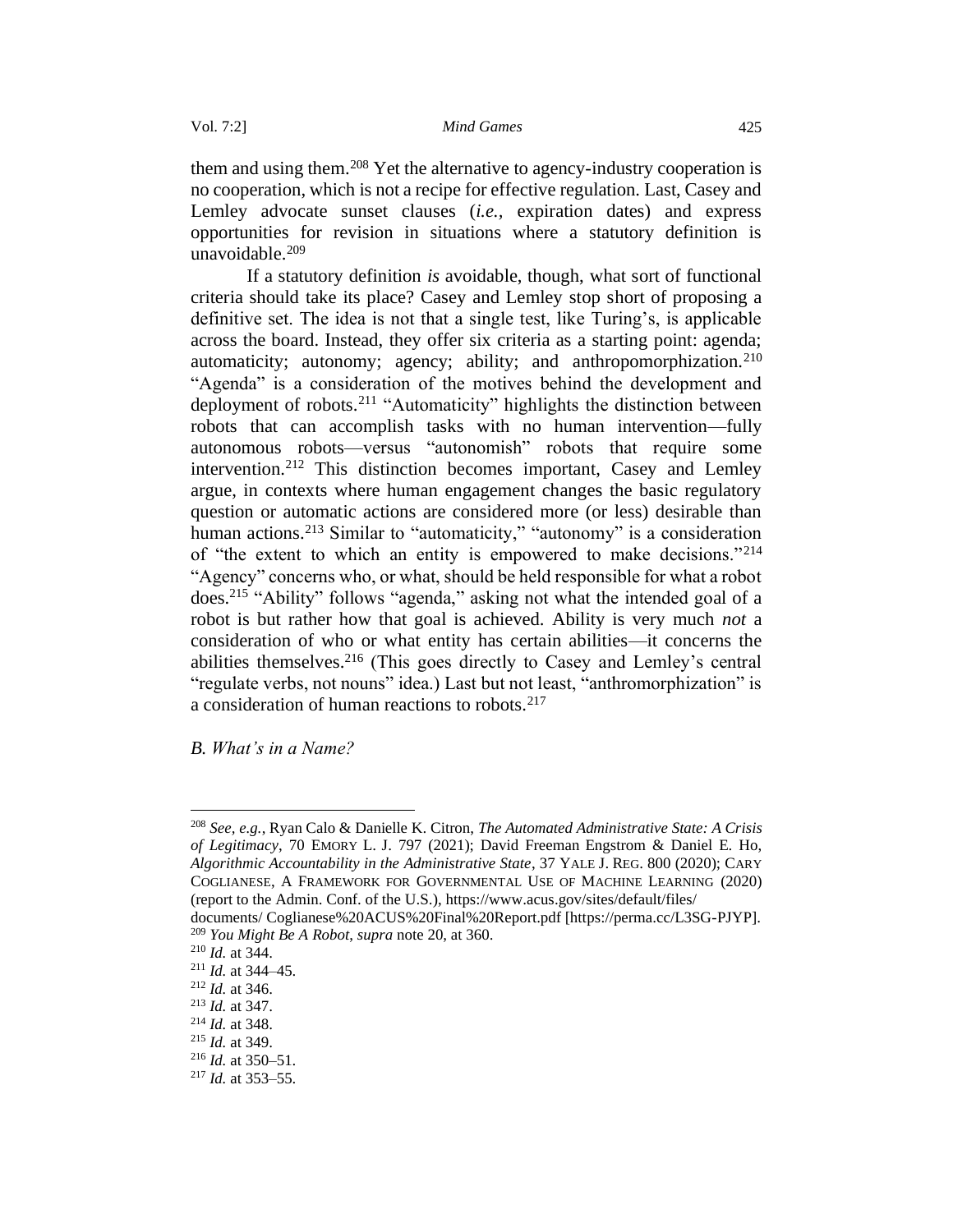them and using them.[208] Yet the alternative to agency-industry cooperation is no cooperation, which is not a recipe for effective regulation. Last, Casey and Lemley advocate sunset clauses (*i.e.*, expiration dates) and express opportunities for revision in situations where a statutory definition is unavoidable.[209]

If a statutory definition *is* avoidable, though, what sort of functional criteria should take its place? Casey and Lemley stop short of proposing a definitive set. The idea is not that a single test, like Turing's, is applicable across the board. Instead, they offer six criteria as a starting point: agenda; automaticity; autonomy; agency; ability; and anthropomorphization.[210] "Agenda" is a consideration of the motives behind the development and deployment of robots.[211] "Automaticity" highlights the distinction between robots that can accomplish tasks with no human intervention—fully autonomous robots—versus "autonomish" robots that require some intervention.[212] This distinction becomes important, Casey and Lemley argue, in contexts where human engagement changes the basic regulatory question or automatic actions are considered more (or less) desirable than human actions.[213] Similar to "automaticity," "autonomy" is a consideration of "the extent to which an entity is empowered to make decisions."[214] "Agency" concerns who, or what, should be held responsible for what a robot does.[215] "Ability" follows "agenda," asking not what the intended goal of a robot is but rather how that goal is achieved. Ability is very much *not* a consideration of who or what entity has certain abilities—it concerns the abilities themselves.[216] (This goes directly to Casey and Lemley's central "regulate verbs, not nouns" idea.) Last but not least, "anthromorphization" is a consideration of human reactions to robots.[217]

## *B. What's in a Name?*

---

[208] *See, e.g.*, Ryan Calo & Danielle K. Citron, *The Automated Administrative State: A Crisis of Legitimacy*, 70 EMORY L. J. 797 (2021); David Freeman Engstrom & Daniel E. Ho, *Algorithmic Accountability in the Administrative State*, 37 YALE J. REG. 800 (2020); CARY COGLIANESE, A FRAMEWORK FOR GOVERNMENTAL USE OF MACHINE LEARNING (2020) (report to the Admin. Conf. of the U.S.), https://www.acus.gov/sites/default/files/documents/ Coglianese%20ACUS%20Final%20Report.pdf [https://perma.cc/L3SG-PJYP].

[209] *You Might Be A Robot*, *supra* note 20, at 360.

[210] *Id.* at 344.

[211] *Id.* at 344–45.

[212] *Id.* at 346.

[213] *Id.* at 347.

[214] *Id.* at 348.

[215] *Id.* at 349.

[216] *Id.* at 350–51.

[217] *Id.* at 353–55.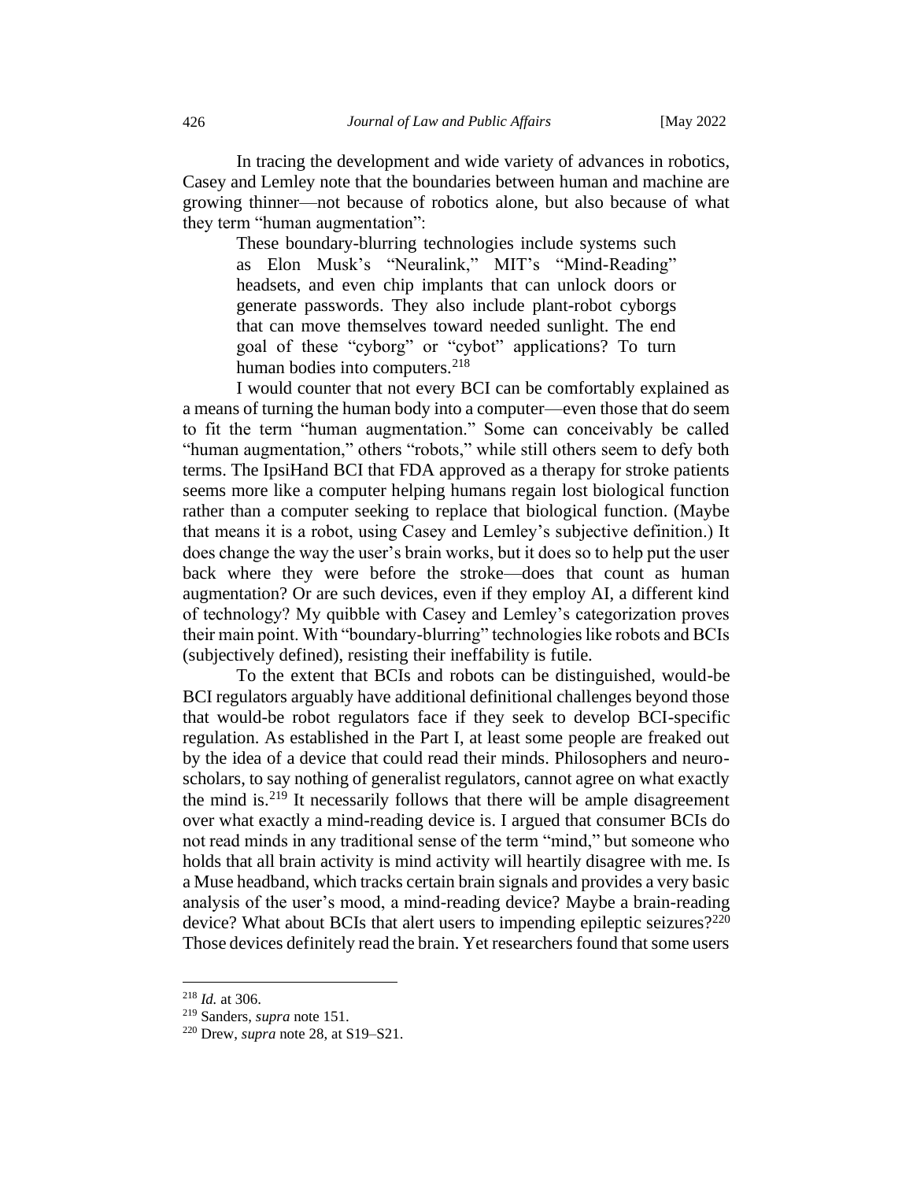In tracing the development and wide variety of advances in robotics, Casey and Lemley note that the boundaries between human and machine are growing thinner—not because of robotics alone, but also because of what they term "human augmentation":

> These boundary-blurring technologies include systems such as Elon Musk's "Neuralink," MIT's "Mind-Reading" headsets, and even chip implants that can unlock doors or generate passwords. They also include plant-robot cyborgs that can move themselves toward needed sunlight. The end goal of these "cyborg" or "cybot" applications? To turn human bodies into computers.[218]

I would counter that not every BCI can be comfortably explained as a means of turning the human body into a computer—even those that do seem to fit the term "human augmentation." Some can conceivably be called "human augmentation," others "robots," while still others seem to defy both terms. The IpsiHand BCI that FDA approved as a therapy for stroke patients seems more like a computer helping humans regain lost biological function rather than a computer seeking to replace that biological function. (Maybe that means it is a robot, using Casey and Lemley's subjective definition.) It does change the way the user's brain works, but it does so to help put the user back where they were before the stroke—does that count as human augmentation? Or are such devices, even if they employ AI, a different kind of technology? My quibble with Casey and Lemley's categorization proves their main point. With "boundary-blurring" technologies like robots and BCIs (subjectively defined), resisting their ineffability is futile.

To the extent that BCIs and robots can be distinguished, would-be BCI regulators arguably have additional definitional challenges beyond those that would-be robot regulators face if they seek to develop BCI-specific regulation. As established in the Part I, at least some people are freaked out by the idea of a device that could read their minds. Philosophers and neuro-scholars, to say nothing of generalist regulators, cannot agree on what exactly the mind is.[219] It necessarily follows that there will be ample disagreement over what exactly a mind-reading device is. I argued that consumer BCIs do not read minds in any traditional sense of the term "mind," but someone who holds that all brain activity is mind activity will heartily disagree with me. Is a Muse headband, which tracks certain brain signals and provides a very basic analysis of the user's mood, a mind-reading device? Maybe a brain-reading device? What about BCIs that alert users to impending epileptic seizures?[220] Those devices definitely read the brain. Yet researchers found that some users

---

[218] *Id.* at 306.

[219] Sanders, *supra* note 151.

[220] Drew, *supra* note 28, at S19–S21.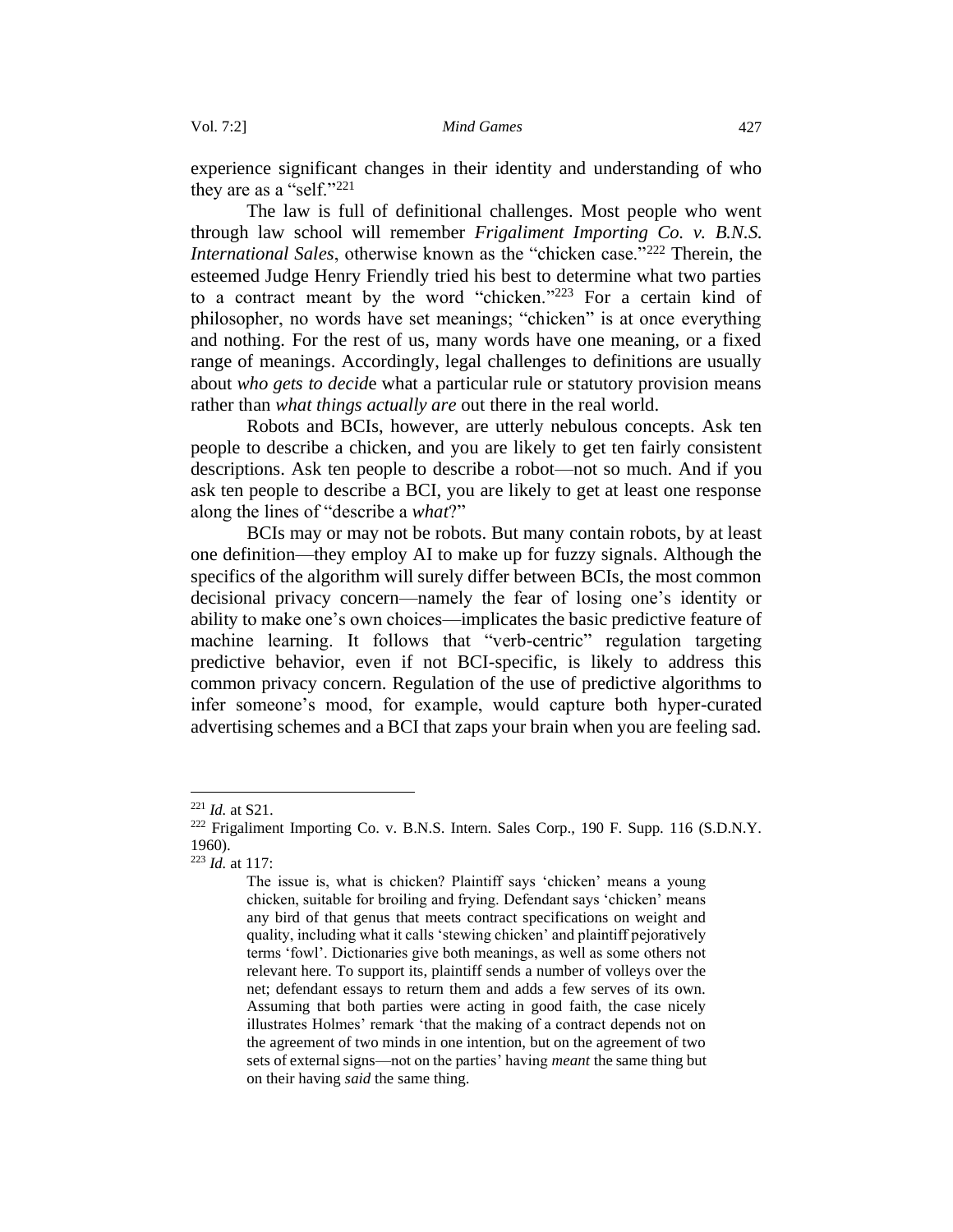experience significant changes in their identity and understanding of who they are as a "self."[221]

The law is full of definitional challenges. Most people who went through law school will remember *Frigaliment Importing Co. v. B.N.S. International Sales*, otherwise known as the "chicken case."[222] Therein, the esteemed Judge Henry Friendly tried his best to determine what two parties to a contract meant by the word "chicken."[223] For a certain kind of philosopher, no words have set meanings; "chicken" is at once everything and nothing. For the rest of us, many words have one meaning, or a fixed range of meanings. Accordingly, legal challenges to definitions are usually about *who gets to decide* what a particular rule or statutory provision means rather than *what things actually are* out there in the real world.

Robots and BCIs, however, are utterly nebulous concepts. Ask ten people to describe a chicken, and you are likely to get ten fairly consistent descriptions. Ask ten people to describe a robot—not so much. And if you ask ten people to describe a BCI, you are likely to get at least one response along the lines of "describe a *what*?"

BCIs may or may not be robots. But many contain robots, by at least one definition—they employ AI to make up for fuzzy signals. Although the specifics of the algorithm will surely differ between BCIs, the most common decisional privacy concern—namely the fear of losing one's identity or ability to make one's own choices—implicates the basic predictive feature of machine learning. It follows that "verb-centric" regulation targeting predictive behavior, even if not BCI-specific, is likely to address this common privacy concern. Regulation of the use of predictive algorithms to infer someone's mood, for example, would capture both hyper-curated advertising schemes and a BCI that zaps your brain when you are feeling sad.

---

[221] *Id.* at S21.

[222] Frigaliment Importing Co. v. B.N.S. Intern. Sales Corp., 190 F. Supp. 116 (S.D.N.Y. 1960).

[223] *Id.* at 117:

> The issue is, what is chicken? Plaintiff says 'chicken' means a young chicken, suitable for broiling and frying. Defendant says 'chicken' means any bird of that genus that meets contract specifications on weight and quality, including what it calls 'stewing chicken' and plaintiff pejoratively terms 'fowl'. Dictionaries give both meanings, as well as some others not relevant here. To support its, plaintiff sends a number of volleys over the net; defendant essays to return them and adds a few serves of its own. Assuming that both parties were acting in good faith, the case nicely illustrates Holmes' remark 'that the making of a contract depends not on the agreement of two minds in one intention, but on the agreement of two sets of external signs—not on the parties' having *meant* the same thing but on their having *said* the same thing.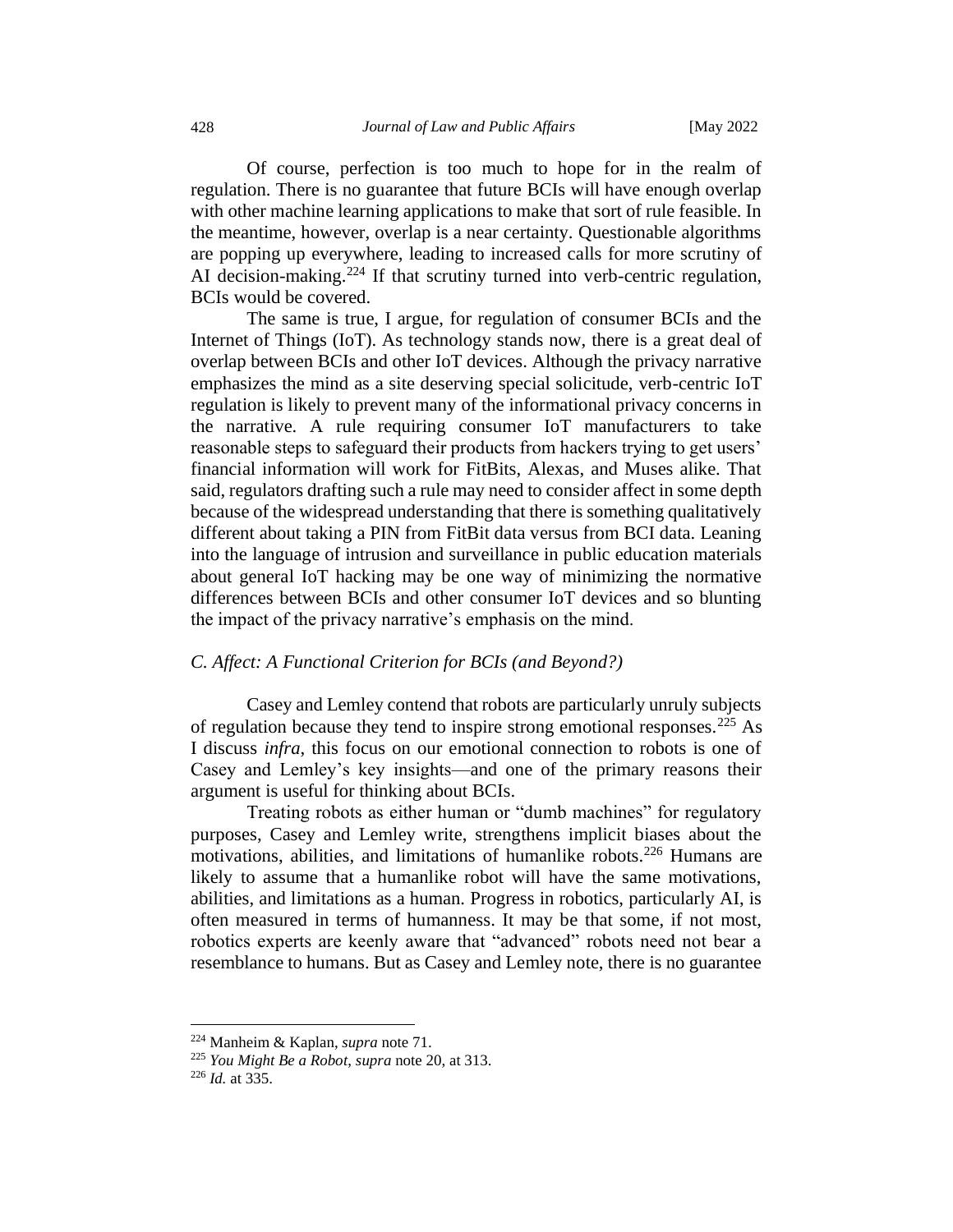Of course, perfection is too much to hope for in the realm of regulation. There is no guarantee that future BCIs will have enough overlap with other machine learning applications to make that sort of rule feasible. In the meantime, however, overlap is a near certainty. Questionable algorithms are popping up everywhere, leading to increased calls for more scrutiny of AI decision-making.[224] If that scrutiny turned into verb-centric regulation, BCIs would be covered.

The same is true, I argue, for regulation of consumer BCIs and the Internet of Things (IoT). As technology stands now, there is a great deal of overlap between BCIs and other IoT devices. Although the privacy narrative emphasizes the mind as a site deserving special solicitude, verb-centric IoT regulation is likely to prevent many of the informational privacy concerns in the narrative. A rule requiring consumer IoT manufacturers to take reasonable steps to safeguard their products from hackers trying to get users' financial information will work for FitBits, Alexas, and Muses alike. That said, regulators drafting such a rule may need to consider affect in some depth because of the widespread understanding that there is something qualitatively different about taking a PIN from FitBit data versus from BCI data. Leaning into the language of intrusion and surveillance in public education materials about general IoT hacking may be one way of minimizing the normative differences between BCIs and other consumer IoT devices and so blunting the impact of the privacy narrative's emphasis on the mind.

### *C. Affect: A Functional Criterion for BCIs (and Beyond?)*

Casey and Lemley contend that robots are particularly unruly subjects of regulation because they tend to inspire strong emotional responses.[225] As I discuss *infra*, this focus on our emotional connection to robots is one of Casey and Lemley's key insights—and one of the primary reasons their argument is useful for thinking about BCIs.

Treating robots as either human or "dumb machines" for regulatory purposes, Casey and Lemley write, strengthens implicit biases about the motivations, abilities, and limitations of humanlike robots.[226] Humans are likely to assume that a humanlike robot will have the same motivations, abilities, and limitations as a human. Progress in robotics, particularly AI, is often measured in terms of humanness. It may be that some, if not most, robotics experts are keenly aware that "advanced" robots need not bear a resemblance to humans. But as Casey and Lemley note, there is no guarantee

---

[224] Manheim & Kaplan, *supra* note 71.

[225] *You Might Be a Robot*, *supra* note 20, at 313.

[226] *Id.* at 335.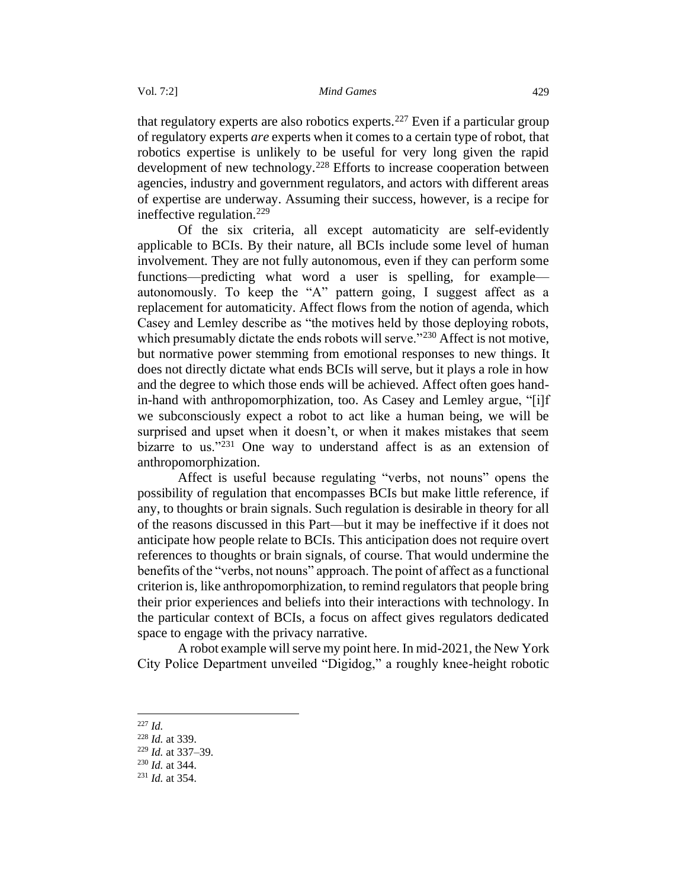that regulatory experts are also robotics experts.[227] Even if a particular group of regulatory experts *are* experts when it comes to a certain type of robot, that robotics expertise is unlikely to be useful for very long given the rapid development of new technology.[228] Efforts to increase cooperation between agencies, industry and government regulators, and actors with different areas of expertise are underway. Assuming their success, however, is a recipe for ineffective regulation.[229]

Of the six criteria, all except automaticity are self-evidently applicable to BCIs. By their nature, all BCIs include some level of human involvement. They are not fully autonomous, even if they can perform some functions—predicting what word a user is spelling, for example—autonomously. To keep the "A" pattern going, I suggest affect as a replacement for automaticity. Affect flows from the notion of agenda, which Casey and Lemley describe as "the motives held by those deploying robots, which presumably dictate the ends robots will serve."[230] Affect is not motive, but normative power stemming from emotional responses to new things. It does not directly dictate what ends BCIs will serve, but it plays a role in how and the degree to which those ends will be achieved. Affect often goes hand-in-hand with anthropomorphization, too. As Casey and Lemley argue, "[i]f we subconsciously expect a robot to act like a human being, we will be surprised and upset when it doesn't, or when it makes mistakes that seem bizarre to us."[231] One way to understand affect is as an extension of anthropomorphization.

Affect is useful because regulating "verbs, not nouns" opens the possibility of regulation that encompasses BCIs but make little reference, if any, to thoughts or brain signals. Such regulation is desirable in theory for all of the reasons discussed in this Part—but it may be ineffective if it does not anticipate how people relate to BCIs. This anticipation does not require overt references to thoughts or brain signals, of course. That would undermine the benefits of the "verbs, not nouns" approach. The point of affect as a functional criterion is, like anthropomorphization, to remind regulators that people bring their prior experiences and beliefs into their interactions with technology. In the particular context of BCIs, a focus on affect gives regulators dedicated space to engage with the privacy narrative.

A robot example will serve my point here. In mid-2021, the New York City Police Department unveiled "Digidog," a roughly knee-height robotic

---

[227] *Id.*

[228] *Id.* at 339.

[229] *Id.* at 337–39.

[230] *Id.* at 344.

[231] *Id.* at 354.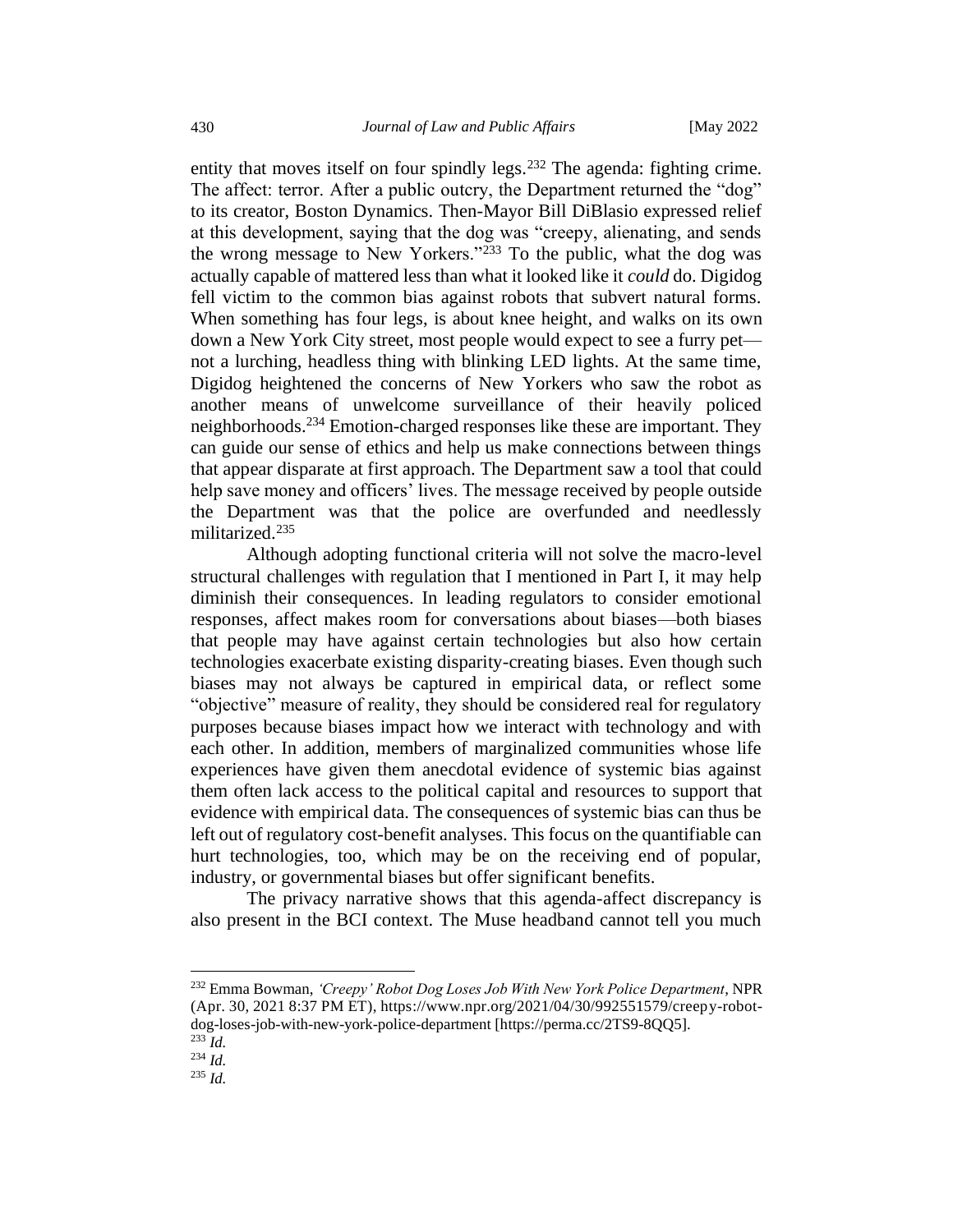entity that moves itself on four spindly legs.[232] The agenda: fighting crime. The affect: terror. After a public outcry, the Department returned the "dog" to its creator, Boston Dynamics. Then-Mayor Bill DiBlasio expressed relief at this development, saying that the dog was "creepy, alienating, and sends the wrong message to New Yorkers."[233] To the public, what the dog was actually capable of mattered less than what it looked like it *could* do. Digidog fell victim to the common bias against robots that subvert natural forms. When something has four legs, is about knee height, and walks on its own down a New York City street, most people would expect to see a furry pet—not a lurching, headless thing with blinking LED lights. At the same time, Digidog heightened the concerns of New Yorkers who saw the robot as another means of unwelcome surveillance of their heavily policed neighborhoods.[234] Emotion-charged responses like these are important. They can guide our sense of ethics and help us make connections between things that appear disparate at first approach. The Department saw a tool that could help save money and officers' lives. The message received by people outside the Department was that the police are overfunded and needlessly militarized.[235]

Although adopting functional criteria will not solve the macro-level structural challenges with regulation that I mentioned in Part I, it may help diminish their consequences. In leading regulators to consider emotional responses, affect makes room for conversations about biases—both biases that people may have against certain technologies but also how certain technologies exacerbate existing disparity-creating biases. Even though such biases may not always be captured in empirical data, or reflect some "objective" measure of reality, they should be considered real for regulatory purposes because biases impact how we interact with technology and with each other. In addition, members of marginalized communities whose life experiences have given them anecdotal evidence of systemic bias against them often lack access to the political capital and resources to support that evidence with empirical data. The consequences of systemic bias can thus be left out of regulatory cost-benefit analyses. This focus on the quantifiable can hurt technologies, too, which may be on the receiving end of popular, industry, or governmental biases but offer significant benefits.

The privacy narrative shows that this agenda-affect discrepancy is also present in the BCI context. The Muse headband cannot tell you much

---

[232] Emma Bowman, *'Creepy' Robot Dog Loses Job With New York Police Department*, NPR (Apr. 30, 2021 8:37 PM ET), https://www.npr.org/2021/04/30/992551579/creepy-robot-dog-loses-job-with-new-york-police-department [https://perma.cc/2TS9-8QQ5].

[233] *Id.*

[234] *Id.*

[235] *Id.*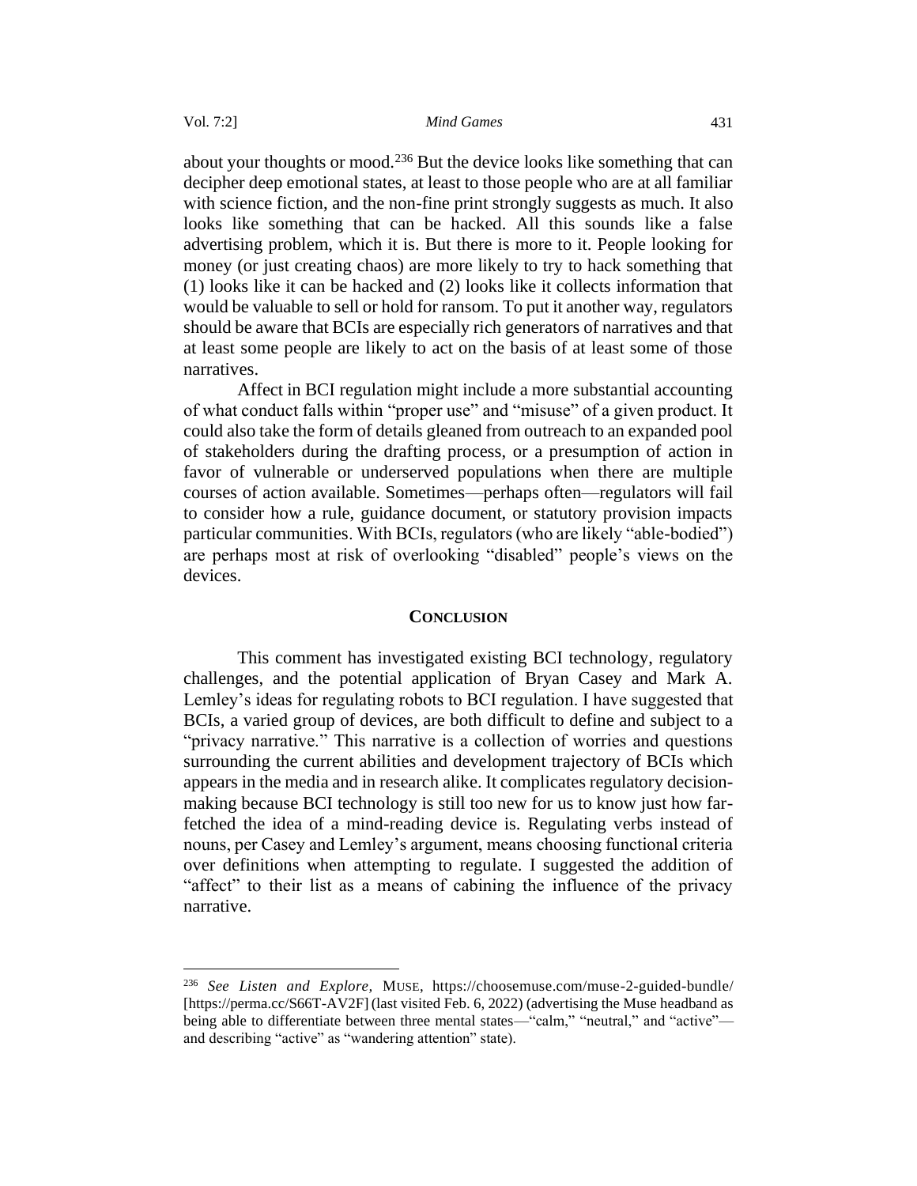about your thoughts or mood.[236] But the device looks like something that can decipher deep emotional states, at least to those people who are at all familiar with science fiction, and the non-fine print strongly suggests as much. It also looks like something that can be hacked. All this sounds like a false advertising problem, which it is. But there is more to it. People looking for money (or just creating chaos) are more likely to try to hack something that (1) looks like it can be hacked and (2) looks like it collects information that would be valuable to sell or hold for ransom. To put it another way, regulators should be aware that BCIs are especially rich generators of narratives and that at least some people are likely to act on the basis of at least some of those narratives.

Affect in BCI regulation might include a more substantial accounting of what conduct falls within "proper use" and "misuse" of a given product. It could also take the form of details gleaned from outreach to an expanded pool of stakeholders during the drafting process, or a presumption of action in favor of vulnerable or underserved populations when there are multiple courses of action available. Sometimes—perhaps often—regulators will fail to consider how a rule, guidance document, or statutory provision impacts particular communities. With BCIs, regulators (who are likely "able-bodied") are perhaps most at risk of overlooking "disabled" people's views on the devices.

## CONCLUSION

This comment has investigated existing BCI technology, regulatory challenges, and the potential application of Bryan Casey and Mark A. Lemley's ideas for regulating robots to BCI regulation. I have suggested that BCIs, a varied group of devices, are both difficult to define and subject to a "privacy narrative." This narrative is a collection of worries and questions surrounding the current abilities and development trajectory of BCIs which appears in the media and in research alike. It complicates regulatory decision-making because BCI technology is still too new for us to know just how far-fetched the idea of a mind-reading device is. Regulating verbs instead of nouns, per Casey and Lemley's argument, means choosing functional criteria over definitions when attempting to regulate. I suggested the addition of "affect" to their list as a means of cabining the influence of the privacy narrative.

---

[236] *See Listen and Explore,* MUSE, https://choosemuse.com/muse-2-guided-bundle/ [https://perma.cc/S66T-AV2F] (last visited Feb. 6, 2022) (advertising the Muse headband as being able to differentiate between three mental states—"calm," "neutral," and "active"—and describing "active" as "wandering attention" state).